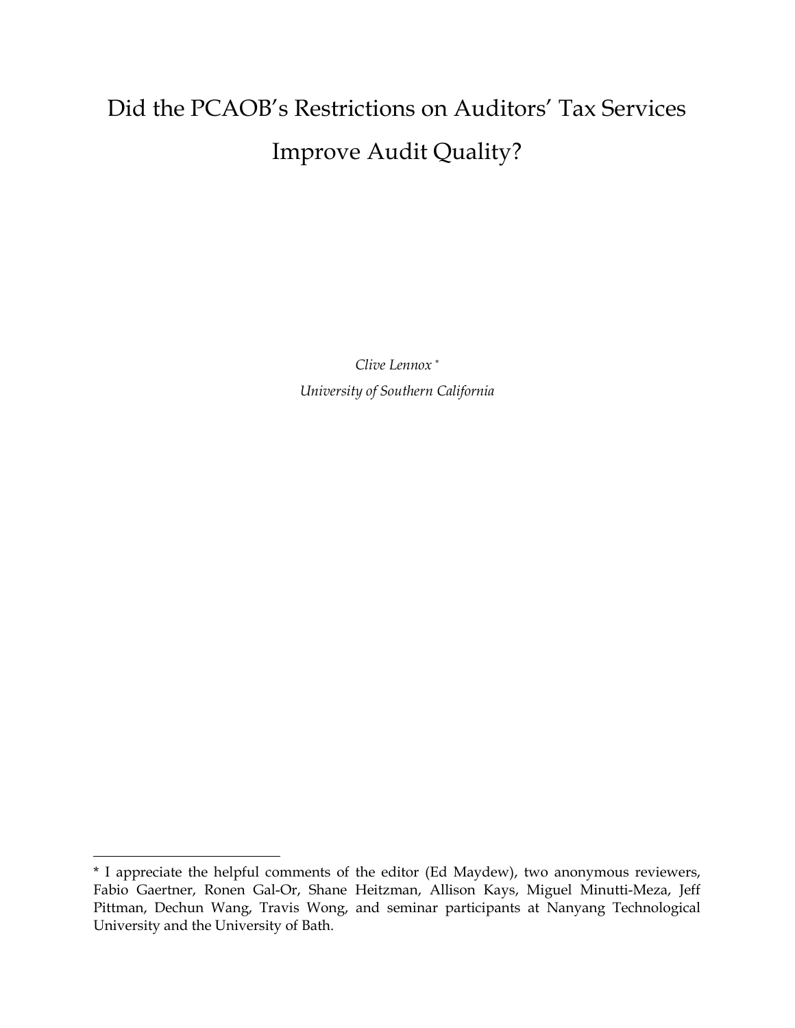# Did the PCAOB's Restrictions on Auditors' Tax Services Improve Audit Quality?

*Clive Lennox* [*]

*University of Southern California*

---

[*] I appreciate the helpful comments of the editor (Ed Maydew), two anonymous reviewers, Fabio Gaertner, Ronen Gal-Or, Shane Heitzman, Allison Kays, Miguel Minutti-Meza, Jeff Pittman, Dechun Wang, Travis Wong, and seminar participants at Nanyang Technological University and the University of Bath.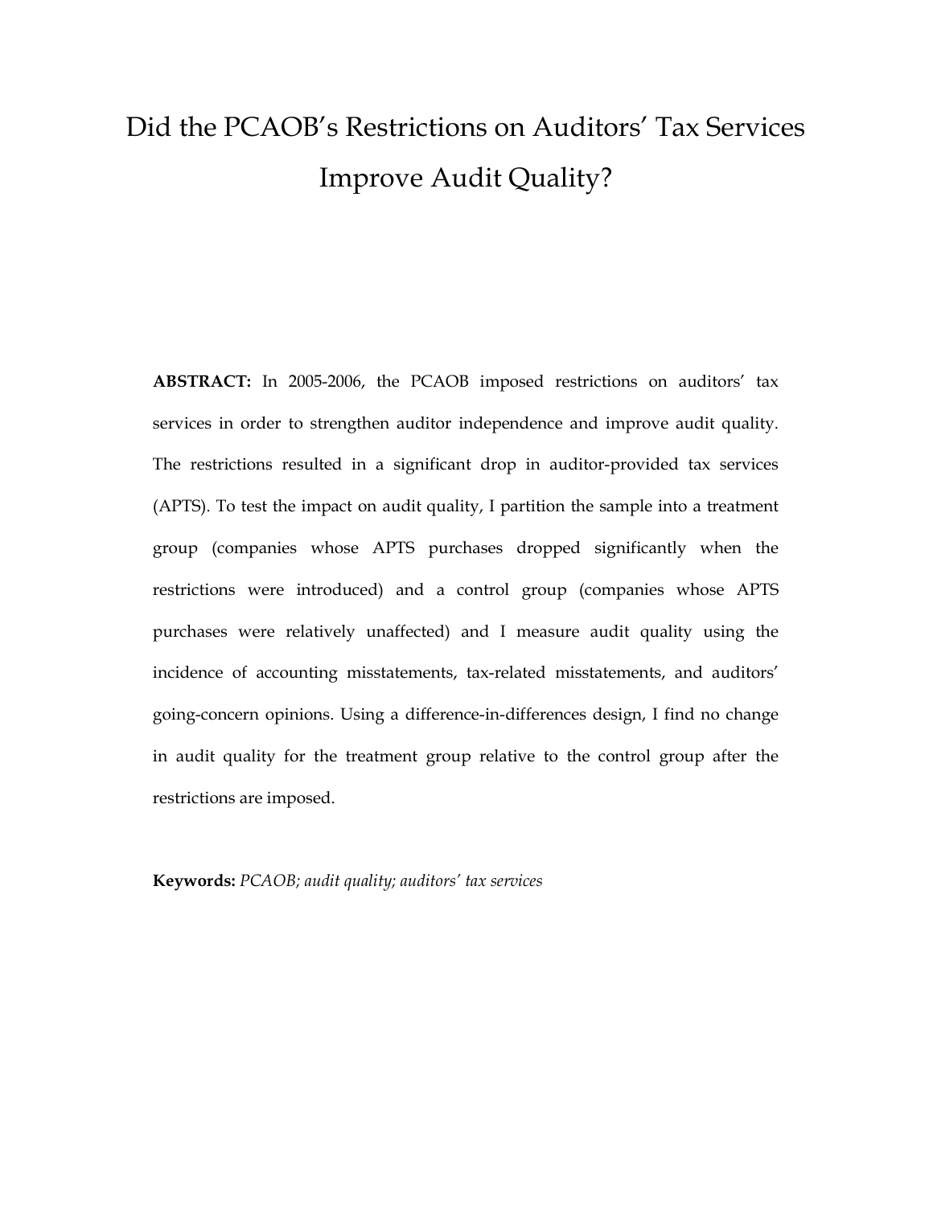# Did the PCAOB's Restrictions on Auditors' Tax Services Improve Audit Quality?

**ABSTRACT:** In 2005-2006, the PCAOB imposed restrictions on auditors' tax services in order to strengthen auditor independence and improve audit quality. The restrictions resulted in a significant drop in auditor-provided tax services (APTS). To test the impact on audit quality, I partition the sample into a treatment group (companies whose APTS purchases dropped significantly when the restrictions were introduced) and a control group (companies whose APTS purchases were relatively unaffected) and I measure audit quality using the incidence of accounting misstatements, tax-related misstatements, and auditors' going-concern opinions. Using a difference-in-differences design, I find no change in audit quality for the treatment group relative to the control group after the restrictions are imposed.

**Keywords:** *PCAOB; audit quality; auditors' tax services*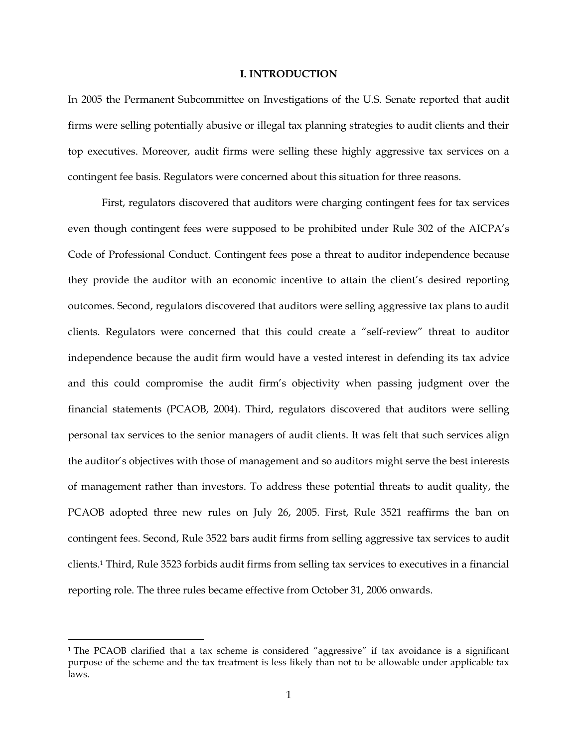# I. INTRODUCTION

In 2005 the Permanent Subcommittee on Investigations of the U.S. Senate reported that audit firms were selling potentially abusive or illegal tax planning strategies to audit clients and their top executives. Moreover, audit firms were selling these highly aggressive tax services on a contingent fee basis. Regulators were concerned about this situation for three reasons.

First, regulators discovered that auditors were charging contingent fees for tax services even though contingent fees were supposed to be prohibited under Rule 302 of the AICPA's Code of Professional Conduct. Contingent fees pose a threat to auditor independence because they provide the auditor with an economic incentive to attain the client's desired reporting outcomes. Second, regulators discovered that auditors were selling aggressive tax plans to audit clients. Regulators were concerned that this could create a "self-review" threat to auditor independence because the audit firm would have a vested interest in defending its tax advice and this could compromise the audit firm's objectivity when passing judgment over the financial statements (PCAOB, 2004). Third, regulators discovered that auditors were selling personal tax services to the senior managers of audit clients. It was felt that such services align the auditor's objectives with those of management and so auditors might serve the best interests of management rather than investors. To address these potential threats to audit quality, the PCAOB adopted three new rules on July 26, 2005. First, Rule 3521 reaffirms the ban on contingent fees. Second, Rule 3522 bars audit firms from selling aggressive tax services to audit clients.[1] Third, Rule 3523 forbids audit firms from selling tax services to executives in a financial reporting role. The three rules became effective from October 31, 2006 onwards.

---

[1] The PCAOB clarified that a tax scheme is considered "aggressive" if tax avoidance is a significant purpose of the scheme and the tax treatment is less likely than not to be allowable under applicable tax laws.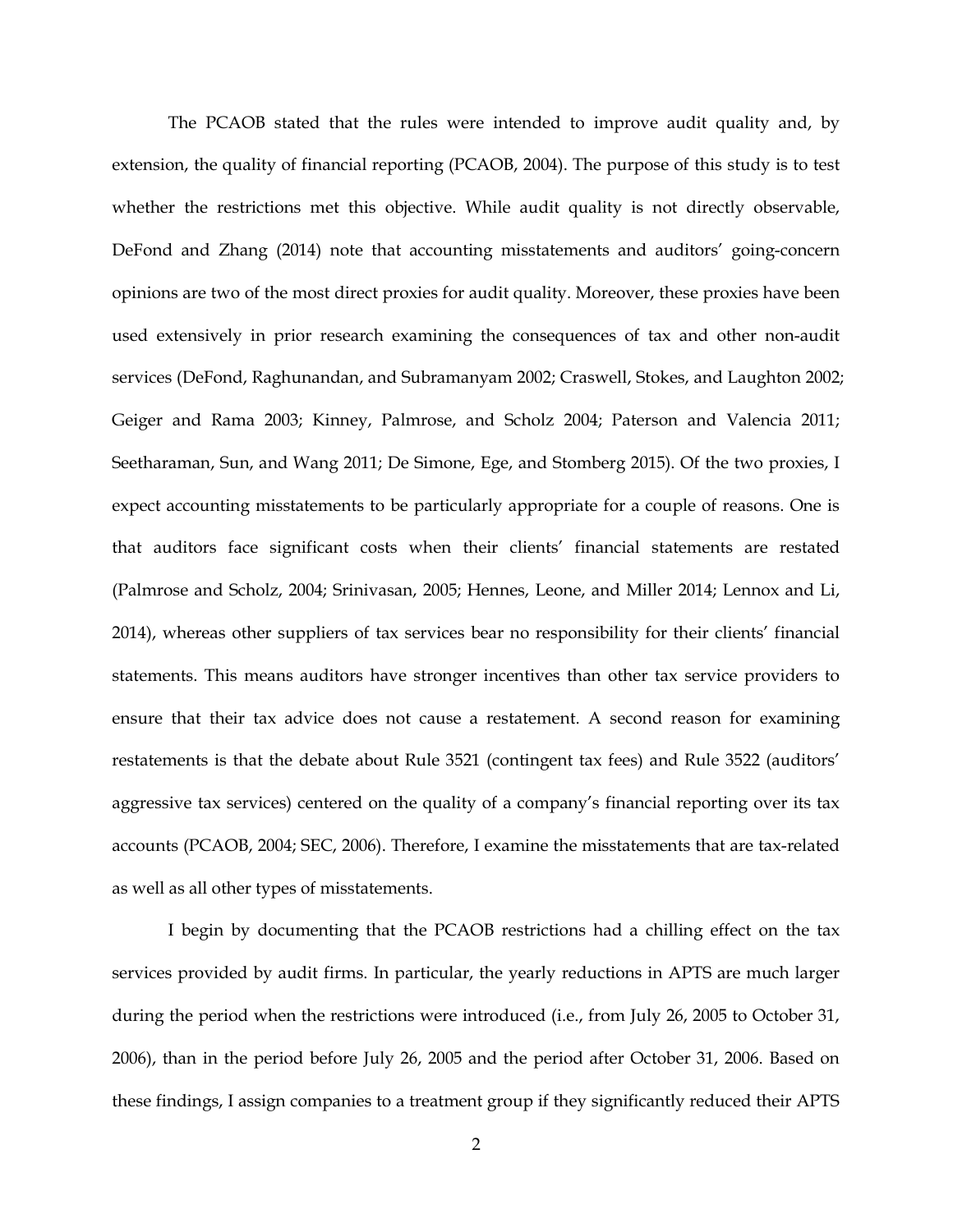The PCAOB stated that the rules were intended to improve audit quality and, by extension, the quality of financial reporting (PCAOB, 2004). The purpose of this study is to test whether the restrictions met this objective. While audit quality is not directly observable, DeFond and Zhang (2014) note that accounting misstatements and auditors' going-concern opinions are two of the most direct proxies for audit quality. Moreover, these proxies have been used extensively in prior research examining the consequences of tax and other non-audit services (DeFond, Raghunandan, and Subramanyam 2002; Craswell, Stokes, and Laughton 2002; Geiger and Rama 2003; Kinney, Palmrose, and Scholz 2004; Paterson and Valencia 2011; Seetharaman, Sun, and Wang 2011; De Simone, Ege, and Stomberg 2015). Of the two proxies, I expect accounting misstatements to be particularly appropriate for a couple of reasons. One is that auditors face significant costs when their clients' financial statements are restated (Palmrose and Scholz, 2004; Srinivasan, 2005; Hennes, Leone, and Miller 2014; Lennox and Li, 2014), whereas other suppliers of tax services bear no responsibility for their clients' financial statements. This means auditors have stronger incentives than other tax service providers to ensure that their tax advice does not cause a restatement. A second reason for examining restatements is that the debate about Rule 3521 (contingent tax fees) and Rule 3522 (auditors' aggressive tax services) centered on the quality of a company's financial reporting over its tax accounts (PCAOB, 2004; SEC, 2006). Therefore, I examine the misstatements that are tax-related as well as all other types of misstatements.

I begin by documenting that the PCAOB restrictions had a chilling effect on the tax services provided by audit firms. In particular, the yearly reductions in APTS are much larger during the period when the restrictions were introduced (i.e., from July 26, 2005 to October 31, 2006), than in the period before July 26, 2005 and the period after October 31, 2006. Based on these findings, I assign companies to a treatment group if they significantly reduced their APTS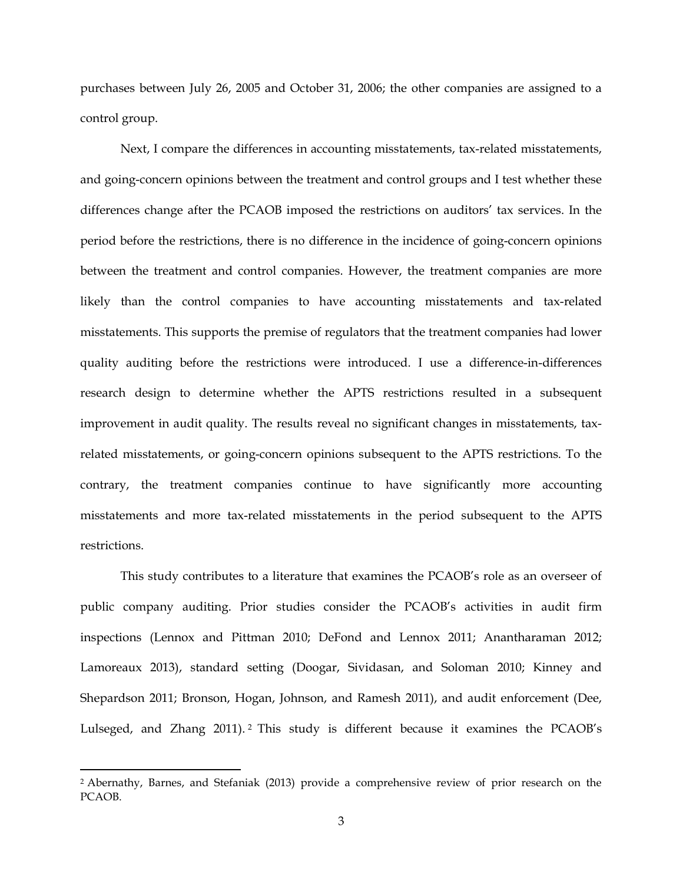purchases between July 26, 2005 and October 31, 2006; the other companies are assigned to a control group.

Next, I compare the differences in accounting misstatements, tax-related misstatements, and going-concern opinions between the treatment and control groups and I test whether these differences change after the PCAOB imposed the restrictions on auditors' tax services. In the period before the restrictions, there is no difference in the incidence of going-concern opinions between the treatment and control companies. However, the treatment companies are more likely than the control companies to have accounting misstatements and tax-related misstatements. This supports the premise of regulators that the treatment companies had lower quality auditing before the restrictions were introduced. I use a difference-in-differences research design to determine whether the APTS restrictions resulted in a subsequent improvement in audit quality. The results reveal no significant changes in misstatements, tax-related misstatements, or going-concern opinions subsequent to the APTS restrictions. To the contrary, the treatment companies continue to have significantly more accounting misstatements and more tax-related misstatements in the period subsequent to the APTS restrictions.

This study contributes to a literature that examines the PCAOB's role as an overseer of public company auditing. Prior studies consider the PCAOB's activities in audit firm inspections (Lennox and Pittman 2010; DeFond and Lennox 2011; Anantharaman 2012; Lamoreaux 2013), standard setting (Doogar, Sividasan, and Soloman 2010; Kinney and Shepardson 2011; Bronson, Hogan, Johnson, and Ramesh 2011), and audit enforcement (Dee, Lulseged, and Zhang 2011).[2] This study is different because it examines the PCAOB's

[2] Abernathy, Barnes, and Stefaniak (2013) provide a comprehensive review of prior research on the PCAOB.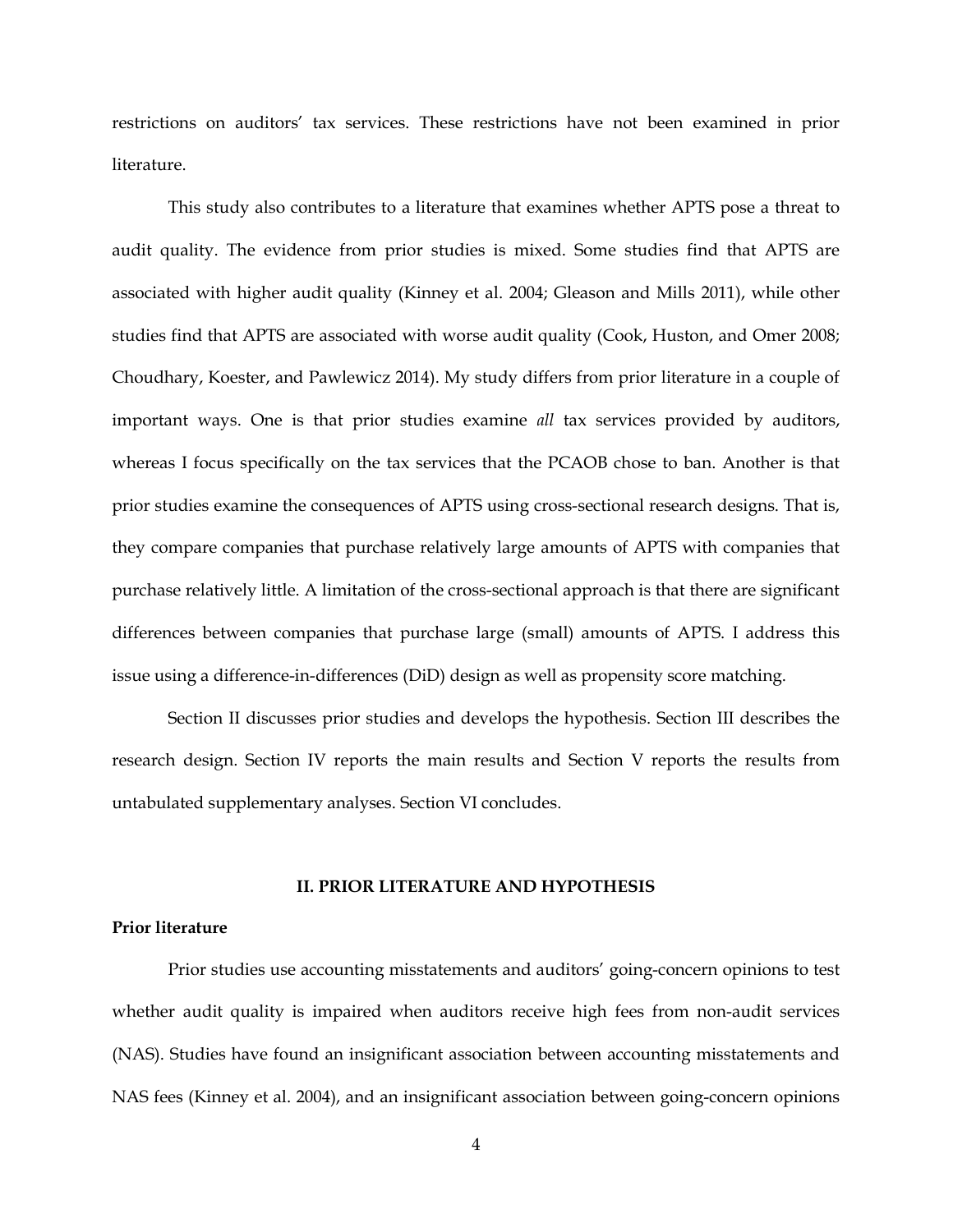restrictions on auditors' tax services. These restrictions have not been examined in prior literature.

This study also contributes to a literature that examines whether APTS pose a threat to audit quality. The evidence from prior studies is mixed. Some studies find that APTS are associated with higher audit quality (Kinney et al. 2004; Gleason and Mills 2011), while other studies find that APTS are associated with worse audit quality (Cook, Huston, and Omer 2008; Choudhary, Koester, and Pawlewicz 2014). My study differs from prior literature in a couple of important ways. One is that prior studies examine *all* tax services provided by auditors, whereas I focus specifically on the tax services that the PCAOB chose to ban. Another is that prior studies examine the consequences of APTS using cross-sectional research designs. That is, they compare companies that purchase relatively large amounts of APTS with companies that purchase relatively little. A limitation of the cross-sectional approach is that there are significant differences between companies that purchase large (small) amounts of APTS. I address this issue using a difference-in-differences (DiD) design as well as propensity score matching.

Section II discusses prior studies and develops the hypothesis. Section III describes the research design. Section IV reports the main results and Section V reports the results from untabulated supplementary analyses. Section VI concludes.

## II. PRIOR LITERATURE AND HYPOTHESIS

### Prior literature

Prior studies use accounting misstatements and auditors' going-concern opinions to test whether audit quality is impaired when auditors receive high fees from non-audit services (NAS). Studies have found an insignificant association between accounting misstatements and NAS fees (Kinney et al. 2004), and an insignificant association between going-concern opinions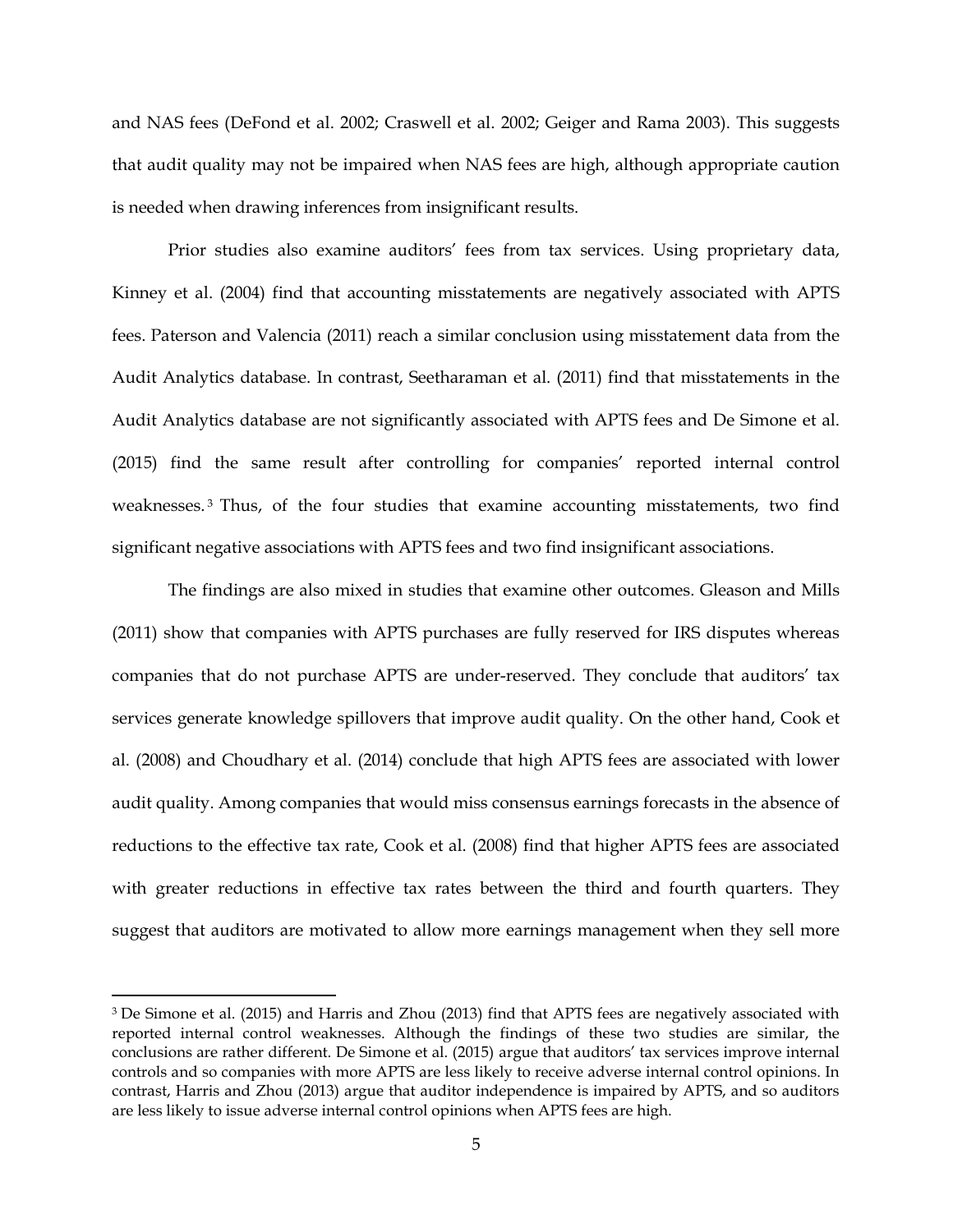and NAS fees (DeFond et al. 2002; Craswell et al. 2002; Geiger and Rama 2003). This suggests that audit quality may not be impaired when NAS fees are high, although appropriate caution is needed when drawing inferences from insignificant results.

Prior studies also examine auditors' fees from tax services. Using proprietary data, Kinney et al. (2004) find that accounting misstatements are negatively associated with APTS fees. Paterson and Valencia (2011) reach a similar conclusion using misstatement data from the Audit Analytics database. In contrast, Seetharaman et al. (2011) find that misstatements in the Audit Analytics database are not significantly associated with APTS fees and De Simone et al. (2015) find the same result after controlling for companies' reported internal control weaknesses.[3] Thus, of the four studies that examine accounting misstatements, two find significant negative associations with APTS fees and two find insignificant associations.

The findings are also mixed in studies that examine other outcomes. Gleason and Mills (2011) show that companies with APTS purchases are fully reserved for IRS disputes whereas companies that do not purchase APTS are under-reserved. They conclude that auditors' tax services generate knowledge spillovers that improve audit quality. On the other hand, Cook et al. (2008) and Choudhary et al. (2014) conclude that high APTS fees are associated with lower audit quality. Among companies that would miss consensus earnings forecasts in the absence of reductions to the effective tax rate, Cook et al. (2008) find that higher APTS fees are associated with greater reductions in effective tax rates between the third and fourth quarters. They suggest that auditors are motivated to allow more earnings management when they sell more

[3] De Simone et al. (2015) and Harris and Zhou (2013) find that APTS fees are negatively associated with reported internal control weaknesses. Although the findings of these two studies are similar, the conclusions are rather different. De Simone et al. (2015) argue that auditors' tax services improve internal controls and so companies with more APTS are less likely to receive adverse internal control opinions. In contrast, Harris and Zhou (2013) argue that auditor independence is impaired by APTS, and so auditors are less likely to issue adverse internal control opinions when APTS fees are high.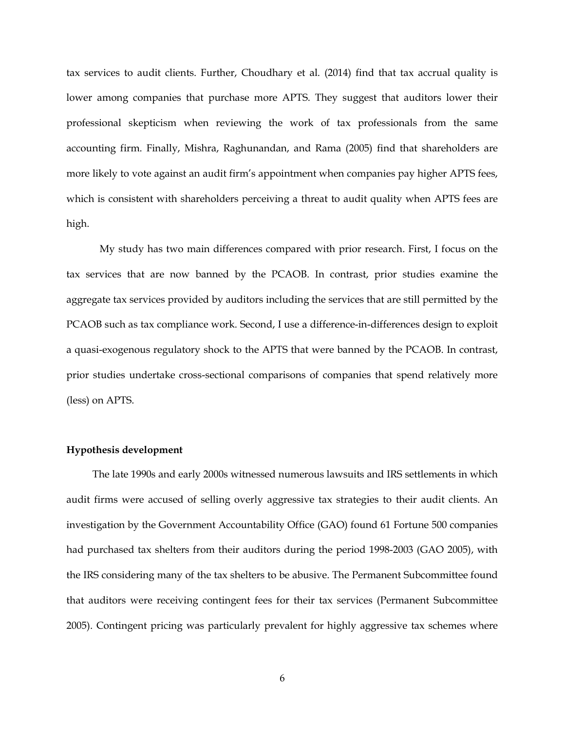tax services to audit clients. Further, Choudhary et al. (2014) find that tax accrual quality is lower among companies that purchase more APTS. They suggest that auditors lower their professional skepticism when reviewing the work of tax professionals from the same accounting firm. Finally, Mishra, Raghunandan, and Rama (2005) find that shareholders are more likely to vote against an audit firm's appointment when companies pay higher APTS fees, which is consistent with shareholders perceiving a threat to audit quality when APTS fees are high.

My study has two main differences compared with prior research. First, I focus on the tax services that are now banned by the PCAOB. In contrast, prior studies examine the aggregate tax services provided by auditors including the services that are still permitted by the PCAOB such as tax compliance work. Second, I use a difference-in-differences design to exploit a quasi-exogenous regulatory shock to the APTS that were banned by the PCAOB. In contrast, prior studies undertake cross-sectional comparisons of companies that spend relatively more (less) on APTS.

**Hypothesis development**

The late 1990s and early 2000s witnessed numerous lawsuits and IRS settlements in which audit firms were accused of selling overly aggressive tax strategies to their audit clients. An investigation by the Government Accountability Office (GAO) found 61 Fortune 500 companies had purchased tax shelters from their auditors during the period 1998-2003 (GAO 2005), with the IRS considering many of the tax shelters to be abusive. The Permanent Subcommittee found that auditors were receiving contingent fees for their tax services (Permanent Subcommittee 2005). Contingent pricing was particularly prevalent for highly aggressive tax schemes where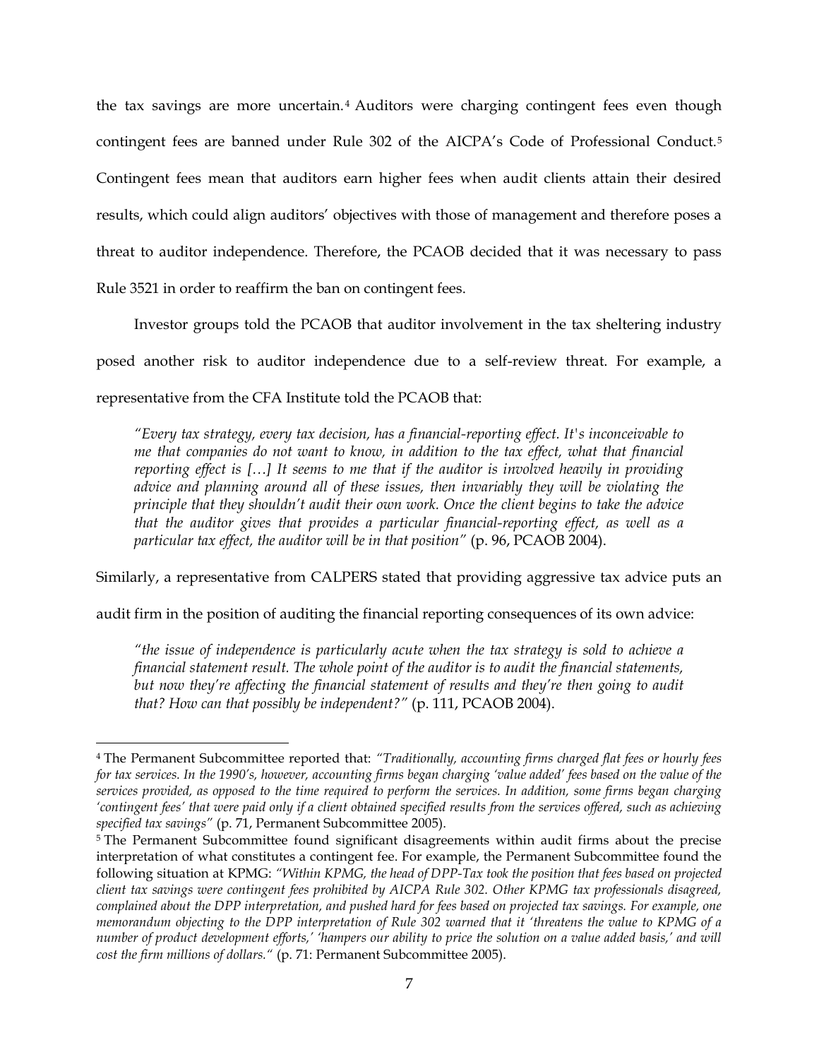the tax savings are more uncertain.[4] Auditors were charging contingent fees even though contingent fees are banned under Rule 302 of the AICPA's Code of Professional Conduct.[5] Contingent fees mean that auditors earn higher fees when audit clients attain their desired results, which could align auditors' objectives with those of management and therefore poses a threat to auditor independence. Therefore, the PCAOB decided that it was necessary to pass Rule 3521 in order to reaffirm the ban on contingent fees.

Investor groups told the PCAOB that auditor involvement in the tax sheltering industry posed another risk to auditor independence due to a self-review threat. For example, a representative from the CFA Institute told the PCAOB that:

> *"Every tax strategy, every tax decision, has a financial-reporting effect. It's inconceivable to me that companies do not want to know, in addition to the tax effect, what that financial reporting effect is […] It seems to me that if the auditor is involved heavily in providing advice and planning around all of these issues, then invariably they will be violating the principle that they shouldn't audit their own work. Once the client begins to take the advice that the auditor gives that provides a particular financial-reporting effect, as well as a particular tax effect, the auditor will be in that position"* (p. 96, PCAOB 2004).

Similarly, a representative from CALPERS stated that providing aggressive tax advice puts an audit firm in the position of auditing the financial reporting consequences of its own advice:

> *"the issue of independence is particularly acute when the tax strategy is sold to achieve a financial statement result. The whole point of the auditor is to audit the financial statements, but now they're affecting the financial statement of results and they're then going to audit that? How can that possibly be independent?"* (p. 111, PCAOB 2004).

---

[4] The Permanent Subcommittee reported that: *"Traditionally, accounting firms charged flat fees or hourly fees for tax services. In the 1990's, however, accounting firms began charging 'value added' fees based on the value of the services provided, as opposed to the time required to perform the services. In addition, some firms began charging 'contingent fees' that were paid only if a client obtained specified results from the services offered, such as achieving specified tax savings"* (p. 71, Permanent Subcommittee 2005).

[5] The Permanent Subcommittee found significant disagreements within audit firms about the precise interpretation of what constitutes a contingent fee. For example, the Permanent Subcommittee found the following situation at KPMG: *"Within KPMG, the head of DPP-Tax took the position that fees based on projected client tax savings were contingent fees prohibited by AICPA Rule 302. Other KPMG tax professionals disagreed, complained about the DPP interpretation, and pushed hard for fees based on projected tax savings. For example, one memorandum objecting to the DPP interpretation of Rule 302 warned that it 'threatens the value to KPMG of a number of product development efforts,' 'hampers our ability to price the solution on a value added basis,' and will cost the firm millions of dollars."* (p. 71: Permanent Subcommittee 2005).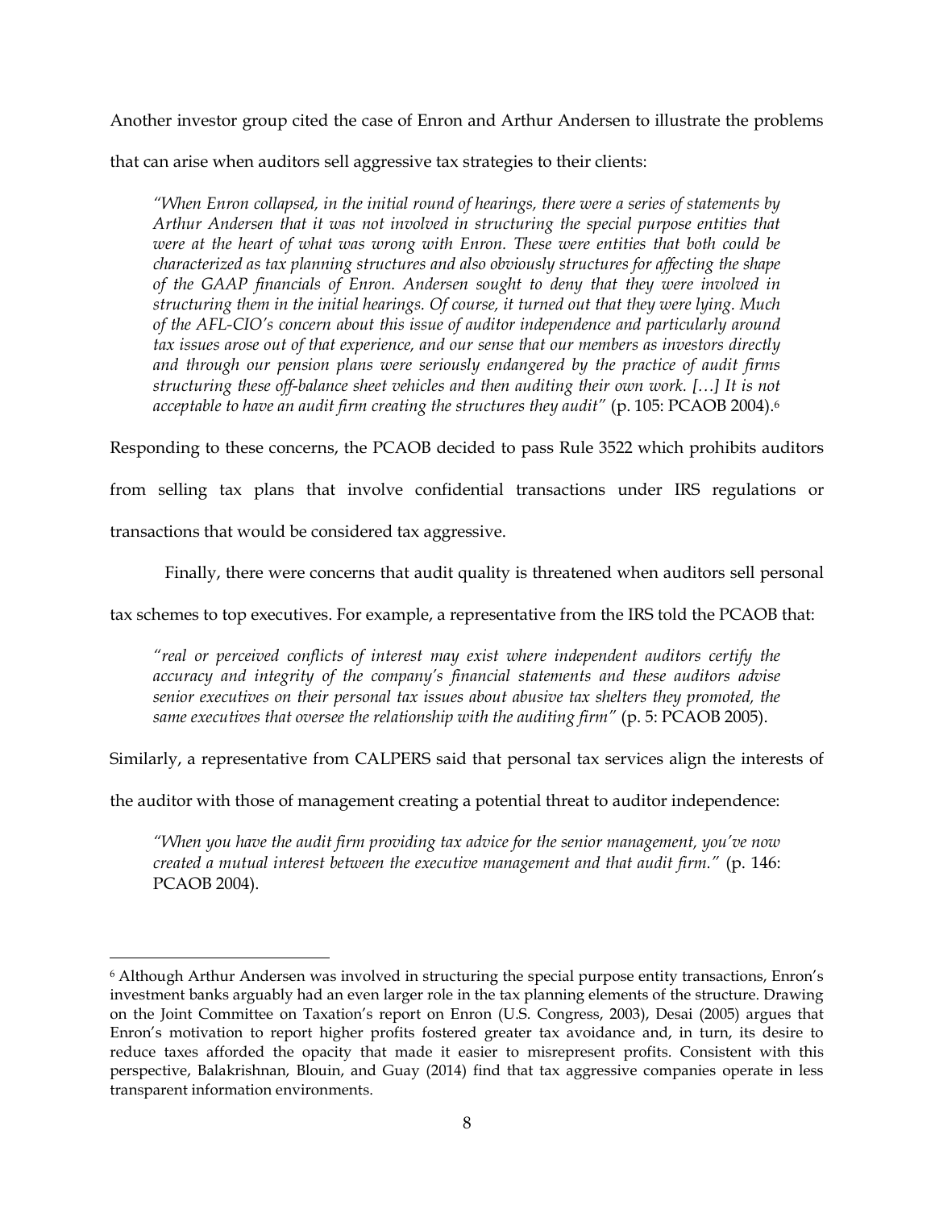Another investor group cited the case of Enron and Arthur Andersen to illustrate the problems that can arise when auditors sell aggressive tax strategies to their clients:

> *"When Enron collapsed, in the initial round of hearings, there were a series of statements by Arthur Andersen that it was not involved in structuring the special purpose entities that were at the heart of what was wrong with Enron. These were entities that both could be characterized as tax planning structures and also obviously structures for affecting the shape of the GAAP financials of Enron. Andersen sought to deny that they were involved in structuring them in the initial hearings. Of course, it turned out that they were lying. Much of the AFL-CIO's concern about this issue of auditor independence and particularly around tax issues arose out of that experience, and our sense that our members as investors directly and through our pension plans were seriously endangered by the practice of audit firms structuring these off-balance sheet vehicles and then auditing their own work. […] It is not acceptable to have an audit firm creating the structures they audit"* (p. 105: PCAOB 2004).[6]

Responding to these concerns, the PCAOB decided to pass Rule 3522 which prohibits auditors from selling tax plans that involve confidential transactions under IRS regulations or transactions that would be considered tax aggressive.

Finally, there were concerns that audit quality is threatened when auditors sell personal tax schemes to top executives. For example, a representative from the IRS told the PCAOB that:

> *"real or perceived conflicts of interest may exist where independent auditors certify the accuracy and integrity of the company's financial statements and these auditors advise senior executives on their personal tax issues about abusive tax shelters they promoted, the same executives that oversee the relationship with the auditing firm"* (p. 5: PCAOB 2005).

Similarly, a representative from CALPERS said that personal tax services align the interests of the auditor with those of management creating a potential threat to auditor independence:

> *"When you have the audit firm providing tax advice for the senior management, you've now created a mutual interest between the executive management and that audit firm."* (p. 146: PCAOB 2004).

---

[6] Although Arthur Andersen was involved in structuring the special purpose entity transactions, Enron's investment banks arguably had an even larger role in the tax planning elements of the structure. Drawing on the Joint Committee on Taxation's report on Enron (U.S. Congress, 2003), Desai (2005) argues that Enron's motivation to report higher profits fostered greater tax avoidance and, in turn, its desire to reduce taxes afforded the opacity that made it easier to misrepresent profits. Consistent with this perspective, Balakrishnan, Blouin, and Guay (2014) find that tax aggressive companies operate in less transparent information environments.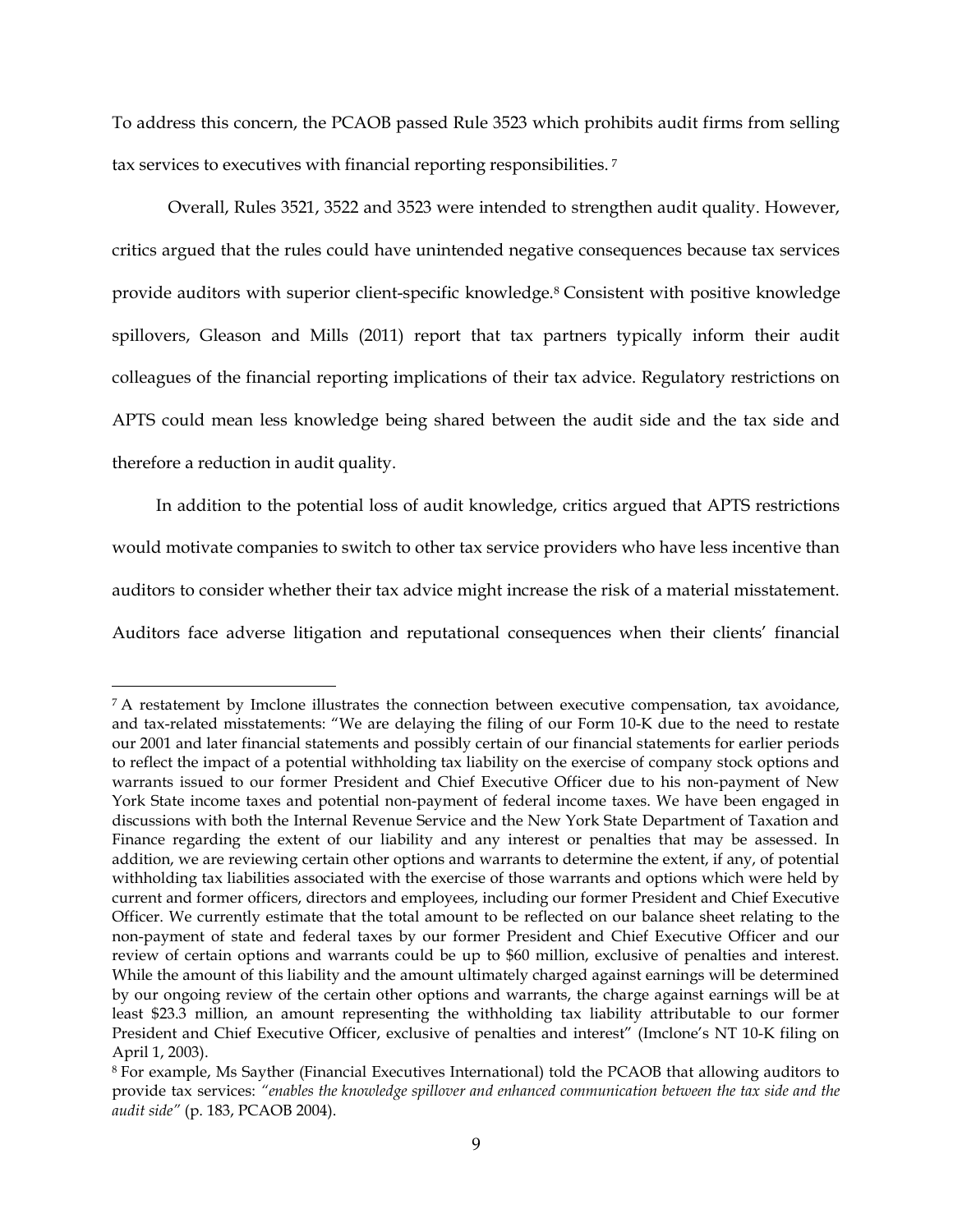To address this concern, the PCAOB passed Rule 3523 which prohibits audit firms from selling tax services to executives with financial reporting responsibilities. [7]

Overall, Rules 3521, 3522 and 3523 were intended to strengthen audit quality. However, critics argued that the rules could have unintended negative consequences because tax services provide auditors with superior client-specific knowledge.[8] Consistent with positive knowledge spillovers, Gleason and Mills (2011) report that tax partners typically inform their audit colleagues of the financial reporting implications of their tax advice. Regulatory restrictions on APTS could mean less knowledge being shared between the audit side and the tax side and therefore a reduction in audit quality.

In addition to the potential loss of audit knowledge, critics argued that APTS restrictions would motivate companies to switch to other tax service providers who have less incentive than auditors to consider whether their tax advice might increase the risk of a material misstatement. Auditors face adverse litigation and reputational consequences when their clients' financial

---

[7] A restatement by Imclone illustrates the connection between executive compensation, tax avoidance, and tax-related misstatements: "We are delaying the filing of our Form 10-K due to the need to restate our 2001 and later financial statements and possibly certain of our financial statements for earlier periods to reflect the impact of a potential withholding tax liability on the exercise of company stock options and warrants issued to our former President and Chief Executive Officer due to his non-payment of New York State income taxes and potential non-payment of federal income taxes. We have been engaged in discussions with both the Internal Revenue Service and the New York State Department of Taxation and Finance regarding the extent of our liability and any interest or penalties that may be assessed. In addition, we are reviewing certain other options and warrants to determine the extent, if any, of potential withholding tax liabilities associated with the exercise of those warrants and options which were held by current and former officers, directors and employees, including our former President and Chief Executive Officer. We currently estimate that the total amount to be reflected on our balance sheet relating to the non-payment of state and federal taxes by our former President and Chief Executive Officer and our review of certain options and warrants could be up to $60 million, exclusive of penalties and interest. While the amount of this liability and the amount ultimately charged against earnings will be determined by our ongoing review of the certain other options and warrants, the charge against earnings will be at least $23.3 million, an amount representing the withholding tax liability attributable to our former President and Chief Executive Officer, exclusive of penalties and interest" (Imclone's NT 10-K filing on April 1, 2003).

[8] For example, Ms Sayther (Financial Executives International) told the PCAOB that allowing auditors to provide tax services: *"enables the knowledge spillover and enhanced communication between the tax side and the audit side"* (p. 183, PCAOB 2004).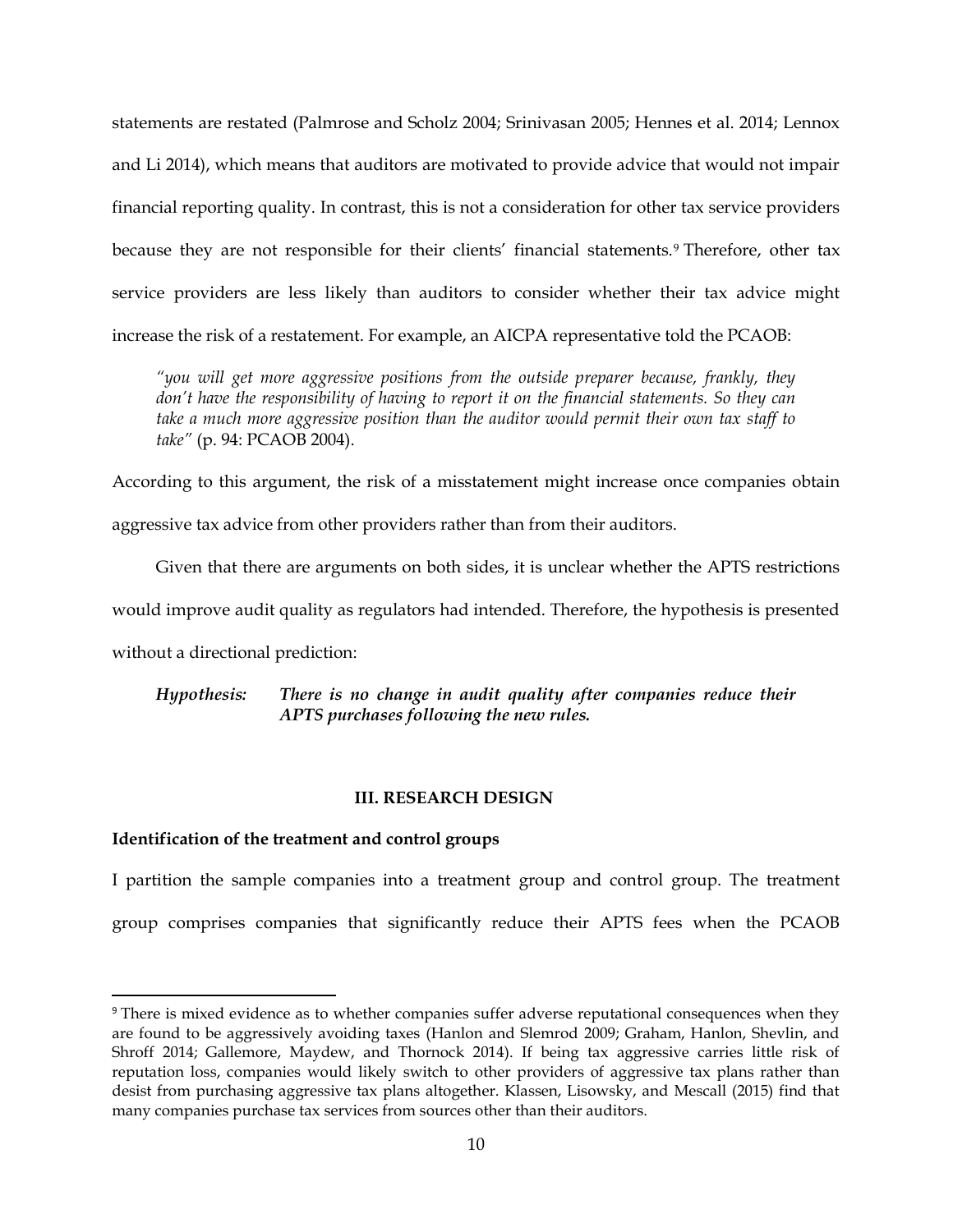statements are restated (Palmrose and Scholz 2004; Srinivasan 2005; Hennes et al. 2014; Lennox and Li 2014), which means that auditors are motivated to provide advice that would not impair financial reporting quality. In contrast, this is not a consideration for other tax service providers because they are not responsible for their clients' financial statements.[9] Therefore, other tax service providers are less likely than auditors to consider whether their tax advice might increase the risk of a restatement. For example, an AICPA representative told the PCAOB:

> *"you will get more aggressive positions from the outside preparer because, frankly, they don't have the responsibility of having to report it on the financial statements. So they can take a much more aggressive position than the auditor would permit their own tax staff to take"* (p. 94: PCAOB 2004).

According to this argument, the risk of a misstatement might increase once companies obtain aggressive tax advice from other providers rather than from their auditors.

Given that there are arguments on both sides, it is unclear whether the APTS restrictions would improve audit quality as regulators had intended. Therefore, the hypothesis is presented without a directional prediction:

> ***Hypothesis:*** ***There is no change in audit quality after companies reduce their APTS purchases following the new rules.***

## III. RESEARCH DESIGN

### Identification of the treatment and control groups

I partition the sample companies into a treatment group and control group. The treatment group comprises companies that significantly reduce their APTS fees when the PCAOB

---

[9] There is mixed evidence as to whether companies suffer adverse reputational consequences when they are found to be aggressively avoiding taxes (Hanlon and Slemrod 2009; Graham, Hanlon, Shevlin, and Shroff 2014; Gallemore, Maydew, and Thornock 2014). If being tax aggressive carries little risk of reputation loss, companies would likely switch to other providers of aggressive tax plans rather than desist from purchasing aggressive tax plans altogether. Klassen, Lisowsky, and Mescall (2015) find that many companies purchase tax services from sources other than their auditors.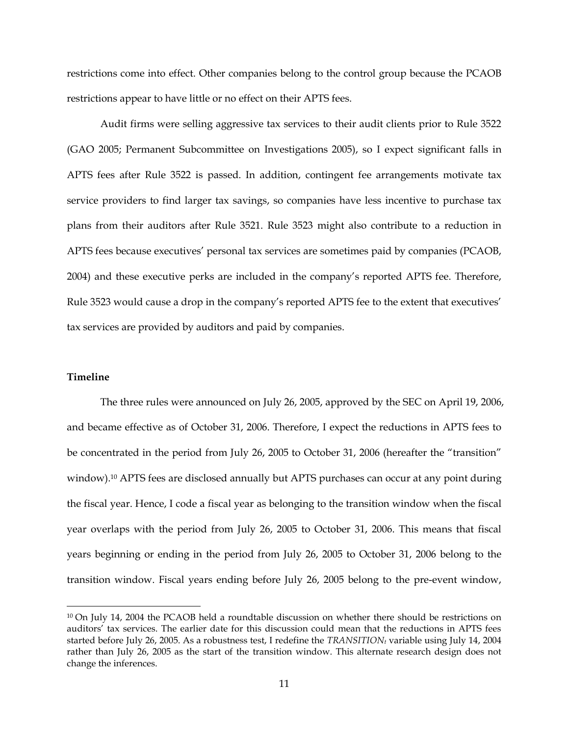restrictions come into effect. Other companies belong to the control group because the PCAOB restrictions appear to have little or no effect on their APTS fees.

Audit firms were selling aggressive tax services to their audit clients prior to Rule 3522 (GAO 2005; Permanent Subcommittee on Investigations 2005), so I expect significant falls in APTS fees after Rule 3522 is passed. In addition, contingent fee arrangements motivate tax service providers to find larger tax savings, so companies have less incentive to purchase tax plans from their auditors after Rule 3521. Rule 3523 might also contribute to a reduction in APTS fees because executives' personal tax services are sometimes paid by companies (PCAOB, 2004) and these executive perks are included in the company's reported APTS fee. Therefore, Rule 3523 would cause a drop in the company's reported APTS fee to the extent that executives' tax services are provided by auditors and paid by companies.

**Timeline**

The three rules were announced on July 26, 2005, approved by the SEC on April 19, 2006, and became effective as of October 31, 2006. Therefore, I expect the reductions in APTS fees to be concentrated in the period from July 26, 2005 to October 31, 2006 (hereafter the "transition" window).[10] APTS fees are disclosed annually but APTS purchases can occur at any point during the fiscal year. Hence, I code a fiscal year as belonging to the transition window when the fiscal year overlaps with the period from July 26, 2005 to October 31, 2006. This means that fiscal years beginning or ending in the period from July 26, 2005 to October 31, 2006 belong to the transition window. Fiscal years ending before July 26, 2005 belong to the pre-event window,

[10] On July 14, 2004 the PCAOB held a roundtable discussion on whether there should be restrictions on auditors' tax services. The earlier date for this discussion could mean that the reductions in APTS fees started before July 26, 2005. As a robustness test, I redefine the $TRANSITION_t$ variable using July 14, 2004 rather than July 26, 2005 as the start of the transition window. This alternate research design does not change the inferences.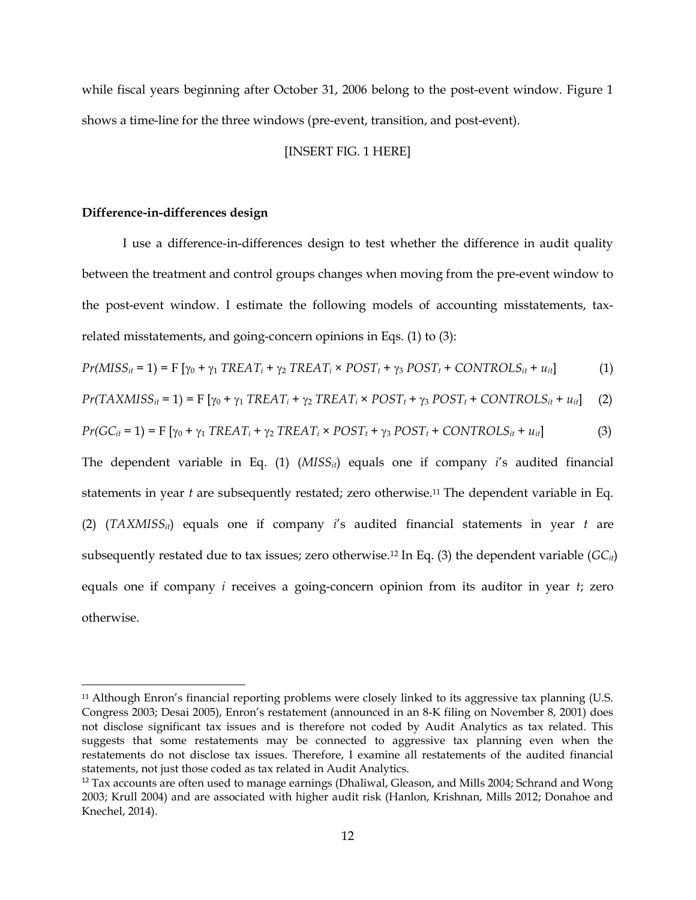while fiscal years beginning after October 31, 2006 belong to the post-event window. Figure 1 shows a time-line for the three windows (pre-event, transition, and post-event).

[INSERT FIG. 1 HERE]

**Difference-in-differences design**

I use a difference-in-differences design to test whether the difference in audit quality between the treatment and control groups changes when moving from the pre-event window to the post-event window. I estimate the following models of accounting misstatements, tax-related misstatements, and going-concern opinions in Eqs. (1) to (3):

$$Pr(MISS_{it} = 1) = \text{F}\ [\gamma_0 + \gamma_1\ TREAT_i + \gamma_2\ TREAT_i \times POST_t + \gamma_3\ POST_t + CONTROLS_{it} + u_{it}] \qquad (1)$$

$$Pr(TAXMISS_{it} = 1) = \text{F}\ [\gamma_0 + \gamma_1\ TREAT_i + \gamma_2\ TREAT_i \times POST_t + \gamma_3\ POST_t + CONTROLS_{it} + u_{it}] \qquad (2)$$

$$Pr(GC_{it} = 1) = \text{F}\ [\gamma_0 + \gamma_1\ TREAT_i + \gamma_2\ TREAT_i \times POST_t + \gamma_3\ POST_t + CONTROLS_{it} + u_{it}] \qquad (3)$$

The dependent variable in Eq. (1) ($MISS_{it}$) equals one if company *i*'s audited financial statements in year *t* are subsequently restated; zero otherwise.[11] The dependent variable in Eq. (2) ($TAXMISS_{it}$) equals one if company *i*'s audited financial statements in year *t* are subsequently restated due to tax issues; zero otherwise.[12] In Eq. (3) the dependent variable ($GC_{it}$) equals one if company *i* receives a going-concern opinion from its auditor in year *t*; zero otherwise.

---

[11] Although Enron's financial reporting problems were closely linked to its aggressive tax planning (U.S. Congress 2003; Desai 2005), Enron's restatement (announced in an 8-K filing on November 8, 2001) does not disclose significant tax issues and is therefore not coded by Audit Analytics as tax related. This suggests that some restatements may be connected to aggressive tax planning even when the restatements do not disclose tax issues. Therefore, I examine all restatements of the audited financial statements, not just those coded as tax related in Audit Analytics.

[12] Tax accounts are often used to manage earnings (Dhaliwal, Gleason, and Mills 2004; Schrand and Wong 2003; Krull 2004) and are associated with higher audit risk (Hanlon, Krishnan, Mills 2012; Donahoe and Knechel, 2014).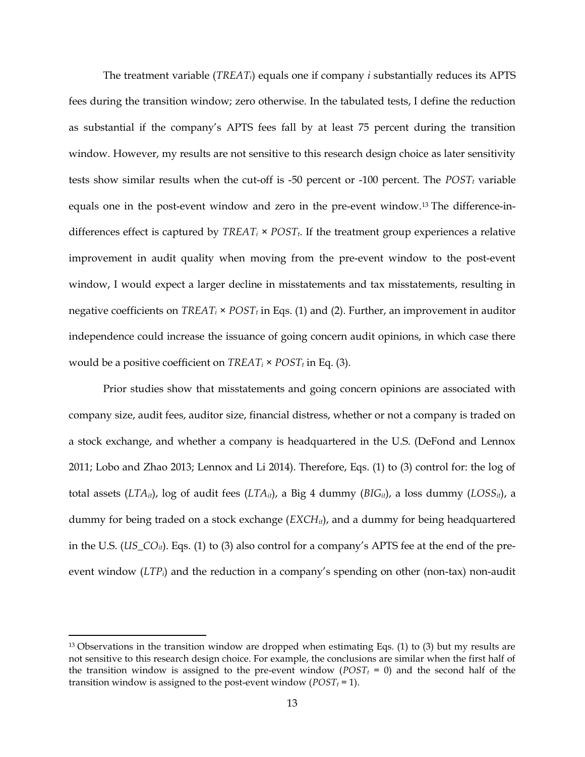The treatment variable ($TREAT_i$) equals one if company $i$ substantially reduces its APTS fees during the transition window; zero otherwise. In the tabulated tests, I define the reduction as substantial if the company's APTS fees fall by at least 75 percent during the transition window. However, my results are not sensitive to this research design choice as later sensitivity tests show similar results when the cut-off is -50 percent or -100 percent. The $POST_t$ variable equals one in the post-event window and zero in the pre-event window.[13] The difference-in-differences effect is captured by $TREAT_i \times POST_t$. If the treatment group experiences a relative improvement in audit quality when moving from the pre-event window to the post-event window, I would expect a larger decline in misstatements and tax misstatements, resulting in negative coefficients on $TREAT_i \times POST_t$ in Eqs. (1) and (2). Further, an improvement in auditor independence could increase the issuance of going concern audit opinions, in which case there would be a positive coefficient on $TREAT_i \times POST_t$ in Eq. (3).

Prior studies show that misstatements and going concern opinions are associated with company size, audit fees, auditor size, financial distress, whether or not a company is traded on a stock exchange, and whether a company is headquartered in the U.S. (DeFond and Lennox 2011; Lobo and Zhao 2013; Lennox and Li 2014). Therefore, Eqs. (1) to (3) control for: the log of total assets ($LTA_{it}$), log of audit fees ($LTA_{it}$), a Big 4 dummy ($BIG_{it}$), a loss dummy ($LOSS_{it}$), a dummy for being traded on a stock exchange ($EXCH_{it}$), and a dummy for being headquartered in the U.S. ($US\_CO_{it}$). Eqs. (1) to (3) also control for a company's APTS fee at the end of the pre-event window ($LTP_i$) and the reduction in a company's spending on other (non-tax) non-audit

---

[13] Observations in the transition window are dropped when estimating Eqs. (1) to (3) but my results are not sensitive to this research design choice. For example, the conclusions are similar when the first half of the transition window is assigned to the pre-event window ($POST_t$ = 0) and the second half of the transition window is assigned to the post-event window ($POST_t$ = 1).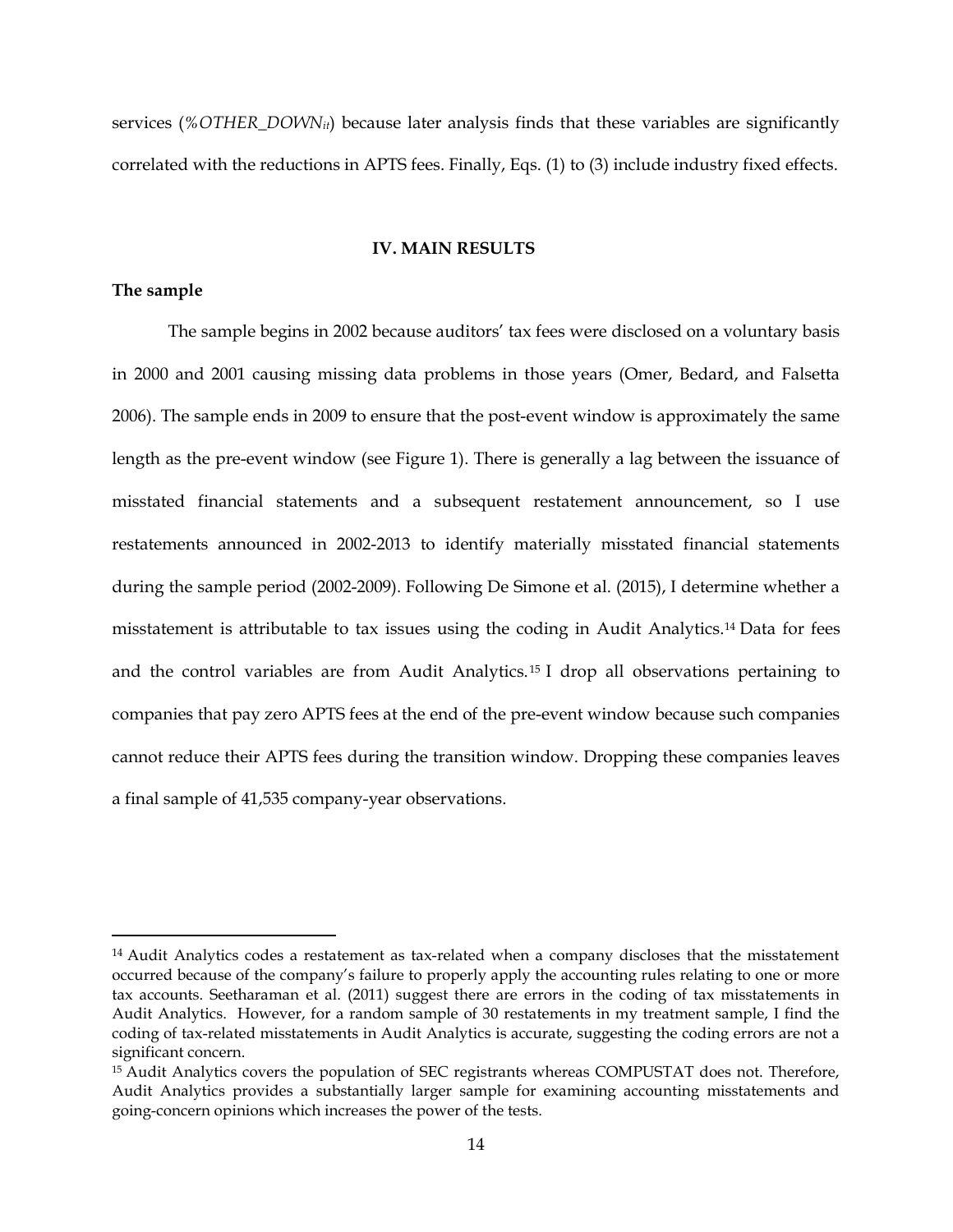services (*%OTHER_DOWN*$_{it}$) because later analysis finds that these variables are significantly correlated with the reductions in APTS fees. Finally, Eqs. (1) to (3) include industry fixed effects.

## IV. MAIN RESULTS

### The sample

The sample begins in 2002 because auditors' tax fees were disclosed on a voluntary basis in 2000 and 2001 causing missing data problems in those years (Omer, Bedard, and Falsetta 2006). The sample ends in 2009 to ensure that the post-event window is approximately the same length as the pre-event window (see Figure 1). There is generally a lag between the issuance of misstated financial statements and a subsequent restatement announcement, so I use restatements announced in 2002-2013 to identify materially misstated financial statements during the sample period (2002-2009). Following De Simone et al. (2015), I determine whether a misstatement is attributable to tax issues using the coding in Audit Analytics.[14] Data for fees and the control variables are from Audit Analytics.[15] I drop all observations pertaining to companies that pay zero APTS fees at the end of the pre-event window because such companies cannot reduce their APTS fees during the transition window. Dropping these companies leaves a final sample of 41,535 company-year observations.

---

[14] Audit Analytics codes a restatement as tax-related when a company discloses that the misstatement occurred because of the company's failure to properly apply the accounting rules relating to one or more tax accounts. Seetharaman et al. (2011) suggest there are errors in the coding of tax misstatements in Audit Analytics. However, for a random sample of 30 restatements in my treatment sample, I find the coding of tax-related misstatements in Audit Analytics is accurate, suggesting the coding errors are not a significant concern.

[15] Audit Analytics covers the population of SEC registrants whereas COMPUSTAT does not. Therefore, Audit Analytics provides a substantially larger sample for examining accounting misstatements and going-concern opinions which increases the power of the tests.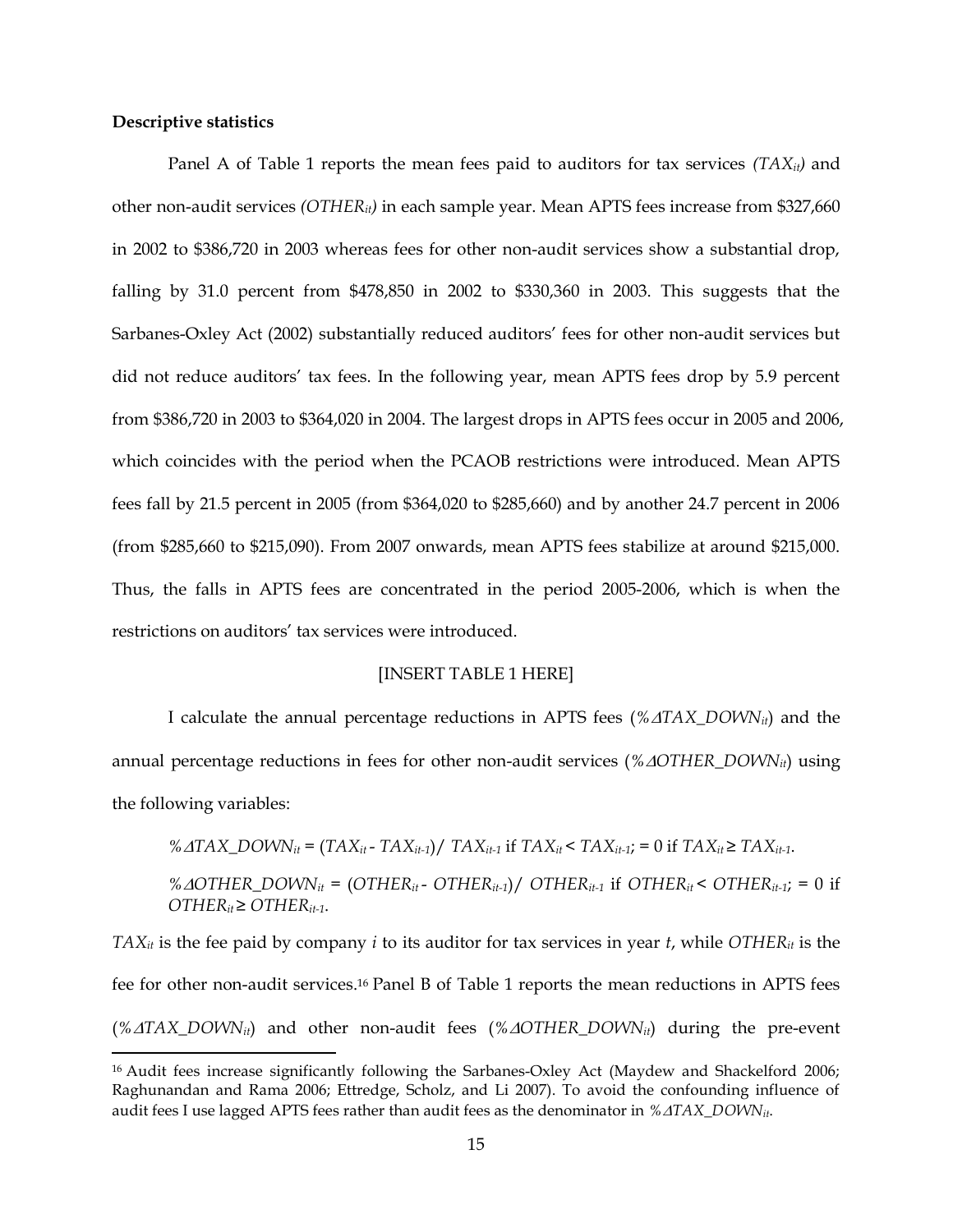**Descriptive statistics**

Panel A of Table 1 reports the mean fees paid to auditors for tax services *($TAX_{it}$)* and other non-audit services *($OTHER_{it}$)* in each sample year. Mean APTS fees increase from $327,660 in 2002 to $386,720 in 2003 whereas fees for other non-audit services show a substantial drop, falling by 31.0 percent from $478,850 in 2002 to $330,360 in 2003. This suggests that the Sarbanes-Oxley Act (2002) substantially reduced auditors' fees for other non-audit services but did not reduce auditors' tax fees. In the following year, mean APTS fees drop by 5.9 percent from $386,720 in 2003 to $364,020 in 2004. The largest drops in APTS fees occur in 2005 and 2006, which coincides with the period when the PCAOB restrictions were introduced. Mean APTS fees fall by 21.5 percent in 2005 (from $364,020 to $285,660) and by another 24.7 percent in 2006 (from $285,660 to $215,090). From 2007 onwards, mean APTS fees stabilize at around $215,000. Thus, the falls in APTS fees are concentrated in the period 2005-2006, which is when the restrictions on auditors' tax services were introduced.

[INSERT TABLE 1 HERE]

I calculate the annual percentage reductions in APTS fees ($\%\Delta TAX\_DOWN_{it}$) and the annual percentage reductions in fees for other non-audit services ($\%\Delta OTHER\_DOWN_{it}$) using the following variables:

$\%\Delta TAX\_DOWN_{it} = (TAX_{it} - TAX_{it-1}) / TAX_{it-1}$ if $TAX_{it} < TAX_{it-1}$; $= 0$ if $TAX_{it} \geq TAX_{it-1}$.

$\%\Delta OTHER\_DOWN_{it} = (OTHER_{it} - OTHER_{it-1}) / OTHER_{it-1}$ if $OTHER_{it} < OTHER_{it-1}$; $= 0$ if $OTHER_{it} \geq OTHER_{it-1}$.

$TAX_{it}$ is the fee paid by company $i$ to its auditor for tax services in year $t$, while $OTHER_{it}$ is the fee for other non-audit services.[16] Panel B of Table 1 reports the mean reductions in APTS fees ($\%\Delta TAX\_DOWN_{it}$) and other non-audit fees ($\%\Delta OTHER\_DOWN_{it}$) during the pre-event

[16] Audit fees increase significantly following the Sarbanes-Oxley Act (Maydew and Shackelford 2006; Raghunandan and Rama 2006; Ettredge, Scholz, and Li 2007). To avoid the confounding influence of audit fees I use lagged APTS fees rather than audit fees as the denominator in $\%\Delta TAX\_DOWN_{it}$.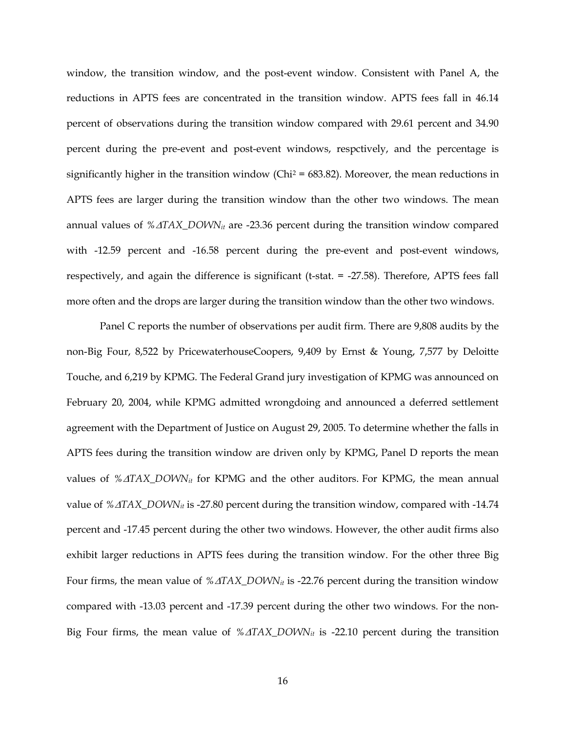window, the transition window, and the post-event window. Consistent with Panel A, the reductions in APTS fees are concentrated in the transition window. APTS fees fall in 46.14 percent of observations during the transition window compared with 29.61 percent and 34.90 percent during the pre-event and post-event windows, respctively, and the percentage is significantly higher in the transition window ($Chi^2$ = 683.82). Moreover, the mean reductions in APTS fees are larger during the transition window than the other two windows. The mean annual values of *%$\Delta$TAX_DOWN*$_{it}$ are -23.36 percent during the transition window compared with -12.59 percent and -16.58 percent during the pre-event and post-event windows, respectively, and again the difference is significant (t-stat. = -27.58). Therefore, APTS fees fall more often and the drops are larger during the transition window than the other two windows.

Panel C reports the number of observations per audit firm. There are 9,808 audits by the non-Big Four, 8,522 by PricewaterhouseCoopers, 9,409 by Ernst & Young, 7,577 by Deloitte Touche, and 6,219 by KPMG. The Federal Grand jury investigation of KPMG was announced on February 20, 2004, while KPMG admitted wrongdoing and announced a deferred settlement agreement with the Department of Justice on August 29, 2005. To determine whether the falls in APTS fees during the transition window are driven only by KPMG, Panel D reports the mean values of *%$\Delta$TAX_DOWN*$_{it}$ for KPMG and the other auditors. For KPMG, the mean annual value of *%$\Delta$TAX_DOWN*$_{it}$ is -27.80 percent during the transition window, compared with -14.74 percent and -17.45 percent during the other two windows. However, the other audit firms also exhibit larger reductions in APTS fees during the transition window. For the other three Big Four firms, the mean value of *%$\Delta$TAX_DOWN*$_{it}$ is -22.76 percent during the transition window compared with -13.03 percent and -17.39 percent during the other two windows. For the non-Big Four firms, the mean value of *%$\Delta$TAX_DOWN*$_{it}$ is -22.10 percent during the transition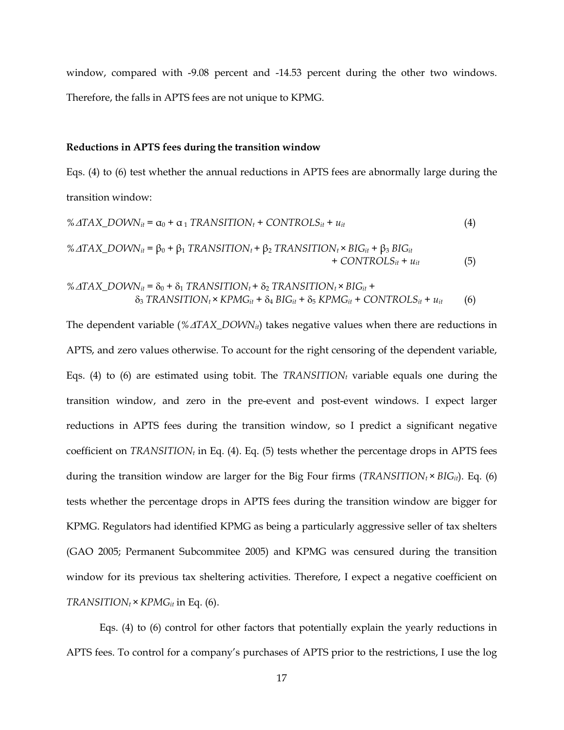window, compared with -9.08 percent and -14.53 percent during the other two windows. Therefore, the falls in APTS fees are not unique to KPMG.

**Reductions in APTS fees during the transition window**

Eqs. (4) to (6) test whether the annual reductions in APTS fees are abnormally large during the transition window:

$$\%\Delta TAX\_DOWN_{it} = \alpha_0 + \alpha_1\, TRANSITION_t + CONTROLS_{it} + u_{it} \tag{4}$$

$$\%\Delta TAX\_DOWN_{it} = \beta_0 + \beta_1\, TRANSITION_t + \beta_2\, TRANSITION_t \times BIG_{it} + \beta_3\, BIG_{it} + CONTROLS_{it} + u_{it} \tag{5}$$

$$\%\Delta TAX\_DOWN_{it} = \delta_0 + \delta_1\, TRANSITION_t + \delta_2\, TRANSITION_t \times BIG_{it} + \delta_3\, TRANSITION_t \times KPMG_{it} + \delta_4\, BIG_{it} + \delta_5\, KPMG_{it} + CONTROLS_{it} + u_{it} \tag{6}$$

The dependent variable ($\%\Delta TAX\_DOWN_{it}$) takes negative values when there are reductions in APTS, and zero values otherwise. To account for the right censoring of the dependent variable, Eqs. (4) to (6) are estimated using tobit. The $TRANSITION_t$ variable equals one during the transition window, and zero in the pre-event and post-event windows. I expect larger reductions in APTS fees during the transition window, so I predict a significant negative coefficient on $TRANSITION_t$ in Eq. (4). Eq. (5) tests whether the percentage drops in APTS fees during the transition window are larger for the Big Four firms ($TRANSITION_t \times BIG_{it}$). Eq. (6) tests whether the percentage drops in APTS fees during the transition window are bigger for KPMG. Regulators had identified KPMG as being a particularly aggressive seller of tax shelters (GAO 2005; Permanent Subcommitee 2005) and KPMG was censured during the transition window for its previous tax sheltering activities. Therefore, I expect a negative coefficient on $TRANSITION_t \times KPMG_{it}$ in Eq. (6).

Eqs. (4) to (6) control for other factors that potentially explain the yearly reductions in APTS fees. To control for a company's purchases of APTS prior to the restrictions, I use the log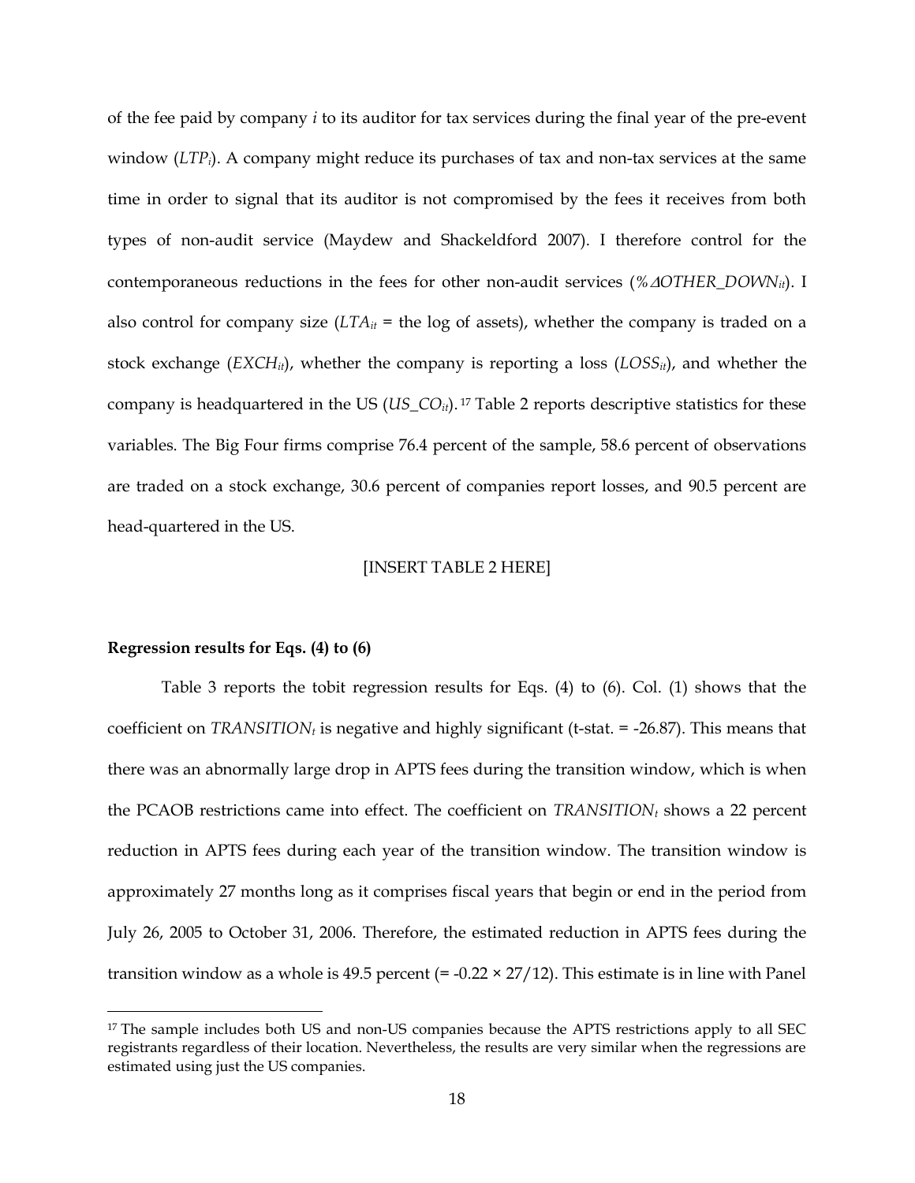of the fee paid by company $i$ to its auditor for tax services during the final year of the pre-event window ($LTP_i$). A company might reduce its purchases of tax and non-tax services at the same time in order to signal that its auditor is not compromised by the fees it receives from both types of non-audit service (Maydew and Shackeldford 2007). I therefore control for the contemporaneous reductions in the fees for other non-audit services ($\%\Delta OTHER\_DOWN_{it}$). I also control for company size ($LTA_{it}$ = the log of assets), whether the company is traded on a stock exchange ($EXCH_{it}$), whether the company is reporting a loss ($LOSS_{it}$), and whether the company is headquartered in the US ($US\_CO_{it}$).[17] Table 2 reports descriptive statistics for these variables. The Big Four firms comprise 76.4 percent of the sample, 58.6 percent of observations are traded on a stock exchange, 30.6 percent of companies report losses, and 90.5 percent are head-quartered in the US.

[INSERT TABLE 2 HERE]

**Regression results for Eqs. (4) to (6)**

Table 3 reports the tobit regression results for Eqs. (4) to (6). Col. (1) shows that the coefficient on $TRANSITION_t$ is negative and highly significant (t-stat. = -26.87). This means that there was an abnormally large drop in APTS fees during the transition window, which is when the PCAOB restrictions came into effect. The coefficient on $TRANSITION_t$ shows a 22 percent reduction in APTS fees during each year of the transition window. The transition window is approximately 27 months long as it comprises fiscal years that begin or end in the period from July 26, 2005 to October 31, 2006. Therefore, the estimated reduction in APTS fees during the transition window as a whole is 49.5 percent (= -0.22 × 27/12). This estimate is in line with Panel

[17] The sample includes both US and non-US companies because the APTS restrictions apply to all SEC registrants regardless of their location. Nevertheless, the results are very similar when the regressions are estimated using just the US companies.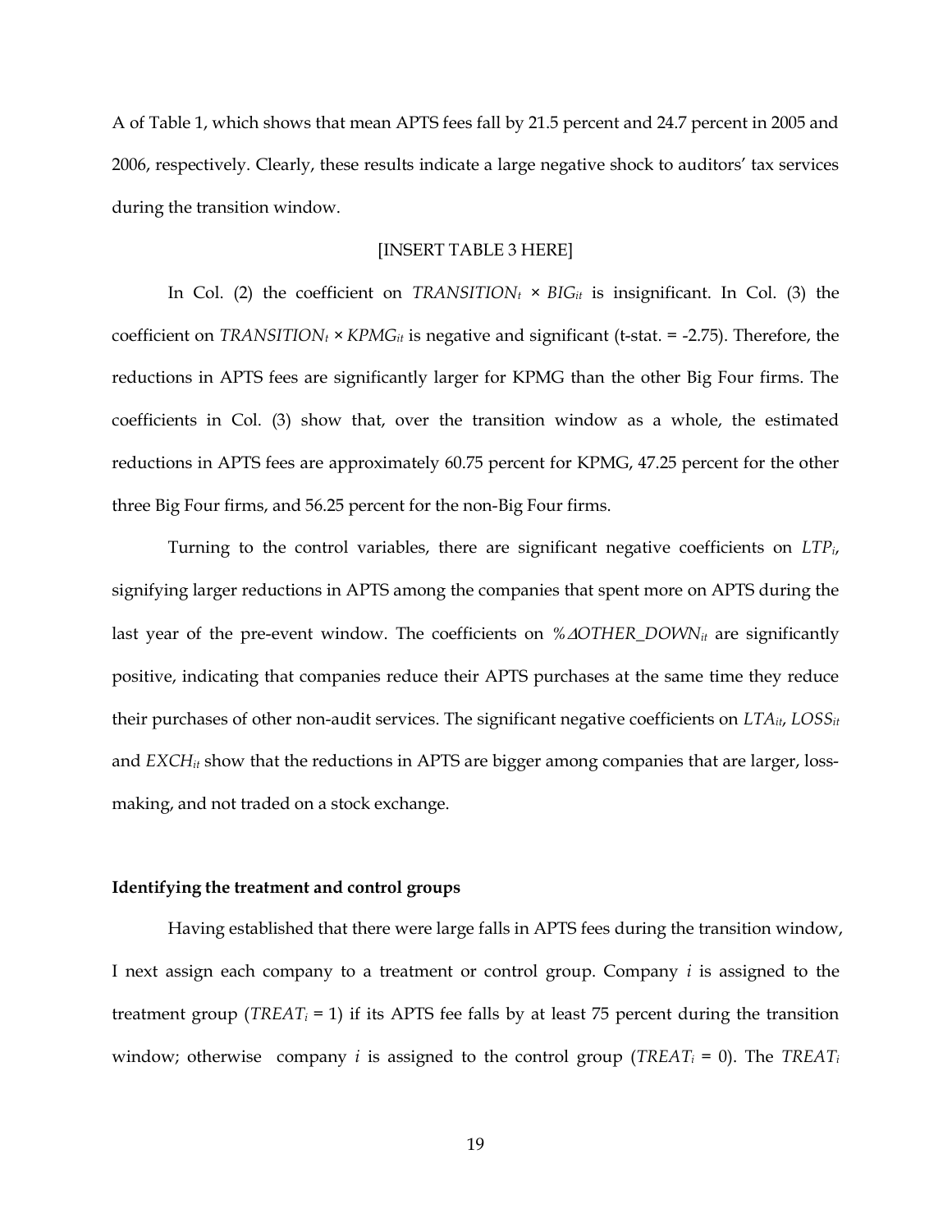A of Table 1, which shows that mean APTS fees fall by 21.5 percent and 24.7 percent in 2005 and 2006, respectively. Clearly, these results indicate a large negative shock to auditors' tax services during the transition window.

[INSERT TABLE 3 HERE]

In Col. (2) the coefficient on $TRANSITION_t \times BIG_{it}$ is insignificant. In Col. (3) the coefficient on $TRANSITION_t \times KPMG_{it}$ is negative and significant (t-stat. = -2.75). Therefore, the reductions in APTS fees are significantly larger for KPMG than the other Big Four firms. The coefficients in Col. (3) show that, over the transition window as a whole, the estimated reductions in APTS fees are approximately 60.75 percent for KPMG, 47.25 percent for the other three Big Four firms, and 56.25 percent for the non-Big Four firms.

Turning to the control variables, there are significant negative coefficients on $LTP_i$, signifying larger reductions in APTS among the companies that spent more on APTS during the last year of the pre-event window. The coefficients on $\%\Delta OTHER\_DOWN_{it}$ are significantly positive, indicating that companies reduce their APTS purchases at the same time they reduce their purchases of other non-audit services. The significant negative coefficients on $LTA_{it}$, $LOSS_{it}$ and $EXCH_{it}$ show that the reductions in APTS are bigger among companies that are larger, loss-making, and not traded on a stock exchange.

**Identifying the treatment and control groups**

Having established that there were large falls in APTS fees during the transition window, I next assign each company to a treatment or control group. Company *i* is assigned to the treatment group ($TREAT_i$ = 1) if its APTS fee falls by at least 75 percent during the transition window; otherwise company *i* is assigned to the control group ($TREAT_i$ = 0). The $TREAT_i$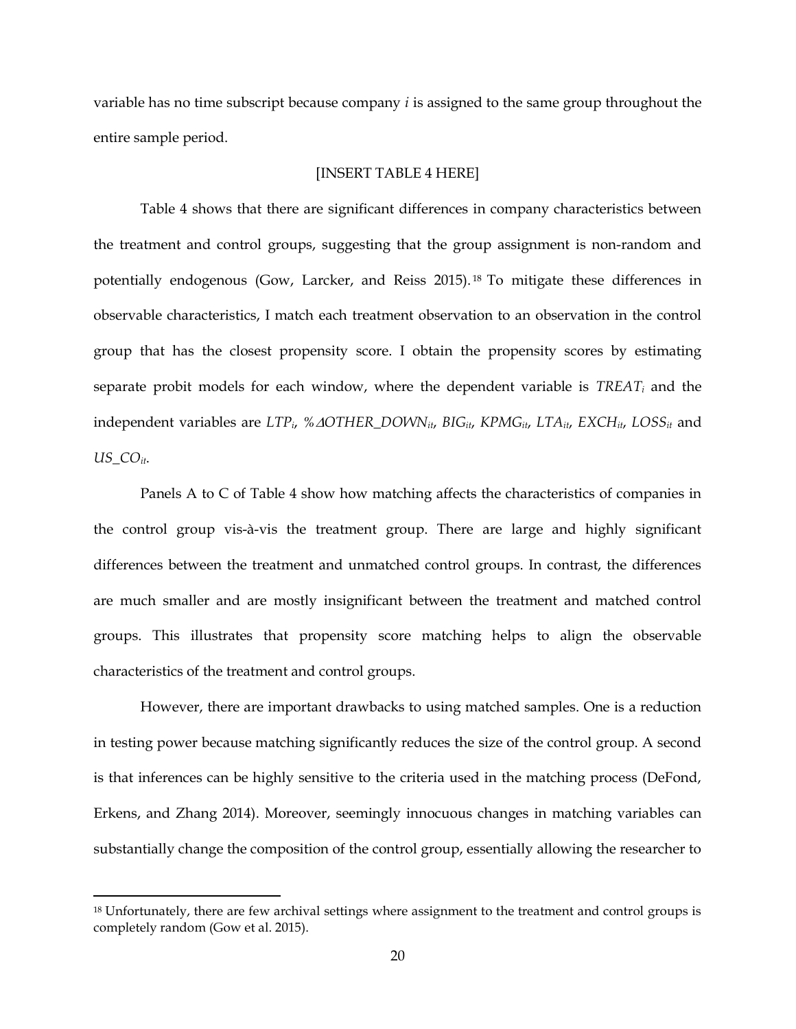variable has no time subscript because company *i* is assigned to the same group throughout the entire sample period.

[INSERT TABLE 4 HERE]

Table 4 shows that there are significant differences in company characteristics between the treatment and control groups, suggesting that the group assignment is non-random and potentially endogenous (Gow, Larcker, and Reiss 2015).[18] To mitigate these differences in observable characteristics, I match each treatment observation to an observation in the control group that has the closest propensity score. I obtain the propensity scores by estimating separate probit models for each window, where the dependent variable is $TREAT_i$ and the independent variables are $LTP_i$, $\%\Delta OTHER\_DOWN_{it}$, $BIG_{it}$, $KPMG_{it}$, $LTA_{it}$, $EXCH_{it}$, $LOSS_{it}$ and $US\_CO_{it}$.

Panels A to C of Table 4 show how matching affects the characteristics of companies in the control group vis-à-vis the treatment group. There are large and highly significant differences between the treatment and unmatched control groups. In contrast, the differences are much smaller and are mostly insignificant between the treatment and matched control groups. This illustrates that propensity score matching helps to align the observable characteristics of the treatment and control groups.

However, there are important drawbacks to using matched samples. One is a reduction in testing power because matching significantly reduces the size of the control group. A second is that inferences can be highly sensitive to the criteria used in the matching process (DeFond, Erkens, and Zhang 2014). Moreover, seemingly innocuous changes in matching variables can substantially change the composition of the control group, essentially allowing the researcher to

[18] Unfortunately, there are few archival settings where assignment to the treatment and control groups is completely random (Gow et al. 2015).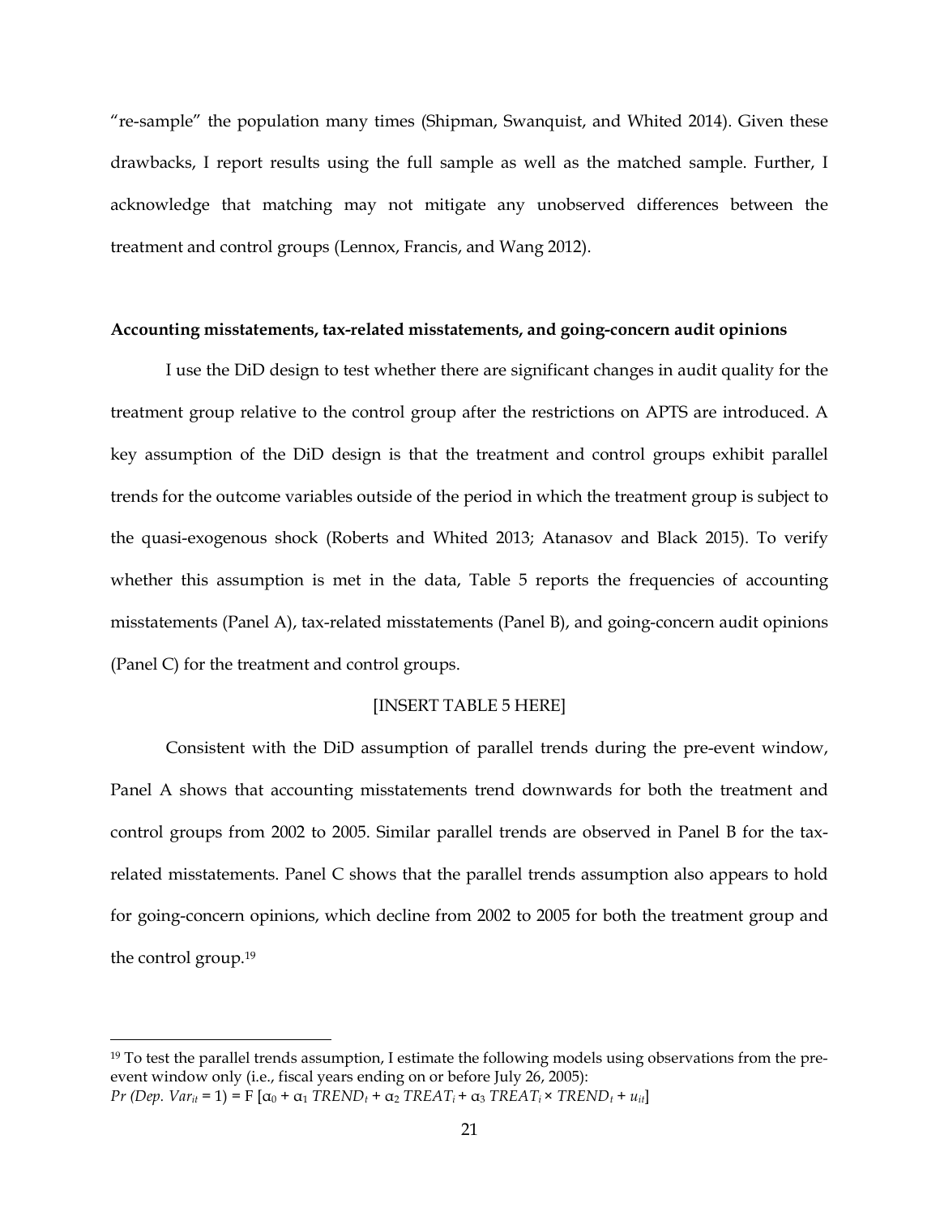"re-sample" the population many times (Shipman, Swanquist, and Whited 2014). Given these drawbacks, I report results using the full sample as well as the matched sample. Further, I acknowledge that matching may not mitigate any unobserved differences between the treatment and control groups (Lennox, Francis, and Wang 2012).

**Accounting misstatements, tax-related misstatements, and going-concern audit opinions**

I use the DiD design to test whether there are significant changes in audit quality for the treatment group relative to the control group after the restrictions on APTS are introduced. A key assumption of the DiD design is that the treatment and control groups exhibit parallel trends for the outcome variables outside of the period in which the treatment group is subject to the quasi-exogenous shock (Roberts and Whited 2013; Atanasov and Black 2015). To verify whether this assumption is met in the data, Table 5 reports the frequencies of accounting misstatements (Panel A), tax-related misstatements (Panel B), and going-concern audit opinions (Panel C) for the treatment and control groups.

[INSERT TABLE 5 HERE]

Consistent with the DiD assumption of parallel trends during the pre-event window, Panel A shows that accounting misstatements trend downwards for both the treatment and control groups from 2002 to 2005. Similar parallel trends are observed in Panel B for the tax-related misstatements. Panel C shows that the parallel trends assumption also appears to hold for going-concern opinions, which decline from 2002 to 2005 for both the treatment group and the control group.[19]

---

[19] To test the parallel trends assumption, I estimate the following models using observations from the pre-event window only (i.e., fiscal years ending on or before July 26, 2005):
$Pr\ (Dep.\ Var_{it} = 1) = F\ [\alpha_0 + \alpha_1\ TREND_t + \alpha_2\ TREAT_i + \alpha_3\ TREAT_i \times TREND_t + u_{it}]$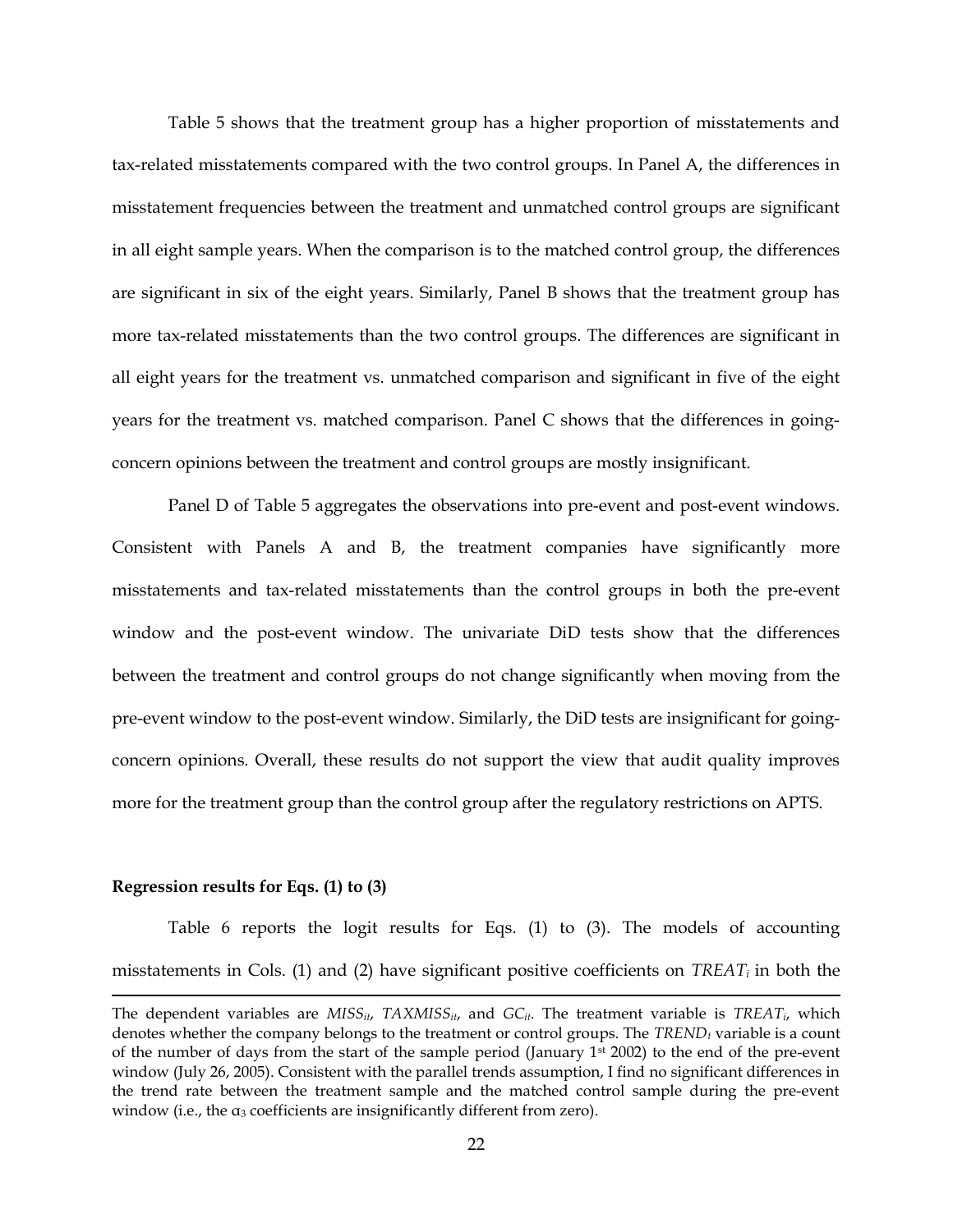Table 5 shows that the treatment group has a higher proportion of misstatements and tax-related misstatements compared with the two control groups. In Panel A, the differences in misstatement frequencies between the treatment and unmatched control groups are significant in all eight sample years. When the comparison is to the matched control group, the differences are significant in six of the eight years. Similarly, Panel B shows that the treatment group has more tax-related misstatements than the two control groups. The differences are significant in all eight years for the treatment vs. unmatched comparison and significant in five of the eight years for the treatment vs. matched comparison. Panel C shows that the differences in going-concern opinions between the treatment and control groups are mostly insignificant.

Panel D of Table 5 aggregates the observations into pre-event and post-event windows. Consistent with Panels A and B, the treatment companies have significantly more misstatements and tax-related misstatements than the control groups in both the pre-event window and the post-event window. The univariate DiD tests show that the differences between the treatment and control groups do not change significantly when moving from the pre-event window to the post-event window. Similarly, the DiD tests are insignificant for going-concern opinions. Overall, these results do not support the view that audit quality improves more for the treatment group than the control group after the regulatory restrictions on APTS.

**Regression results for Eqs. (1) to (3)**

Table 6 reports the logit results for Eqs. (1) to (3). The models of accounting misstatements in Cols. (1) and (2) have significant positive coefficients on $TREAT_i$ in both the

---

The dependent variables are $MISS_{it}$, $TAXMISS_{it}$, and $GC_{it}$. The treatment variable is $TREAT_i$, which denotes whether the company belongs to the treatment or control groups. The $TREND_t$ variable is a count of the number of days from the start of the sample period (January 1st 2002) to the end of the pre-event window (July 26, 2005). Consistent with the parallel trends assumption, I find no significant differences in the trend rate between the treatment sample and the matched control sample during the pre-event window (i.e., the $\alpha_3$ coefficients are insignificantly different from zero).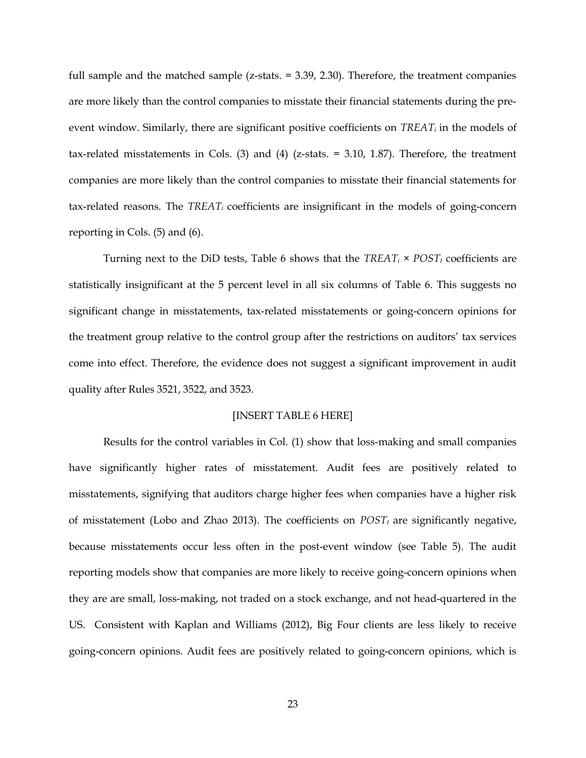full sample and the matched sample (z-stats. = 3.39, 2.30). Therefore, the treatment companies are more likely than the control companies to misstate their financial statements during the pre-event window. Similarly, there are significant positive coefficients on $TREAT_i$ in the models of tax-related misstatements in Cols. (3) and (4) (z-stats. = 3.10, 1.87). Therefore, the treatment companies are more likely than the control companies to misstate their financial statements for tax-related reasons. The $TREAT_i$ coefficients are insignificant in the models of going-concern reporting in Cols. (5) and (6).

Turning next to the DiD tests, Table 6 shows that the $TREAT_i \times POST_t$ coefficients are statistically insignificant at the 5 percent level in all six columns of Table 6. This suggests no significant change in misstatements, tax-related misstatements or going-concern opinions for the treatment group relative to the control group after the restrictions on auditors' tax services come into effect. Therefore, the evidence does not suggest a significant improvement in audit quality after Rules 3521, 3522, and 3523.

[INSERT TABLE 6 HERE]

Results for the control variables in Col. (1) show that loss-making and small companies have significantly higher rates of misstatement. Audit fees are positively related to misstatements, signifying that auditors charge higher fees when companies have a higher risk of misstatement (Lobo and Zhao 2013). The coefficients on $POST_t$ are significantly negative, because misstatements occur less often in the post-event window (see Table 5). The audit reporting models show that companies are more likely to receive going-concern opinions when they are are small, loss-making, not traded on a stock exchange, and not head-quartered in the US. Consistent with Kaplan and Williams (2012), Big Four clients are less likely to receive going-concern opinions. Audit fees are positively related to going-concern opinions, which is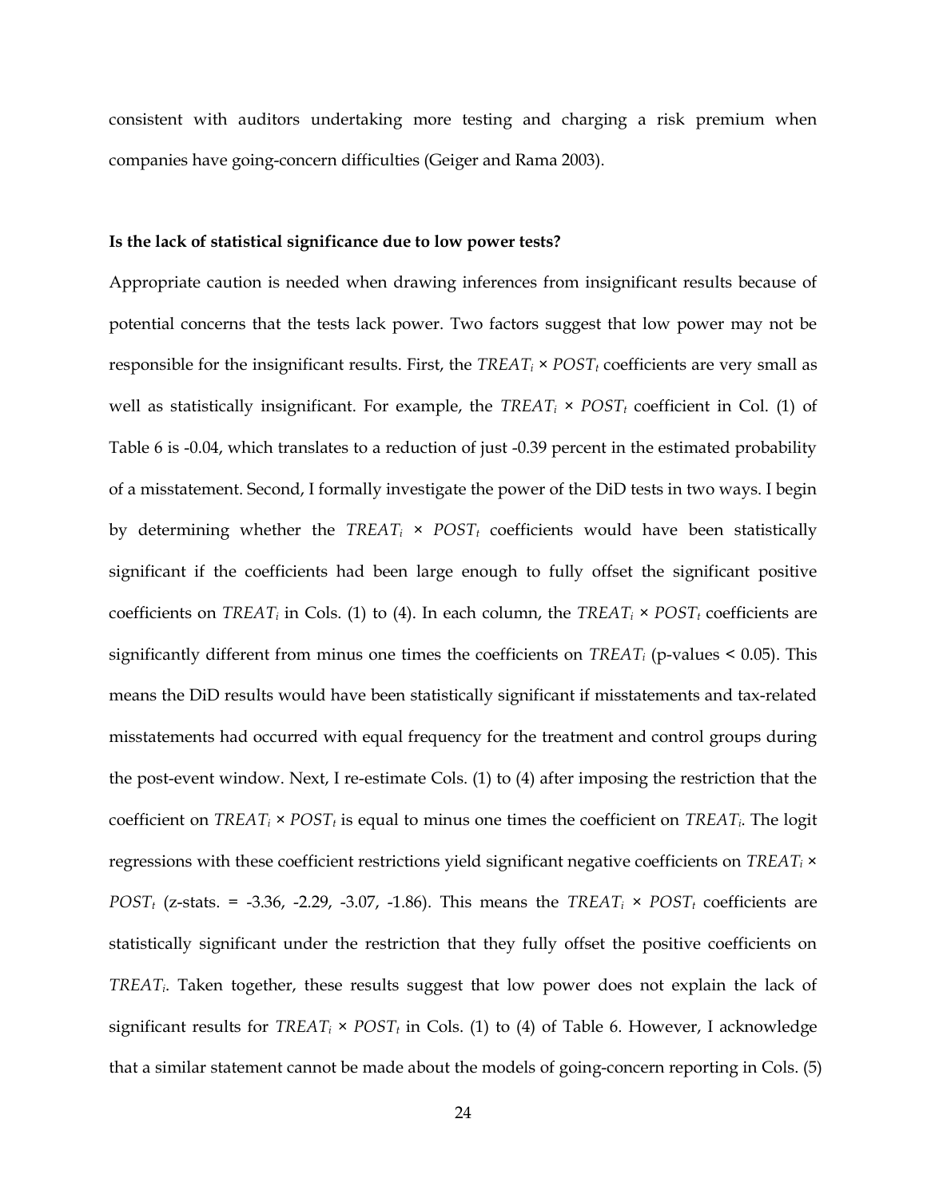consistent with auditors undertaking more testing and charging a risk premium when companies have going-concern difficulties (Geiger and Rama 2003).

**Is the lack of statistical significance due to low power tests?**

Appropriate caution is needed when drawing inferences from insignificant results because of potential concerns that the tests lack power. Two factors suggest that low power may not be responsible for the insignificant results. First, the $TREAT_i \times POST_t$ coefficients are very small as well as statistically insignificant. For example, the $TREAT_i \times POST_t$ coefficient in Col. (1) of Table 6 is -0.04, which translates to a reduction of just -0.39 percent in the estimated probability of a misstatement. Second, I formally investigate the power of the DiD tests in two ways. I begin by determining whether the $TREAT_i \times POST_t$ coefficients would have been statistically significant if the coefficients had been large enough to fully offset the significant positive coefficients on $TREAT_i$ in Cols. (1) to (4). In each column, the $TREAT_i \times POST_t$ coefficients are significantly different from minus one times the coefficients on $TREAT_i$ (p-values < 0.05). This means the DiD results would have been statistically significant if misstatements and tax-related misstatements had occurred with equal frequency for the treatment and control groups during the post-event window. Next, I re-estimate Cols. (1) to (4) after imposing the restriction that the coefficient on $TREAT_i \times POST_t$ is equal to minus one times the coefficient on $TREAT_i$. The logit regressions with these coefficient restrictions yield significant negative coefficients on $TREAT_i \times POST_t$ (z-stats. = -3.36, -2.29, -3.07, -1.86). This means the $TREAT_i \times POST_t$ coefficients are statistically significant under the restriction that they fully offset the positive coefficients on $TREAT_i$. Taken together, these results suggest that low power does not explain the lack of significant results for $TREAT_i \times POST_t$ in Cols. (1) to (4) of Table 6. However, I acknowledge that a similar statement cannot be made about the models of going-concern reporting in Cols. (5)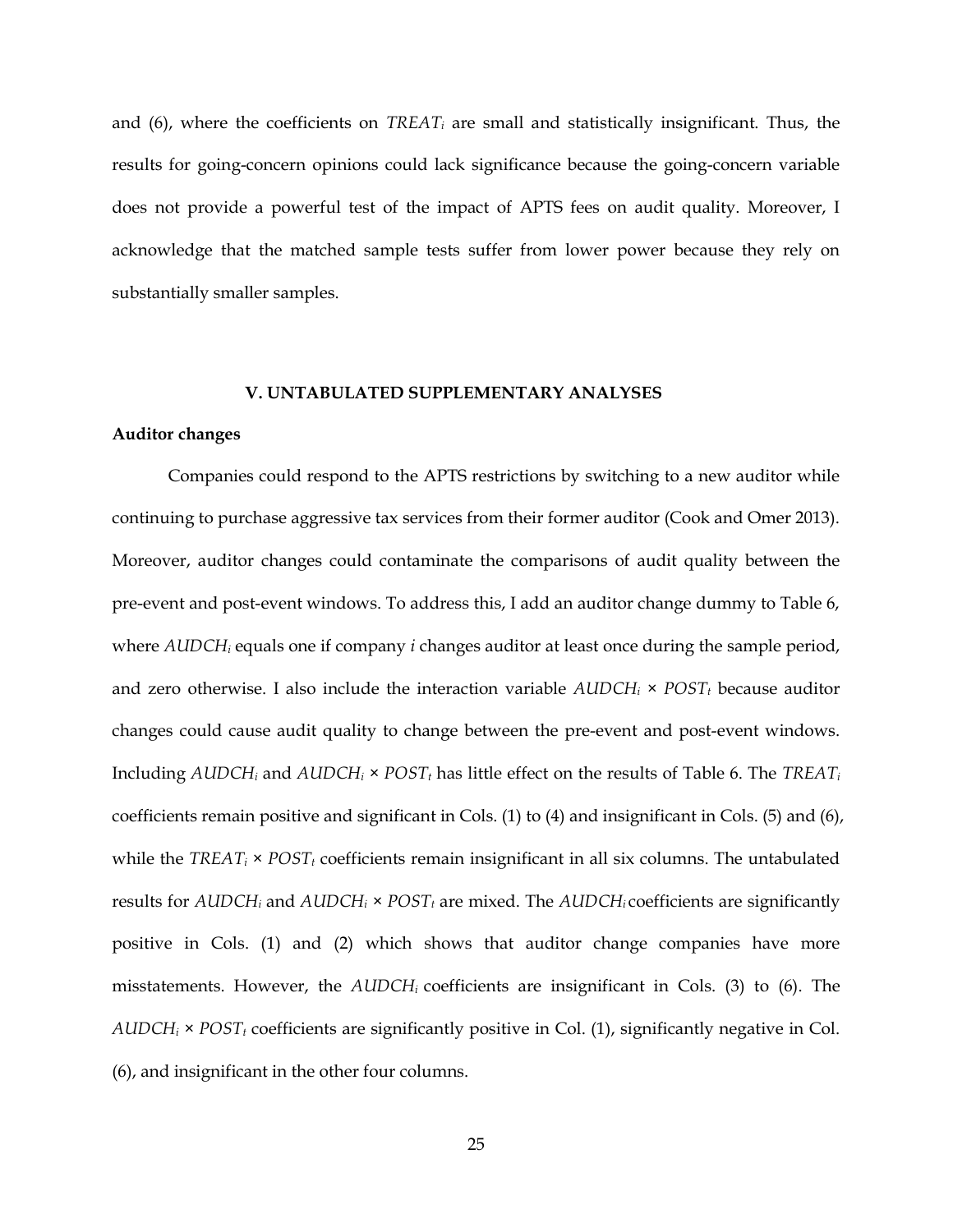and (6), where the coefficients on $TREAT_i$ are small and statistically insignificant. Thus, the results for going-concern opinions could lack significance because the going-concern variable does not provide a powerful test of the impact of APTS fees on audit quality. Moreover, I acknowledge that the matched sample tests suffer from lower power because they rely on substantially smaller samples.

## V. UNTABULATED SUPPLEMENTARY ANALYSES

### Auditor changes

Companies could respond to the APTS restrictions by switching to a new auditor while continuing to purchase aggressive tax services from their former auditor (Cook and Omer 2013). Moreover, auditor changes could contaminate the comparisons of audit quality between the pre-event and post-event windows. To address this, I add an auditor change dummy to Table 6, where $AUDCH_i$ equals one if company *i* changes auditor at least once during the sample period, and zero otherwise. I also include the interaction variable $AUDCH_i \times POST_t$ because auditor changes could cause audit quality to change between the pre-event and post-event windows. Including $AUDCH_i$ and $AUDCH_i \times POST_t$ has little effect on the results of Table 6. The $TREAT_i$ coefficients remain positive and significant in Cols. (1) to (4) and insignificant in Cols. (5) and (6), while the $TREAT_i \times POST_t$ coefficients remain insignificant in all six columns. The untabulated results for $AUDCH_i$ and $AUDCH_i \times POST_t$ are mixed. The $AUDCH_i$ coefficients are significantly positive in Cols. (1) and (2) which shows that auditor change companies have more misstatements. However, the $AUDCH_i$ coefficients are insignificant in Cols. (3) to (6). The $AUDCH_i \times POST_t$ coefficients are significantly positive in Col. (1), significantly negative in Col. (6), and insignificant in the other four columns.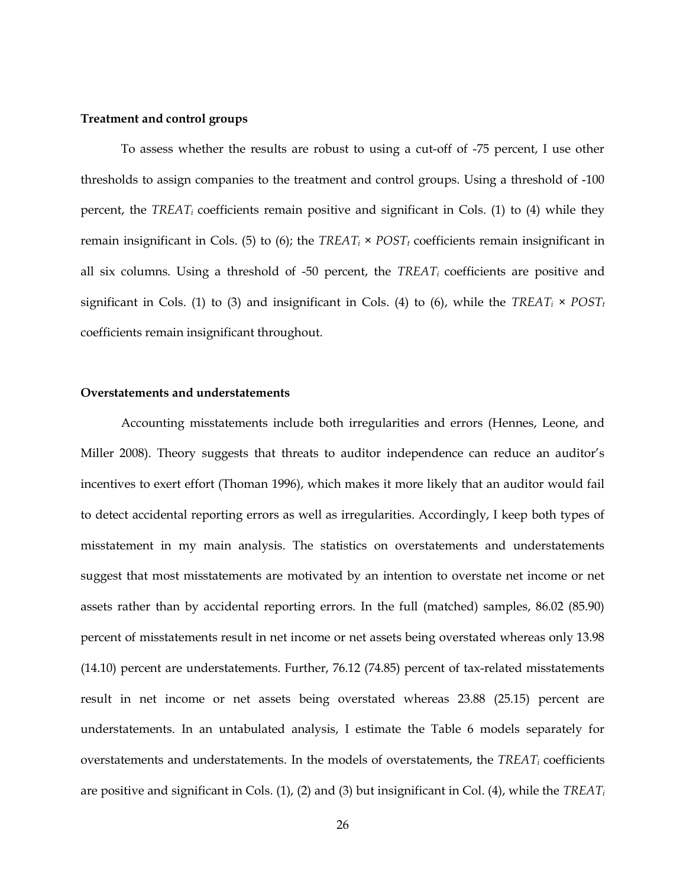**Treatment and control groups**

To assess whether the results are robust to using a cut-off of -75 percent, I use other thresholds to assign companies to the treatment and control groups. Using a threshold of -100 percent, the $TREAT_i$ coefficients remain positive and significant in Cols. (1) to (4) while they remain insignificant in Cols. (5) to (6); the $TREAT_i \times POST_t$ coefficients remain insignificant in all six columns. Using a threshold of -50 percent, the $TREAT_i$ coefficients are positive and significant in Cols. (1) to (3) and insignificant in Cols. (4) to (6), while the $TREAT_i \times POST_t$ coefficients remain insignificant throughout.

**Overstatements and understatements**

Accounting misstatements include both irregularities and errors (Hennes, Leone, and Miller 2008). Theory suggests that threats to auditor independence can reduce an auditor's incentives to exert effort (Thoman 1996), which makes it more likely that an auditor would fail to detect accidental reporting errors as well as irregularities. Accordingly, I keep both types of misstatement in my main analysis. The statistics on overstatements and understatements suggest that most misstatements are motivated by an intention to overstate net income or net assets rather than by accidental reporting errors. In the full (matched) samples, 86.02 (85.90) percent of misstatements result in net income or net assets being overstated whereas only 13.98 (14.10) percent are understatements. Further, 76.12 (74.85) percent of tax-related misstatements result in net income or net assets being overstated whereas 23.88 (25.15) percent are understatements. In an untabulated analysis, I estimate the Table 6 models separately for overstatements and understatements. In the models of overstatements, the $TREAT_i$ coefficients are positive and significant in Cols. (1), (2) and (3) but insignificant in Col. (4), while the $TREAT_i$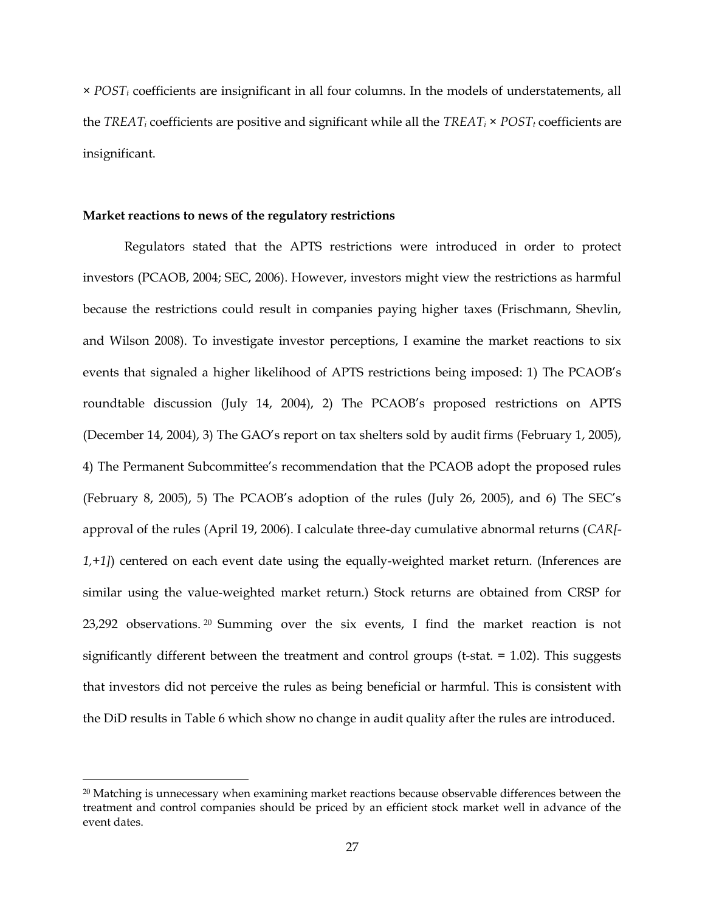× $POST_t$ coefficients are insignificant in all four columns. In the models of understatements, all the $TREAT_i$ coefficients are positive and significant while all the $TREAT_i$ × $POST_t$ coefficients are insignificant.

**Market reactions to news of the regulatory restrictions**

Regulators stated that the APTS restrictions were introduced in order to protect investors (PCAOB, 2004; SEC, 2006). However, investors might view the restrictions as harmful because the restrictions could result in companies paying higher taxes (Frischmann, Shevlin, and Wilson 2008). To investigate investor perceptions, I examine the market reactions to six events that signaled a higher likelihood of APTS restrictions being imposed: 1) The PCAOB's roundtable discussion (July 14, 2004), 2) The PCAOB's proposed restrictions on APTS (December 14, 2004), 3) The GAO's report on tax shelters sold by audit firms (February 1, 2005), 4) The Permanent Subcommittee's recommendation that the PCAOB adopt the proposed rules (February 8, 2005), 5) The PCAOB's adoption of the rules (July 26, 2005), and 6) The SEC's approval of the rules (April 19, 2006). I calculate three-day cumulative abnormal returns (*CAR[-1,+1]*) centered on each event date using the equally-weighted market return. (Inferences are similar using the value-weighted market return.) Stock returns are obtained from CRSP for 23,292 observations.[20] Summing over the six events, I find the market reaction is not significantly different between the treatment and control groups (t-stat. = 1.02). This suggests that investors did not perceive the rules as being beneficial or harmful. This is consistent with the DiD results in Table 6 which show no change in audit quality after the rules are introduced.

---

[20] Matching is unnecessary when examining market reactions because observable differences between the treatment and control companies should be priced by an efficient stock market well in advance of the event dates.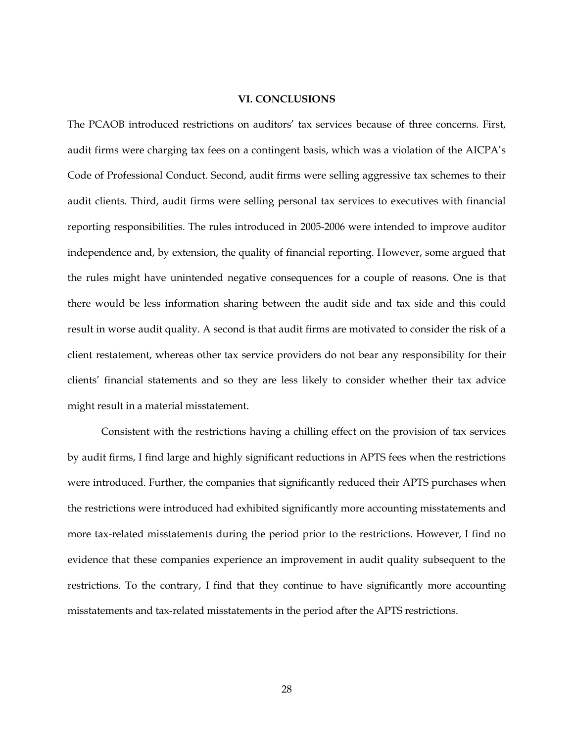## VI. CONCLUSIONS

The PCAOB introduced restrictions on auditors' tax services because of three concerns. First, audit firms were charging tax fees on a contingent basis, which was a violation of the AICPA's Code of Professional Conduct. Second, audit firms were selling aggressive tax schemes to their audit clients. Third, audit firms were selling personal tax services to executives with financial reporting responsibilities. The rules introduced in 2005-2006 were intended to improve auditor independence and, by extension, the quality of financial reporting. However, some argued that the rules might have unintended negative consequences for a couple of reasons. One is that there would be less information sharing between the audit side and tax side and this could result in worse audit quality. A second is that audit firms are motivated to consider the risk of a client restatement, whereas other tax service providers do not bear any responsibility for their clients' financial statements and so they are less likely to consider whether their tax advice might result in a material misstatement.

Consistent with the restrictions having a chilling effect on the provision of tax services by audit firms, I find large and highly significant reductions in APTS fees when the restrictions were introduced. Further, the companies that significantly reduced their APTS purchases when the restrictions were introduced had exhibited significantly more accounting misstatements and more tax-related misstatements during the period prior to the restrictions. However, I find no evidence that these companies experience an improvement in audit quality subsequent to the restrictions. To the contrary, I find that they continue to have significantly more accounting misstatements and tax-related misstatements in the period after the APTS restrictions.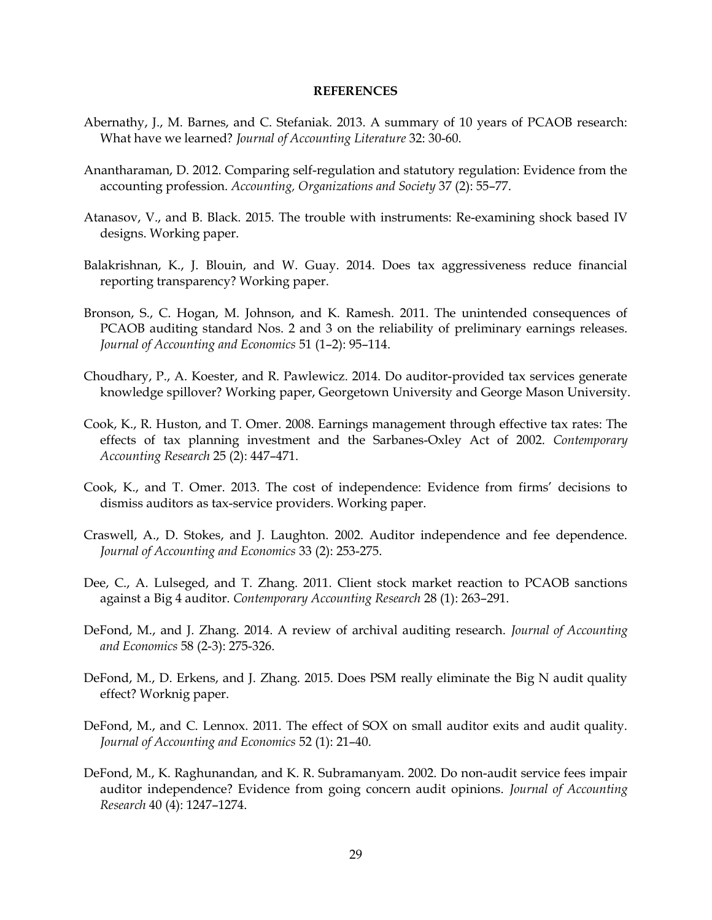## REFERENCES

Abernathy, J., M. Barnes, and C. Stefaniak. 2013. A summary of 10 years of PCAOB research: What have we learned? *Journal of Accounting Literature* 32: 30-60.

Anantharaman, D. 2012. Comparing self-regulation and statutory regulation: Evidence from the accounting profession. *Accounting, Organizations and Society* 37 (2): 55–77.

Atanasov, V., and B. Black. 2015. The trouble with instruments: Re-examining shock based IV designs. Working paper.

Balakrishnan, K., J. Blouin, and W. Guay. 2014. Does tax aggressiveness reduce financial reporting transparency? Working paper.

Bronson, S., C. Hogan, M. Johnson, and K. Ramesh. 2011. The unintended consequences of PCAOB auditing standard Nos. 2 and 3 on the reliability of preliminary earnings releases. *Journal of Accounting and Economics* 51 (1–2): 95–114.

Choudhary, P., A. Koester, and R. Pawlewicz. 2014. Do auditor-provided tax services generate knowledge spillover? Working paper, Georgetown University and George Mason University.

Cook, K., R. Huston, and T. Omer. 2008. Earnings management through effective tax rates: The effects of tax planning investment and the Sarbanes-Oxley Act of 2002. *Contemporary Accounting Research* 25 (2): 447–471.

Cook, K., and T. Omer. 2013. The cost of independence: Evidence from firms' decisions to dismiss auditors as tax-service providers. Working paper.

Craswell, A., D. Stokes, and J. Laughton. 2002. Auditor independence and fee dependence. *Journal of Accounting and Economics* 33 (2): 253-275.

Dee, C., A. Lulseged, and T. Zhang. 2011. Client stock market reaction to PCAOB sanctions against a Big 4 auditor. *Contemporary Accounting Research* 28 (1): 263–291.

DeFond, M., and J. Zhang. 2014. A review of archival auditing research. *Journal of Accounting and Economics* 58 (2-3): 275-326.

DeFond, M., D. Erkens, and J. Zhang. 2015. Does PSM really eliminate the Big N audit quality effect? Worknig paper.

DeFond, M., and C. Lennox. 2011. The effect of SOX on small auditor exits and audit quality. *Journal of Accounting and Economics* 52 (1): 21–40.

DeFond, M., K. Raghunandan, and K. R. Subramanyam. 2002. Do non-audit service fees impair auditor independence? Evidence from going concern audit opinions. *Journal of Accounting Research* 40 (4): 1247–1274.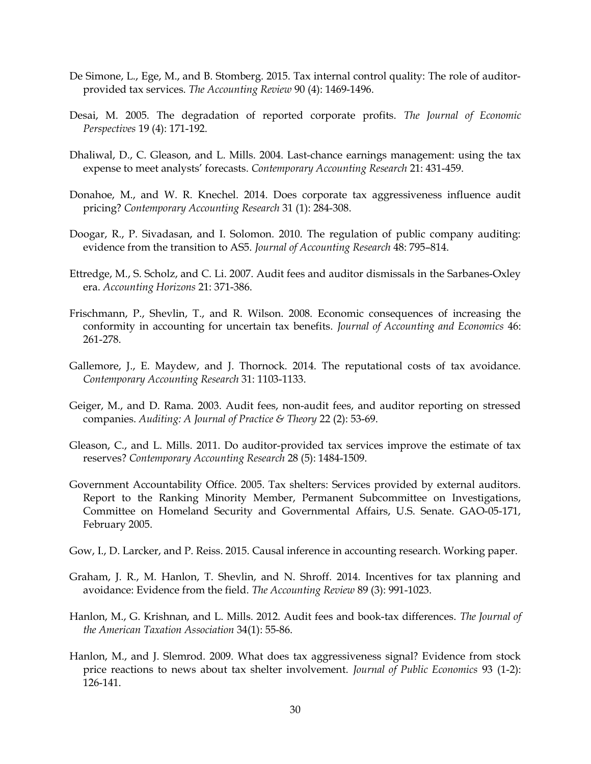De Simone, L., Ege, M., and B. Stomberg. 2015. Tax internal control quality: The role of auditor-provided tax services. *The Accounting Review* 90 (4): 1469-1496.

Desai, M. 2005. The degradation of reported corporate profits. *The Journal of Economic Perspectives* 19 (4): 171-192.

Dhaliwal, D., C. Gleason, and L. Mills. 2004. Last-chance earnings management: using the tax expense to meet analysts' forecasts. *Contemporary Accounting Research* 21: 431-459.

Donahoe, M., and W. R. Knechel. 2014. Does corporate tax aggressiveness influence audit pricing? *Contemporary Accounting Research* 31 (1): 284-308.

Doogar, R., P. Sivadasan, and I. Solomon. 2010. The regulation of public company auditing: evidence from the transition to AS5. *Journal of Accounting Research* 48: 795–814.

Ettredge, M., S. Scholz, and C. Li. 2007. Audit fees and auditor dismissals in the Sarbanes-Oxley era. *Accounting Horizons* 21: 371-386.

Frischmann, P., Shevlin, T., and R. Wilson. 2008. Economic consequences of increasing the conformity in accounting for uncertain tax benefits. *Journal of Accounting and Economics* 46: 261-278.

Gallemore, J., E. Maydew, and J. Thornock. 2014. The reputational costs of tax avoidance. *Contemporary Accounting Research* 31: 1103-1133.

Geiger, M., and D. Rama. 2003. Audit fees, non-audit fees, and auditor reporting on stressed companies. *Auditing: A Journal of Practice & Theory* 22 (2): 53-69.

Gleason, C., and L. Mills. 2011. Do auditor-provided tax services improve the estimate of tax reserves? *Contemporary Accounting Research* 28 (5): 1484-1509.

Government Accountability Office. 2005. Tax shelters: Services provided by external auditors. Report to the Ranking Minority Member, Permanent Subcommittee on Investigations, Committee on Homeland Security and Governmental Affairs, U.S. Senate. GAO-05-171, February 2005.

Gow, I., D. Larcker, and P. Reiss. 2015. Causal inference in accounting research. Working paper.

Graham, J. R., M. Hanlon, T. Shevlin, and N. Shroff. 2014. Incentives for tax planning and avoidance: Evidence from the field. *The Accounting Review* 89 (3): 991-1023.

Hanlon, M., G. Krishnan, and L. Mills. 2012. Audit fees and book-tax differences. *The Journal of the American Taxation Association* 34(1): 55-86.

Hanlon, M., and J. Slemrod. 2009. What does tax aggressiveness signal? Evidence from stock price reactions to news about tax shelter involvement. *Journal of Public Economics* 93 (1-2): 126-141.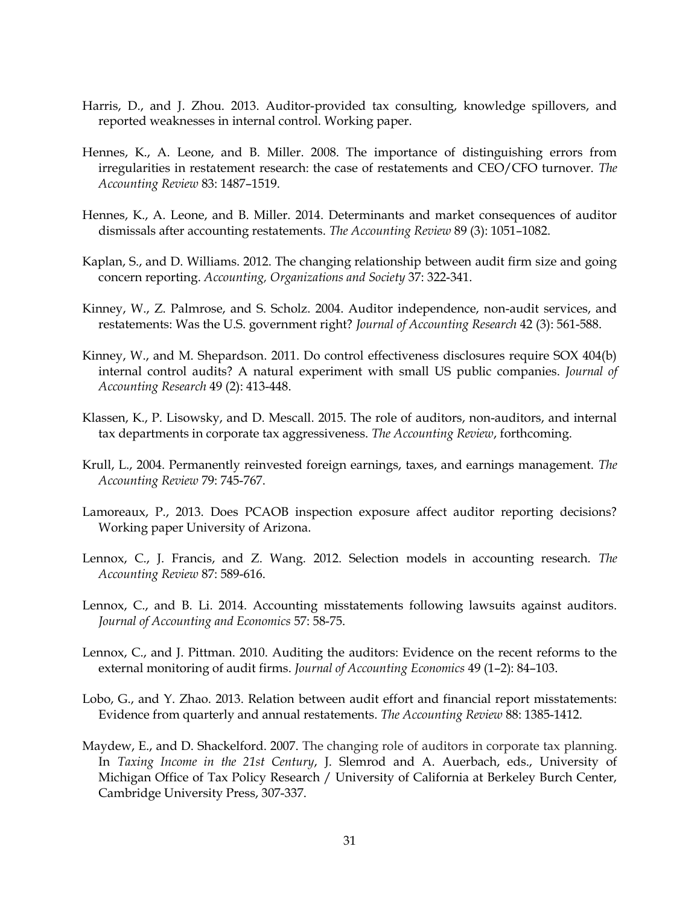Harris, D., and J. Zhou. 2013. Auditor-provided tax consulting, knowledge spillovers, and reported weaknesses in internal control. Working paper.

Hennes, K., A. Leone, and B. Miller. 2008. The importance of distinguishing errors from irregularities in restatement research: the case of restatements and CEO/CFO turnover. *The Accounting Review* 83: 1487–1519.

Hennes, K., A. Leone, and B. Miller. 2014. Determinants and market consequences of auditor dismissals after accounting restatements. *The Accounting Review* 89 (3): 1051–1082.

Kaplan, S., and D. Williams. 2012. The changing relationship between audit firm size and going concern reporting. *Accounting, Organizations and Society* 37: 322-341.

Kinney, W., Z. Palmrose, and S. Scholz. 2004. Auditor independence, non-audit services, and restatements: Was the U.S. government right? *Journal of Accounting Research* 42 (3): 561-588.

Kinney, W., and M. Shepardson. 2011. Do control effectiveness disclosures require SOX 404(b) internal control audits? A natural experiment with small US public companies. *Journal of Accounting Research* 49 (2): 413-448.

Klassen, K., P. Lisowsky, and D. Mescall. 2015. The role of auditors, non-auditors, and internal tax departments in corporate tax aggressiveness. *The Accounting Review*, forthcoming.

Krull, L., 2004. Permanently reinvested foreign earnings, taxes, and earnings management. *The Accounting Review* 79: 745-767.

Lamoreaux, P., 2013. Does PCAOB inspection exposure affect auditor reporting decisions? Working paper University of Arizona.

Lennox, C., J. Francis, and Z. Wang. 2012. Selection models in accounting research. *The Accounting Review* 87: 589-616.

Lennox, C., and B. Li. 2014. Accounting misstatements following lawsuits against auditors. *Journal of Accounting and Economics* 57: 58-75.

Lennox, C., and J. Pittman. 2010. Auditing the auditors: Evidence on the recent reforms to the external monitoring of audit firms. *Journal of Accounting Economics* 49 (1–2): 84–103.

Lobo, G., and Y. Zhao. 2013. Relation between audit effort and financial report misstatements: Evidence from quarterly and annual restatements. *The Accounting Review* 88: 1385-1412.

Maydew, E., and D. Shackelford. 2007. The changing role of auditors in corporate tax planning. In *Taxing Income in the 21st Century*, J. Slemrod and A. Auerbach, eds., University of Michigan Office of Tax Policy Research / University of California at Berkeley Burch Center, Cambridge University Press, 307-337.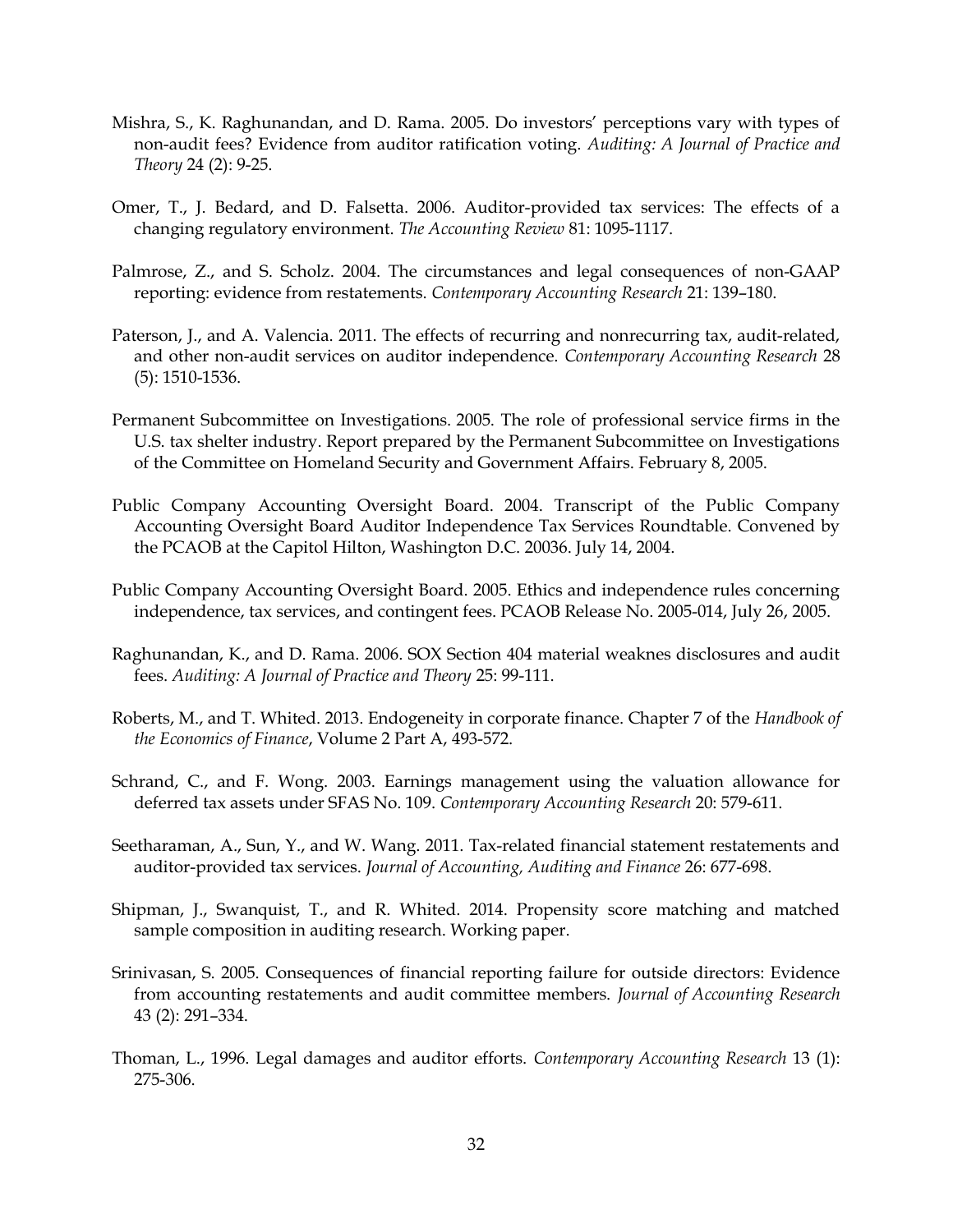Mishra, S., K. Raghunandan, and D. Rama. 2005. Do investors' perceptions vary with types of non-audit fees? Evidence from auditor ratification voting. *Auditing: A Journal of Practice and Theory* 24 (2): 9-25.

Omer, T., J. Bedard, and D. Falsetta. 2006. Auditor-provided tax services: The effects of a changing regulatory environment. *The Accounting Review* 81: 1095-1117.

Palmrose, Z., and S. Scholz. 2004. The circumstances and legal consequences of non-GAAP reporting: evidence from restatements. *Contemporary Accounting Research* 21: 139–180.

Paterson, J., and A. Valencia. 2011. The effects of recurring and nonrecurring tax, audit-related, and other non-audit services on auditor independence. *Contemporary Accounting Research* 28 (5): 1510-1536.

Permanent Subcommittee on Investigations. 2005. The role of professional service firms in the U.S. tax shelter industry. Report prepared by the Permanent Subcommittee on Investigations of the Committee on Homeland Security and Government Affairs. February 8, 2005.

Public Company Accounting Oversight Board. 2004. Transcript of the Public Company Accounting Oversight Board Auditor Independence Tax Services Roundtable. Convened by the PCAOB at the Capitol Hilton, Washington D.C. 20036. July 14, 2004.

Public Company Accounting Oversight Board. 2005. Ethics and independence rules concerning independence, tax services, and contingent fees. PCAOB Release No. 2005-014, July 26, 2005.

Raghunandan, K., and D. Rama. 2006. SOX Section 404 material weaknes disclosures and audit fees. *Auditing: A Journal of Practice and Theory* 25: 99-111.

Roberts, M., and T. Whited. 2013. Endogeneity in corporate finance. Chapter 7 of the *Handbook of the Economics of Finance*, Volume 2 Part A, 493-572.

Schrand, C., and F. Wong. 2003. Earnings management using the valuation allowance for deferred tax assets under SFAS No. 109. *Contemporary Accounting Research* 20: 579-611.

Seetharaman, A., Sun, Y., and W. Wang. 2011. Tax-related financial statement restatements and auditor-provided tax services. *Journal of Accounting, Auditing and Finance* 26: 677-698.

Shipman, J., Swanquist, T., and R. Whited. 2014. Propensity score matching and matched sample composition in auditing research. Working paper.

Srinivasan, S. 2005. Consequences of financial reporting failure for outside directors: Evidence from accounting restatements and audit committee members. *Journal of Accounting Research* 43 (2): 291–334.

Thoman, L., 1996. Legal damages and auditor efforts. *Contemporary Accounting Research* 13 (1): 275-306.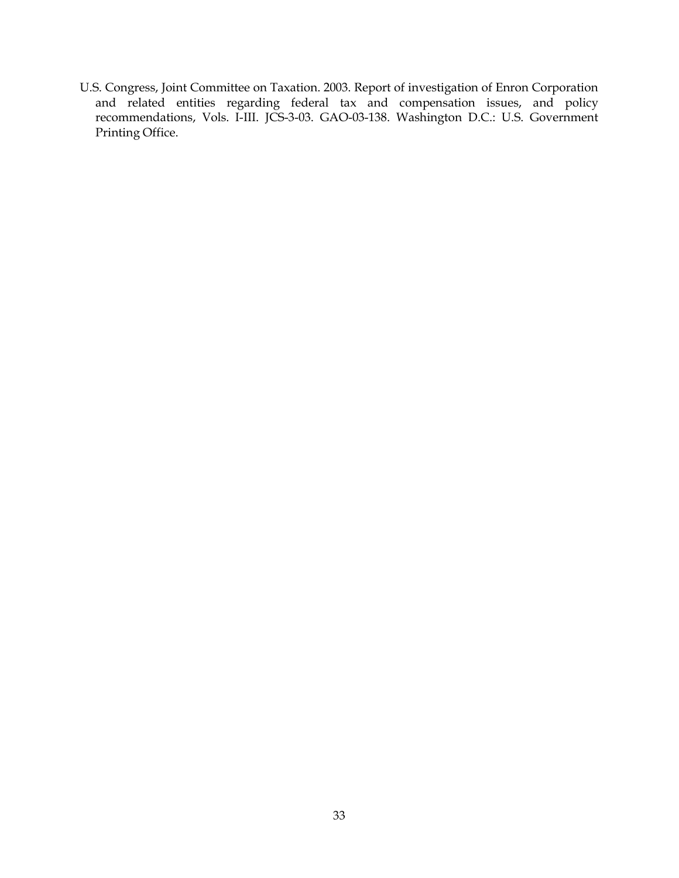U.S. Congress, Joint Committee on Taxation. 2003. Report of investigation of Enron Corporation and related entities regarding federal tax and compensation issues, and policy recommendations, Vols. I-III. JCS-3-03. GAO-03-138. Washington D.C.: U.S. Government Printing Office.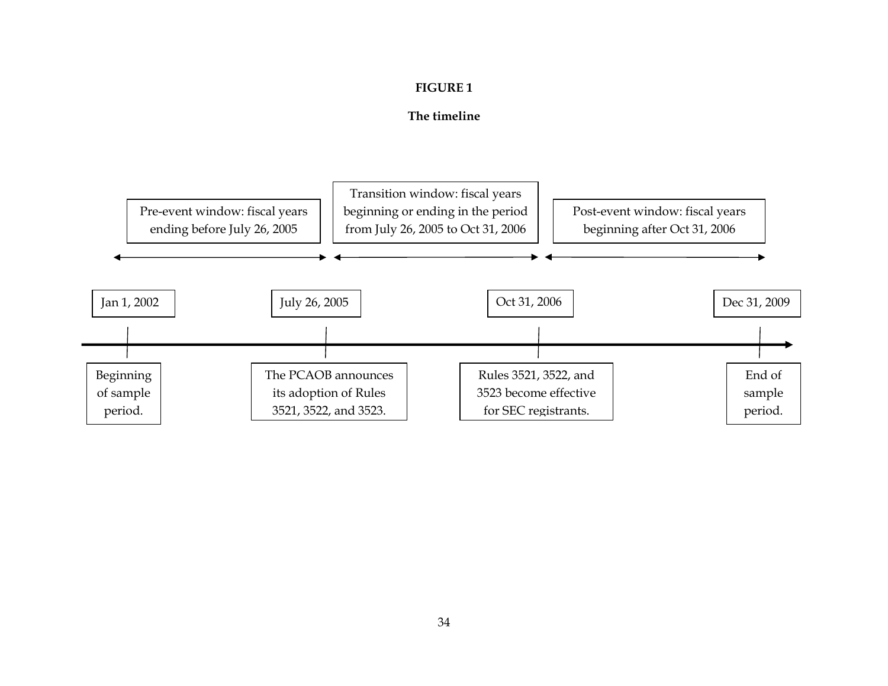**FIGURE 1**

**The timeline**

Pre-event window: fiscal years ending before July 26, 2005

Transition window: fiscal years beginning or ending in the period from July 26, 2005 to Oct 31, 2006

Post-event window: fiscal years beginning after Oct 31, 2006

Jan 1, 2002

July 26, 2005

Oct 31, 2006

Dec 31, 2009

Beginning of sample period.

The PCAOB announces its adoption of Rules 3521, 3522, and 3523.

Rules 3521, 3522, and 3523 become effective for SEC registrants.

End of sample period.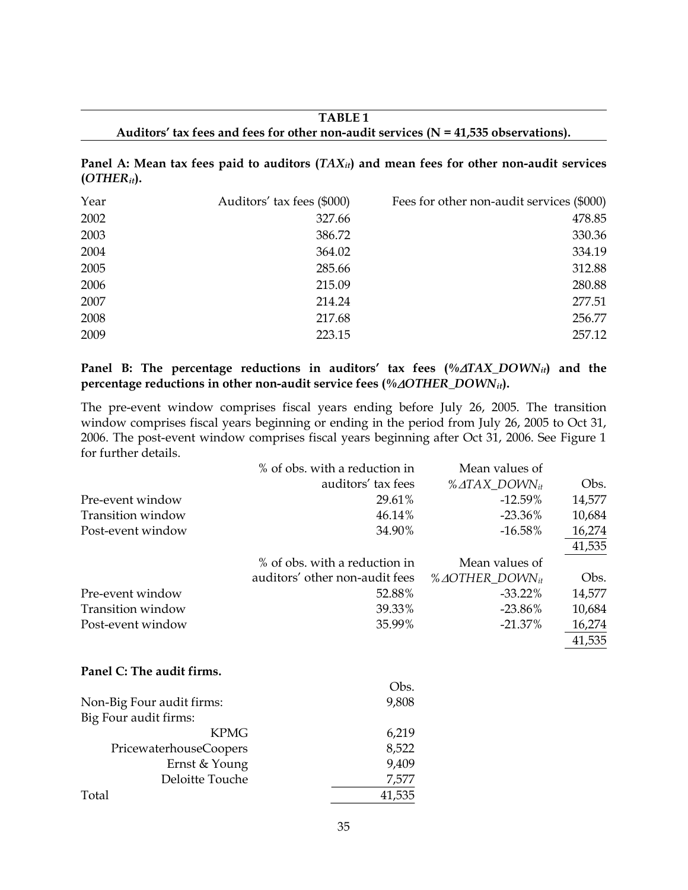**TABLE 1**

**Auditors' tax fees and fees for other non-audit services (N = 41,535 observations).**

**Panel A: Mean tax fees paid to auditors ($TAX_{it}$) and mean fees for other non-audit services ($OTHER_{it}$).**

| Year | Auditors' tax fees ($000) | Fees for other non-audit services ($000) |
|---|---|---|
| 2002 | 327.66 | 478.85 |
| 2003 | 386.72 | 330.36 |
| 2004 | 364.02 | 334.19 |
| 2005 | 285.66 | 312.88 |
| 2006 | 215.09 | 280.88 |
| 2007 | 214.24 | 277.51 |
| 2008 | 217.68 | 256.77 |
| 2009 | 223.15 | 257.12 |

**Panel B: The percentage reductions in auditors' tax fees ($\%\Delta TAX\_DOWN_{it}$) and the percentage reductions in other non-audit service fees ($\%\Delta OTHER\_DOWN_{it}$).**

The pre-event window comprises fiscal years ending before July 26, 2005. The transition window comprises fiscal years beginning or ending in the period from July 26, 2005 to Oct 31, 2006. The post-event window comprises fiscal years beginning after Oct 31, 2006. See Figure 1 for further details.

| | % of obs. with a reduction in auditors' tax fees | Mean values of $\%\Delta TAX\_DOWN_{it}$ | Obs. |
|---|---|---|---|
| Pre-event window | 29.61% | -12.59% | 14,577 |
| Transition window | 46.14% | -23.36% | 10,684 |
| Post-event window | 34.90% | -16.58% | 16,274 |
| | | | 41,535 |

| | % of obs. with a reduction in auditors' other non-audit fees | Mean values of $\%\Delta OTHER\_DOWN_{it}$ | Obs. |
|---|---|---|---|
| Pre-event window | 52.88% | -33.22% | 14,577 |
| Transition window | 39.33% | -23.86% | 10,684 |
| Post-event window | 35.99% | -21.37% | 16,274 |
| | | | 41,535 |

**Panel C: The audit firms.**

| | Obs. |
|---|---|
| Non-Big Four audit firms: | 9,808 |
| Big Four audit firms: | |
| KPMG | 6,219 |
| PricewaterhouseCoopers | 8,522 |
| Ernst & Young | 9,409 |
| Deloitte Touche | 7,577 |
| Total | 41,535 |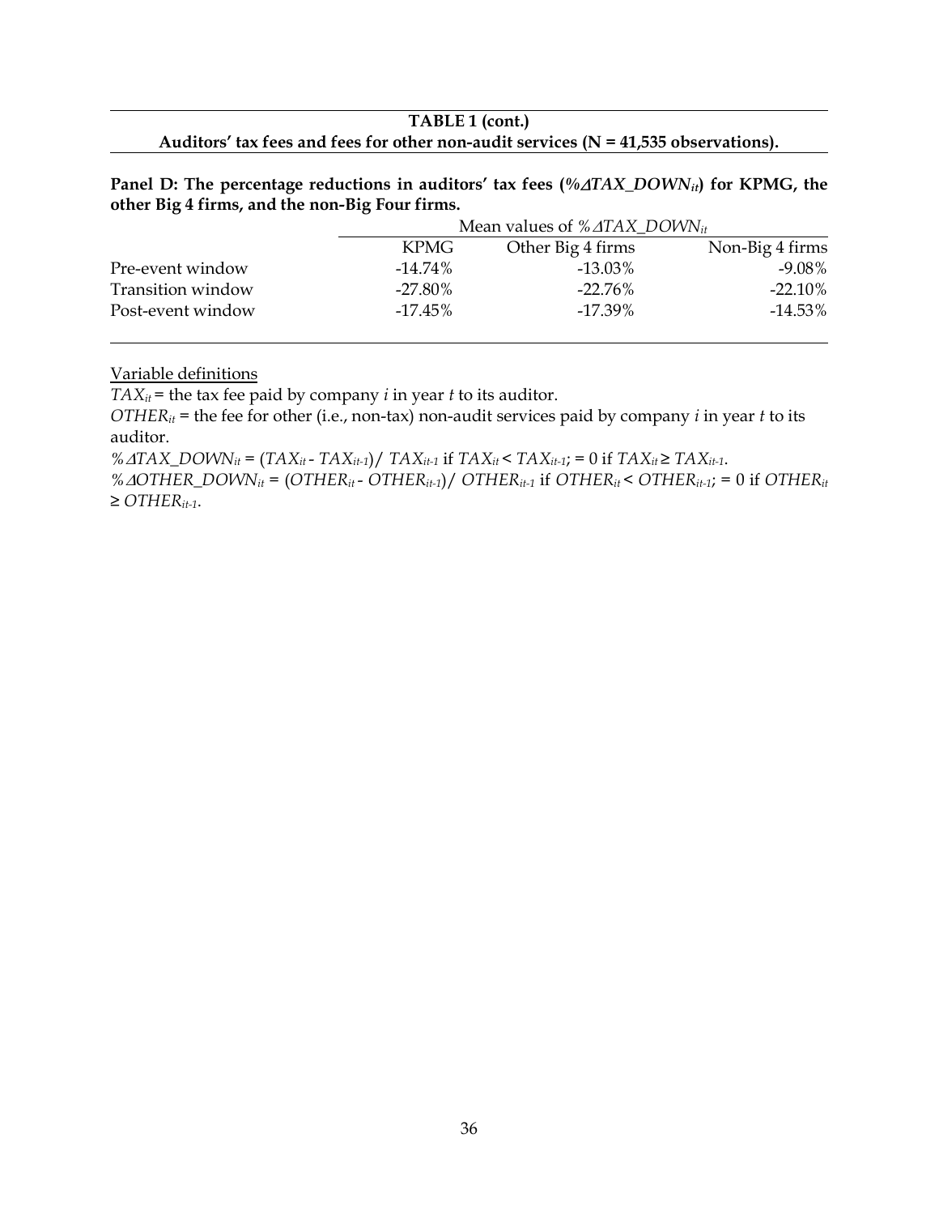**TABLE 1 (cont.)**

**Auditors' tax fees and fees for other non-audit services (N = 41,535 observations).**

**Panel D: The percentage reductions in auditors' tax fees ($\%\Delta TAX\_DOWN_{it}$) for KPMG, the other Big 4 firms, and the non-Big Four firms.**

| | Mean values of $\%\Delta TAX\_DOWN_{it}$ | | |
|---|---|---|---|
| | KPMG | Other Big 4 firms | Non-Big 4 firms |
| Pre-event window | -14.74% | -13.03% | -9.08% |
| Transition window | -27.80% | -22.76% | -22.10% |
| Post-event window | -17.45% | -17.39% | -14.53% |

Variable definitions

$TAX_{it}$ = the tax fee paid by company $i$ in year $t$ to its auditor.

$OTHER_{it}$ = the fee for other (i.e., non-tax) non-audit services paid by company $i$ in year $t$ to its auditor.

$\%\Delta TAX\_DOWN_{it} = (TAX_{it} - TAX_{it-1}) / TAX_{it-1}$ if $TAX_{it} < TAX_{it-1}$; = 0 if $TAX_{it} \geq TAX_{it-1}$.

$\%\Delta OTHER\_DOWN_{it} = (OTHER_{it} - OTHER_{it-1}) / OTHER_{it-1}$ if $OTHER_{it} < OTHER_{it-1}$; = 0 if $OTHER_{it} \geq OTHER_{it-1}$.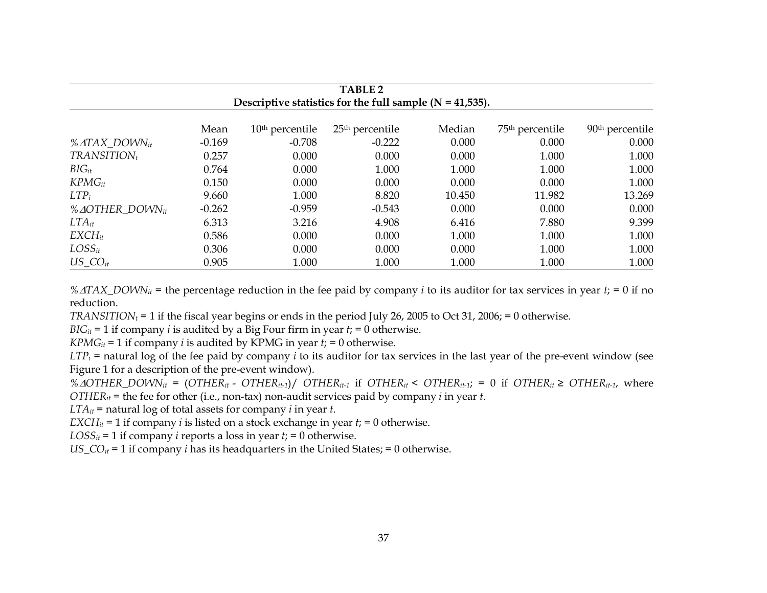**TABLE 2**
**Descriptive statistics for the full sample (N = 41,535).**

| | Mean | 10th percentile | 25th percentile | Median | 75th percentile | 90th percentile |
|---|---|---|---|---|---|---|
| $\%\Delta TAX\_DOWN_{it}$ | -0.169 | -0.708 | -0.222 | 0.000 | 0.000 | 0.000 |
| $TRANSITION_{t}$ | 0.257 | 0.000 | 0.000 | 0.000 | 1.000 | 1.000 |
| $BIG_{it}$ | 0.764 | 0.000 | 1.000 | 1.000 | 1.000 | 1.000 |
| $KPMG_{it}$ | 0.150 | 0.000 | 0.000 | 0.000 | 0.000 | 1.000 |
| $LTP_{i}$ | 9.660 | 1.000 | 8.820 | 10.450 | 11.982 | 13.269 |
| $\%\Delta OTHER\_DOWN_{it}$ | -0.262 | -0.959 | -0.543 | 0.000 | 0.000 | 0.000 |
| $LTA_{it}$ | 6.313 | 3.216 | 4.908 | 6.416 | 7.880 | 9.399 |
| $EXCH_{it}$ | 0.586 | 0.000 | 0.000 | 1.000 | 1.000 | 1.000 |
| $LOSS_{it}$ | 0.306 | 0.000 | 0.000 | 0.000 | 1.000 | 1.000 |
| $US\_CO_{it}$ | 0.905 | 1.000 | 1.000 | 1.000 | 1.000 | 1.000 |

$\%\Delta TAX\_DOWN_{it}$ = the percentage reduction in the fee paid by company *i* to its auditor for tax services in year *t*; = 0 if no reduction.

$TRANSITION_{t}$ = 1 if the fiscal year begins or ends in the period July 26, 2005 to Oct 31, 2006; = 0 otherwise.

$BIG_{it}$ = 1 if company *i* is audited by a Big Four firm in year *t*; = 0 otherwise.

$KPMG_{it}$ = 1 if company *i* is audited by KPMG in year *t*; = 0 otherwise.

$LTP_{i}$ = natural log of the fee paid by company *i* to its auditor for tax services in the last year of the pre-event window (see Figure 1 for a description of the pre-event window).

$\%\Delta OTHER\_DOWN_{it}$ = $(OTHER_{it} - OTHER_{it-1})/\ OTHER_{it-1}$ if $OTHER_{it} < OTHER_{it-1}$; = 0 if $OTHER_{it} \geq OTHER_{it-1}$, where $OTHER_{it}$ = the fee for other (i.e., non-tax) non-audit services paid by company *i* in year *t*.

$LTA_{it}$ = natural log of total assets for company *i* in year *t*.

$EXCH_{it}$ = 1 if company *i* is listed on a stock exchange in year *t*; = 0 otherwise.

$LOSS_{it}$ = 1 if company *i* reports a loss in year *t*; = 0 otherwise.

$US\_CO_{it}$ = 1 if company *i* has its headquarters in the United States; = 0 otherwise.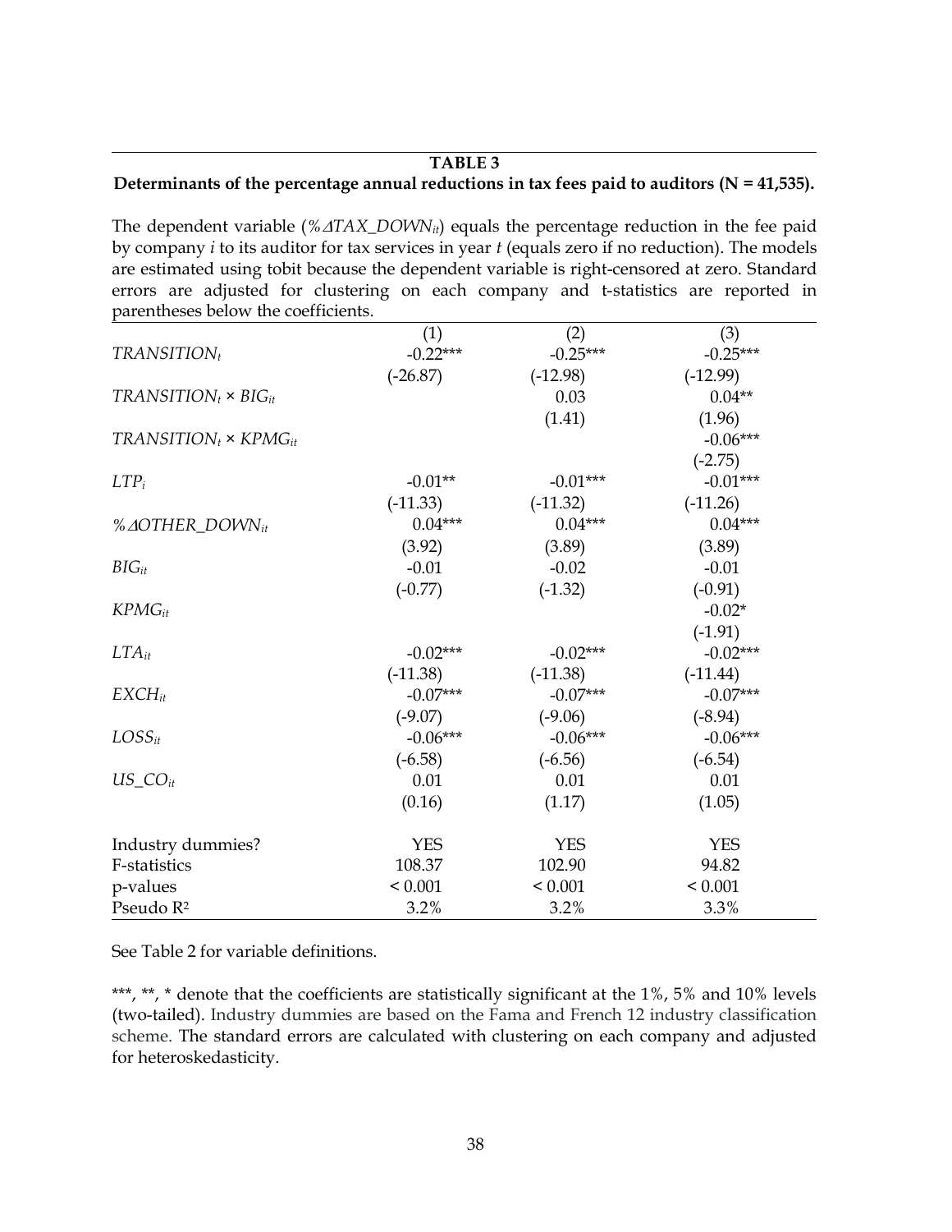**TABLE 3**

**Determinants of the percentage annual reductions in tax fees paid to auditors (N = 41,535).**

The dependent variable ($\%\Delta TAX\_DOWN_{it}$) equals the percentage reduction in the fee paid by company $i$ to its auditor for tax services in year $t$ (equals zero if no reduction). The models are estimated using tobit because the dependent variable is right-censored at zero. Standard errors are adjusted for clustering on each company and t-statistics are reported in parentheses below the coefficients.

| | (1) | (2) | (3) |
|---|---|---|---|
| $TRANSITION_t$ | -0.22*** | -0.25*** | -0.25*** |
| | (-26.87) | (-12.98) | (-12.99) |
| $TRANSITION_t \times BIG_{it}$ | | 0.03 | 0.04** |
| | | (1.41) | (1.96) |
| $TRANSITION_t \times KPMG_{it}$ | | | -0.06*** |
| | | | (-2.75) |
| $LTP_i$ | -0.01** | -0.01*** | -0.01*** |
| | (-11.33) | (-11.32) | (-11.26) |
| $\%\Delta OTHER\_DOWN_{it}$ | 0.04*** | 0.04*** | 0.04*** |
| | (3.92) | (3.89) | (3.89) |
| $BIG_{it}$ | -0.01 | -0.02 | -0.01 |
| | (-0.77) | (-1.32) | (-0.91) |
| $KPMG_{it}$ | | | -0.02* |
| | | | (-1.91) |
| $LTA_{it}$ | -0.02*** | -0.02*** | -0.02*** |
| | (-11.38) | (-11.38) | (-11.44) |
| $EXCH_{it}$ | -0.07*** | -0.07*** | -0.07*** |
| | (-9.07) | (-9.06) | (-8.94) |
| $LOSS_{it}$ | -0.06*** | -0.06*** | -0.06*** |
| | (-6.58) | (-6.56) | (-6.54) |
| $US\_CO_{it}$ | 0.01 | 0.01 | 0.01 |
| | (0.16) | (1.17) | (1.05) |
| Industry dummies? | YES | YES | YES |
| F-statistics | 108.37 | 102.90 | 94.82 |
| p-values | < 0.001 | < 0.001 | < 0.001 |
| Pseudo $R^2$ | 3.2% | 3.2% | 3.3% |

See Table 2 for variable definitions.

***, **, * denote that the coefficients are statistically significant at the 1%, 5% and 10% levels (two-tailed). Industry dummies are based on the Fama and French 12 industry classification scheme. The standard errors are calculated with clustering on each company and adjusted for heteroskedasticity.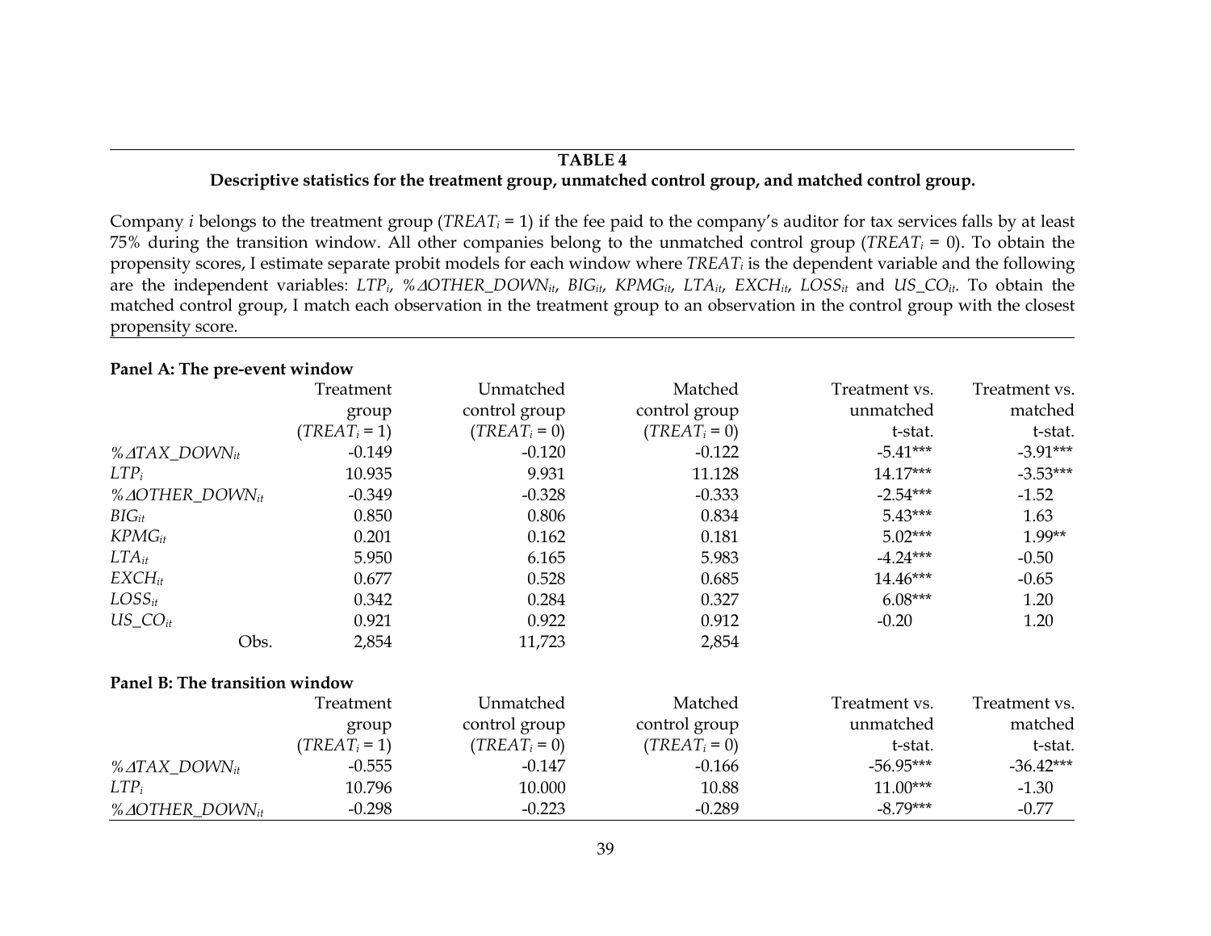**TABLE 4**

**Descriptive statistics for the treatment group, unmatched control group, and matched control group.**

Company *i* belongs to the treatment group ($TREAT_i = 1$) if the fee paid to the company's auditor for tax services falls by at least 75% during the transition window. All other companies belong to the unmatched control group ($TREAT_i = 0$). To obtain the propensity scores, I estimate separate probit models for each window where $TREAT_i$ is the dependent variable and the following are the independent variables: $LTP_i$, $\%\Delta OTHER\_DOWN_{it}$, $BIG_{it}$, $KPMG_{it}$, $LTA_{it}$, $EXCH_{it}$, $LOSS_{it}$ and $US\_CO_{it}$. To obtain the matched control group, I match each observation in the treatment group to an observation in the control group with the closest propensity score.

**Panel A: The pre-event window**

| | Treatment group ($TREAT_i = 1$) | Unmatched control group ($TREAT_i = 0$) | Matched control group ($TREAT_i = 0$) | Treatment vs. unmatched t-stat. | Treatment vs. matched t-stat. |
|---|---|---|---|---|---|
| $\%\Delta TAX\_DOWN_{it}$ | -0.149 | -0.120 | -0.122 | -5.41*** | -3.91*** |
| $LTP_i$ | 10.935 | 9.931 | 11.128 | 14.17*** | -3.53*** |
| $\%\Delta OTHER\_DOWN_{it}$ | -0.349 | -0.328 | -0.333 | -2.54*** | -1.52 |
| $BIG_{it}$ | 0.850 | 0.806 | 0.834 | 5.43*** | 1.63 |
| $KPMG_{it}$ | 0.201 | 0.162 | 0.181 | 5.02*** | 1.99** |
| $LTA_{it}$ | 5.950 | 6.165 | 5.983 | -4.24*** | -0.50 |
| $EXCH_{it}$ | 0.677 | 0.528 | 0.685 | 14.46*** | -0.65 |
| $LOSS_{it}$ | 0.342 | 0.284 | 0.327 | 6.08*** | 1.20 |
| $US\_CO_{it}$ | 0.921 | 0.922 | 0.912 | -0.20 | 1.20 |
| Obs. | 2,854 | 11,723 | 2,854 | | |

**Panel B: The transition window**

| | Treatment group ($TREAT_i = 1$) | Unmatched control group ($TREAT_i = 0$) | Matched control group ($TREAT_i = 0$) | Treatment vs. unmatched t-stat. | Treatment vs. matched t-stat. |
|---|---|---|---|---|---|
| $\%\Delta TAX\_DOWN_{it}$ | -0.555 | -0.147 | -0.166 | -56.95*** | -36.42*** |
| $LTP_i$ | 10.796 | 10.000 | 10.88 | 11.00*** | -1.30 |
| $\%\Delta OTHER\_DOWN_{it}$ | -0.298 | -0.223 | -0.289 | -8.79*** | -0.77 |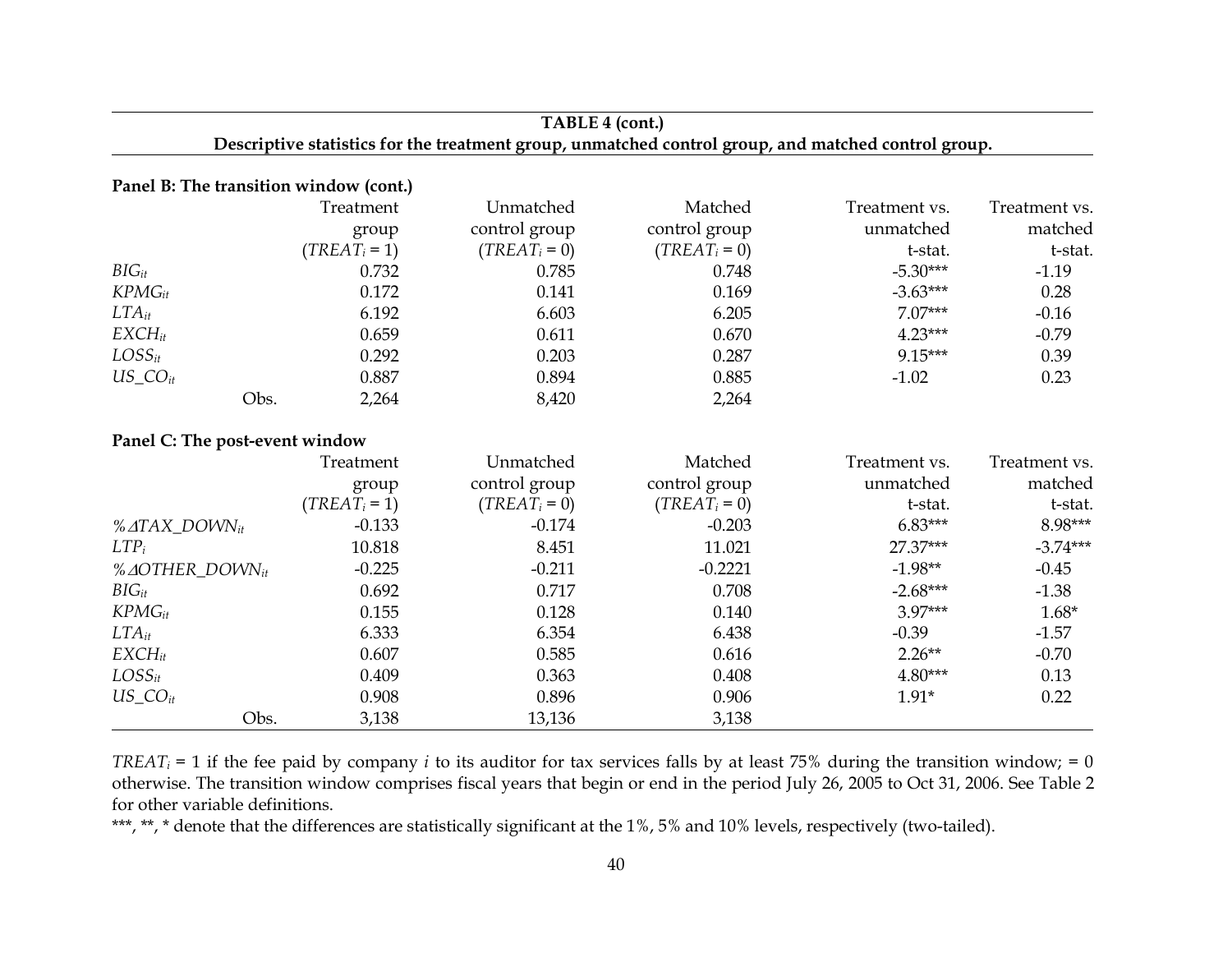**TABLE 4 (cont.)**

**Descriptive statistics for the treatment group, unmatched control group, and matched control group.**

**Panel B: The transition window (cont.)**

| | Treatment group ($TREAT_i$ = 1) | Unmatched control group ($TREAT_i$ = 0) | Matched control group ($TREAT_i$ = 0) | Treatment vs. unmatched t-stat. | Treatment vs. matched t-stat. |
|---|---|---|---|---|---|
| $BIG_{it}$ | 0.732 | 0.785 | 0.748 | -5.30*** | -1.19 |
| $KPMG_{it}$ | 0.172 | 0.141 | 0.169 | -3.63*** | 0.28 |
| $LTA_{it}$ | 6.192 | 6.603 | 6.205 | 7.07*** | -0.16 |
| $EXCH_{it}$ | 0.659 | 0.611 | 0.670 | 4.23*** | -0.79 |
| $LOSS_{it}$ | 0.292 | 0.203 | 0.287 | 9.15*** | 0.39 |
| $US\_CO_{it}$ | 0.887 | 0.894 | 0.885 | -1.02 | 0.23 |
| Obs. | 2,264 | 8,420 | 2,264 | | |

**Panel C: The post-event window**

| | Treatment group ($TREAT_i$ = 1) | Unmatched control group ($TREAT_i$ = 0) | Matched control group ($TREAT_i$ = 0) | Treatment vs. unmatched t-stat. | Treatment vs. matched t-stat. |
|---|---|---|---|---|---|
| $\%\Delta TAX\_DOWN_{it}$ | -0.133 | -0.174 | -0.203 | 6.83*** | 8.98*** |
| $LTP_i$ | 10.818 | 8.451 | 11.021 | 27.37*** | -3.74*** |
| $\%\Delta OTHER\_DOWN_{it}$ | -0.225 | -0.211 | -0.2221 | -1.98** | -0.45 |
| $BIG_{it}$ | 0.692 | 0.717 | 0.708 | -2.68*** | -1.38 |
| $KPMG_{it}$ | 0.155 | 0.128 | 0.140 | 3.97*** | 1.68* |
| $LTA_{it}$ | 6.333 | 6.354 | 6.438 | -0.39 | -1.57 |
| $EXCH_{it}$ | 0.607 | 0.585 | 0.616 | 2.26** | -0.70 |
| $LOSS_{it}$ | 0.409 | 0.363 | 0.408 | 4.80*** | 0.13 |
| $US\_CO_{it}$ | 0.908 | 0.896 | 0.906 | 1.91* | 0.22 |
| Obs. | 3,138 | 13,136 | 3,138 | | |

$TREAT_i$ = 1 if the fee paid by company *i* to its auditor for tax services falls by at least 75% during the transition window; = 0 otherwise. The transition window comprises fiscal years that begin or end in the period July 26, 2005 to Oct 31, 2006. See Table 2 for other variable definitions.

***, **, * denote that the differences are statistically significant at the 1%, 5% and 10% levels, respectively (two-tailed).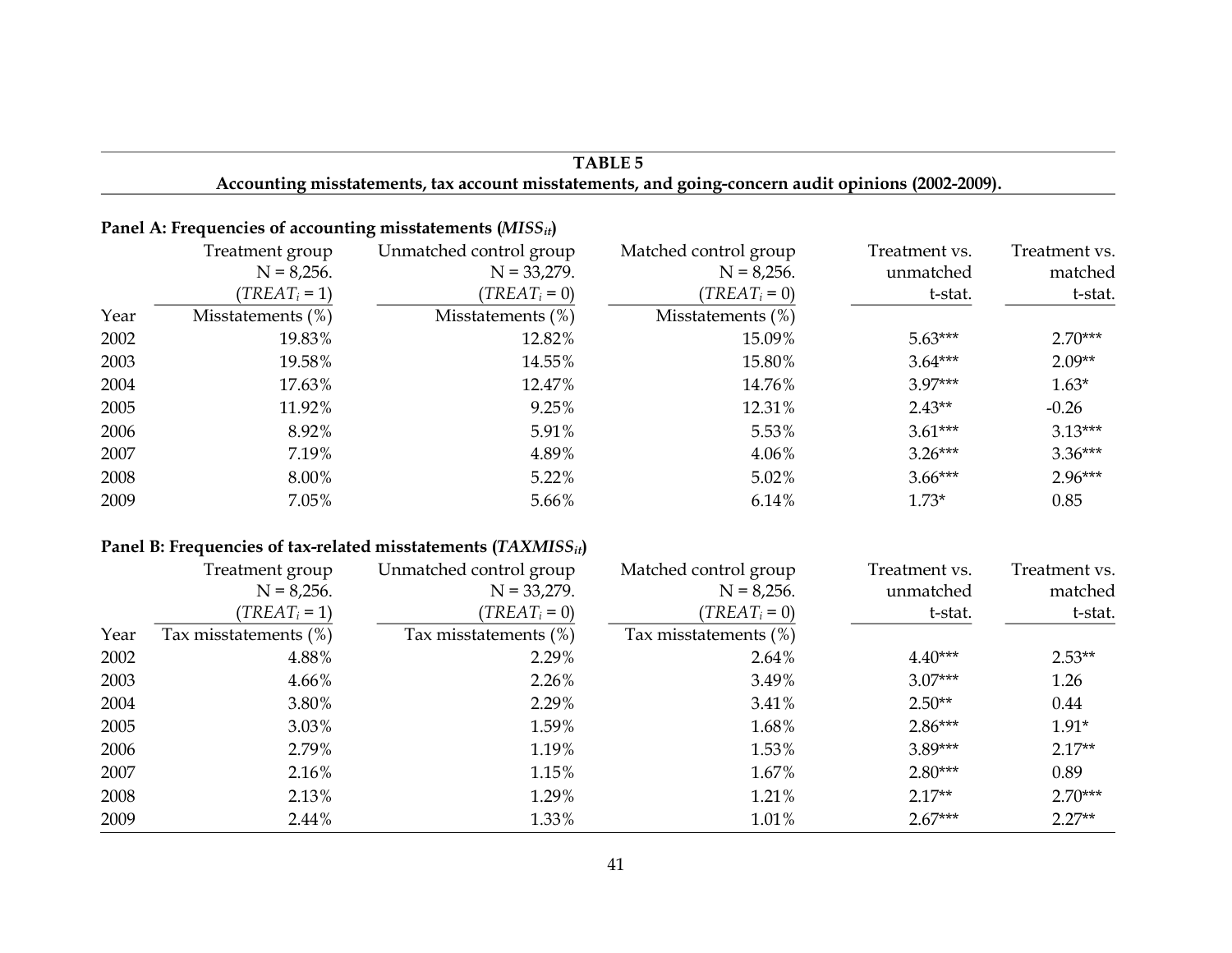**TABLE 5**
**Accounting misstatements, tax account misstatements, and going-concern audit opinions (2002-2009).**

**Panel A: Frequencies of accounting misstatements ($MISS_{it}$)**

| Year | Treatment group N = 8,256. ($TREAT_i$ = 1) Misstatements (%) | Unmatched control group N = 33,279. ($TREAT_i$ = 0) Misstatements (%) | Matched control group N = 8,256. ($TREAT_i$ = 0) Misstatements (%) | Treatment vs. unmatched t-stat. | Treatment vs. matched t-stat. |
|---|---|---|---|---|---|
| 2002 | 19.83% | 12.82% | 15.09% | 5.63*** | 2.70*** |
| 2003 | 19.58% | 14.55% | 15.80% | 3.64*** | 2.09** |
| 2004 | 17.63% | 12.47% | 14.76% | 3.97*** | 1.63* |
| 2005 | 11.92% | 9.25% | 12.31% | 2.43** | -0.26 |
| 2006 | 8.92% | 5.91% | 5.53% | 3.61*** | 3.13*** |
| 2007 | 7.19% | 4.89% | 4.06% | 3.26*** | 3.36*** |
| 2008 | 8.00% | 5.22% | 5.02% | 3.66*** | 2.96*** |
| 2009 | 7.05% | 5.66% | 6.14% | 1.73* | 0.85 |

**Panel B: Frequencies of tax-related misstatements ($TAXMISS_{it}$)**

| Year | Treatment group N = 8,256. ($TREAT_i$ = 1) Tax misstatements (%) | Unmatched control group N = 33,279. ($TREAT_i$ = 0) Tax misstatements (%) | Matched control group N = 8,256. ($TREAT_i$ = 0) Tax misstatements (%) | Treatment vs. unmatched t-stat. | Treatment vs. matched t-stat. |
|---|---|---|---|---|---|
| 2002 | 4.88% | 2.29% | 2.64% | 4.40*** | 2.53** |
| 2003 | 4.66% | 2.26% | 3.49% | 3.07*** | 1.26 |
| 2004 | 3.80% | 2.29% | 3.41% | 2.50** | 0.44 |
| 2005 | 3.03% | 1.59% | 1.68% | 2.86*** | 1.91* |
| 2006 | 2.79% | 1.19% | 1.53% | 3.89*** | 2.17** |
| 2007 | 2.16% | 1.15% | 1.67% | 2.80*** | 0.89 |
| 2008 | 2.13% | 1.29% | 1.21% | 2.17** | 2.70*** |
| 2009 | 2.44% | 1.33% | 1.01% | 2.67*** | 2.27** |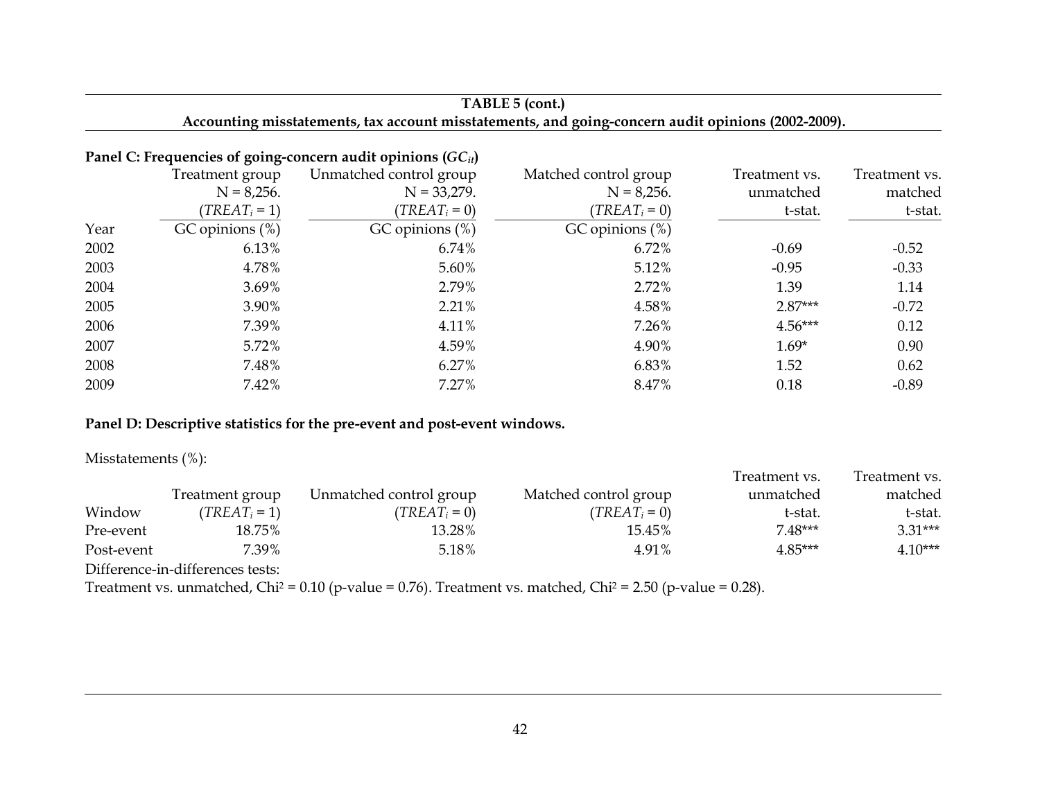**TABLE 5 (cont.)**
**Accounting misstatements, tax account misstatements, and going-concern audit opinions (2002-2009).**

**Panel C: Frequencies of going-concern audit opinions ($GC_{it}$)**

| Year | Treatment group N = 8,256. ($TREAT_i = 1$) GC opinions (%) | Unmatched control group N = 33,279. ($TREAT_i = 0$) GC opinions (%) | Matched control group N = 8,256. ($TREAT_i = 0$) GC opinions (%) | Treatment vs. unmatched t-stat. | Treatment vs. matched t-stat. |
|---|---|---|---|---|---|
| 2002 | 6.13% | 6.74% | 6.72% | -0.69 | -0.52 |
| 2003 | 4.78% | 5.60% | 5.12% | -0.95 | -0.33 |
| 2004 | 3.69% | 2.79% | 2.72% | 1.39 | 1.14 |
| 2005 | 3.90% | 2.21% | 4.58% | 2.87*** | -0.72 |
| 2006 | 7.39% | 4.11% | 7.26% | 4.56*** | 0.12 |
| 2007 | 5.72% | 4.59% | 4.90% | 1.69* | 0.90 |
| 2008 | 7.48% | 6.27% | 6.83% | 1.52 | 0.62 |
| 2009 | 7.42% | 7.27% | 8.47% | 0.18 | -0.89 |

**Panel D: Descriptive statistics for the pre-event and post-event windows.**

Misstatements (%):

| Window | Treatment group ($TREAT_i = 1$) | Unmatched control group ($TREAT_i = 0$) | Matched control group ($TREAT_i = 0$) | Treatment vs. unmatched t-stat. | Treatment vs. matched t-stat. |
|---|---|---|---|---|---|
| Pre-event | 18.75% | 13.28% | 15.45% | 7.48*** | 3.31*** |
| Post-event | 7.39% | 5.18% | 4.91% | 4.85*** | 4.10*** |

Difference-in-differences tests:
Treatment vs. unmatched, $Chi^2 = 0.10$ (p-value = 0.76). Treatment vs. matched, $Chi^2 = 2.50$ (p-value = 0.28).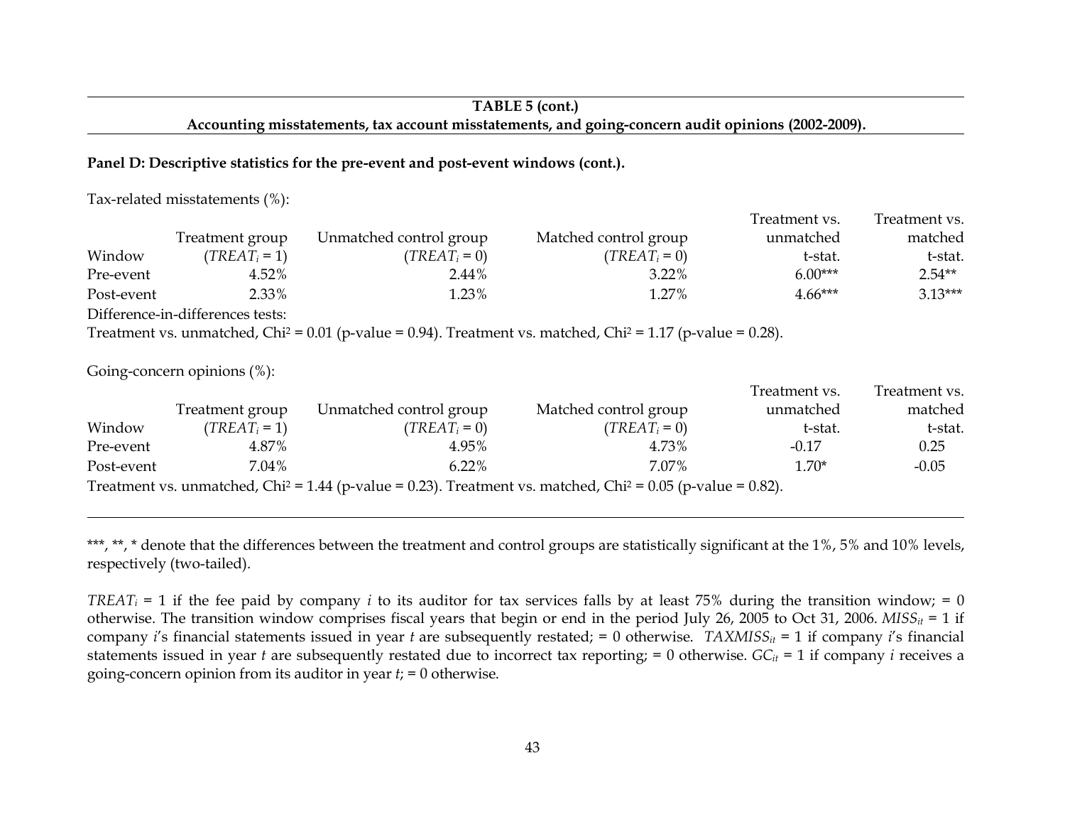**TABLE 5 (cont.)**

**Accounting misstatements, tax account misstatements, and going-concern audit opinions (2002-2009).**

**Panel D: Descriptive statistics for the pre-event and post-event windows (cont.).**

Tax-related misstatements (%):

| Window | Treatment group ($TREAT_i = 1$) | Unmatched control group ($TREAT_i = 0$) | Matched control group ($TREAT_i = 0$) | Treatment vs. unmatched t-stat. | Treatment vs. matched t-stat. |
|---|---|---|---|---|---|
| Pre-event | 4.52% | 2.44% | 3.22% | 6.00*** | 2.54** |
| Post-event | 2.33% | 1.23% | 1.27% | 4.66*** | 3.13*** |

Difference-in-differences tests:

Treatment vs. unmatched, $Chi^2$ = 0.01 (p-value = 0.94). Treatment vs. matched, $Chi^2$ = 1.17 (p-value = 0.28).

Going-concern opinions (%):

| Window | Treatment group ($TREAT_i = 1$) | Unmatched control group ($TREAT_i = 0$) | Matched control group ($TREAT_i = 0$) | Treatment vs. unmatched t-stat. | Treatment vs. matched t-stat. |
|---|---|---|---|---|---|
| Pre-event | 4.87% | 4.95% | 4.73% | -0.17 | 0.25 |
| Post-event | 7.04% | 6.22% | 7.07% | 1.70* | -0.05 |

Treatment vs. unmatched, $Chi^2$ = 1.44 (p-value = 0.23). Treatment vs. matched, $Chi^2$ = 0.05 (p-value = 0.82).

***, **, * denote that the differences between the treatment and control groups are statistically significant at the 1%, 5% and 10% levels, respectively (two-tailed).

$TREAT_i$ = 1 if the fee paid by company *i* to its auditor for tax services falls by at least 75% during the transition window; = 0 otherwise. The transition window comprises fiscal years that begin or end in the period July 26, 2005 to Oct 31, 2006. $MISS_{it}$ = 1 if company *i*'s financial statements issued in year *t* are subsequently restated; = 0 otherwise. $TAXMISS_{it}$ = 1 if company *i*'s financial statements issued in year *t* are subsequently restated due to incorrect tax reporting; = 0 otherwise. $GC_{it}$ = 1 if company *i* receives a going-concern opinion from its auditor in year *t*; = 0 otherwise.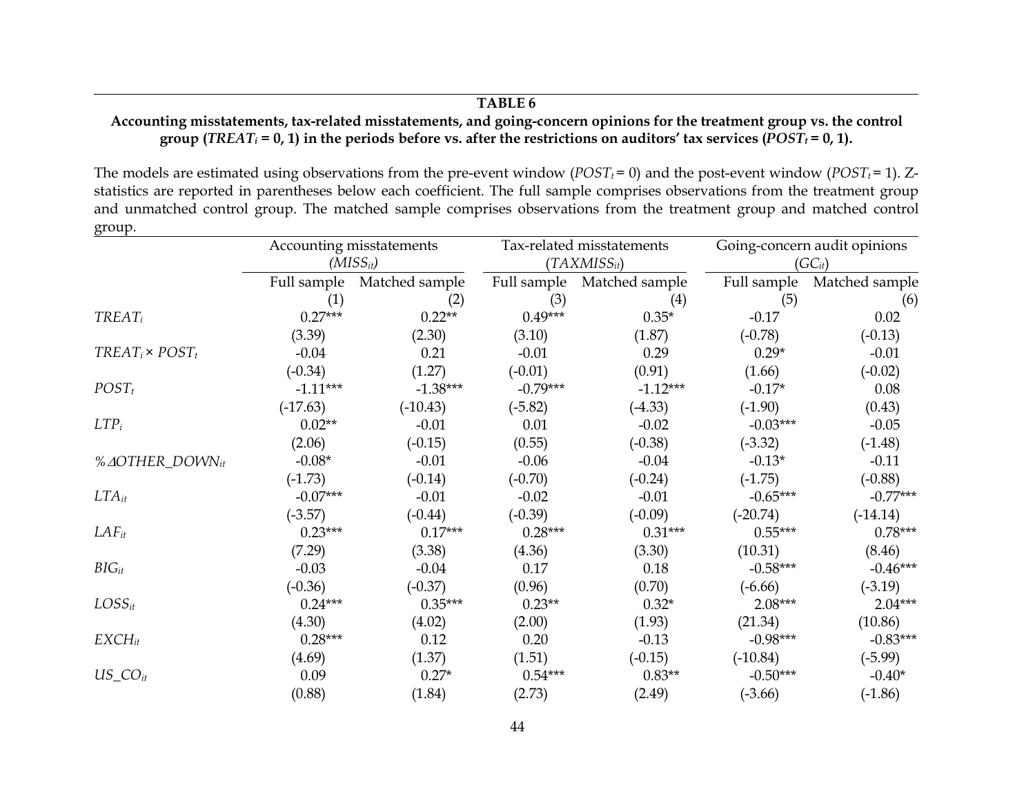**TABLE 6**

**Accounting misstatements, tax-related misstatements, and going-concern opinions for the treatment group vs. the control group ($TREAT_i$ = 0, 1) in the periods before vs. after the restrictions on auditors' tax services ($POST_t$ = 0, 1).**

The models are estimated using observations from the pre-event window ($POST_t$ = 0) and the post-event window ($POST_t$ = 1). Z-statistics are reported in parentheses below each coefficient. The full sample comprises observations from the treatment group and unmatched control group. The matched sample comprises observations from the treatment group and matched control group.

| | Accounting misstatements ($MISS_{it}$) | | Tax-related misstatements ($TAXMISS_{it}$) | | Going-concern audit opinions ($GC_{it}$) | |
|---|---|---|---|---|---|---|
| | Full sample | Matched sample | Full sample | Matched sample | Full sample | Matched sample |
| | (1) | (2) | (3) | (4) | (5) | (6) |
| $TREAT_i$ | 0.27*** | 0.22** | 0.49*** | 0.35* | -0.17 | 0.02 |
| | (3.39) | (2.30) | (3.10) | (1.87) | (-0.78) | (-0.13) |
| $TREAT_i \times POST_t$ | -0.04 | 0.21 | -0.01 | 0.29 | 0.29* | -0.01 |
| | (-0.34) | (1.27) | (-0.01) | (0.91) | (1.66) | (-0.02) |
| $POST_t$ | -1.11*** | -1.38*** | -0.79*** | -1.12*** | -0.17* | 0.08 |
| | (-17.63) | (-10.43) | (-5.82) | (-4.33) | (-1.90) | (0.43) |
| $LTP_i$ | 0.02** | -0.01 | 0.01 | -0.02 | -0.03*** | -0.05 |
| | (2.06) | (-0.15) | (0.55) | (-0.38) | (-3.32) | (-1.48) |
| $\%\Delta OTHER\_DOWN_{it}$ | -0.08* | -0.01 | -0.06 | -0.04 | -0.13* | -0.11 |
| | (-1.73) | (-0.14) | (-0.70) | (-0.24) | (-1.75) | (-0.88) |
| $LTA_{it}$ | -0.07*** | -0.01 | -0.02 | -0.01 | -0.65*** | -0.77*** |
| | (-3.57) | (-0.44) | (-0.39) | (-0.09) | (-20.74) | (-14.14) |
| $LAF_{it}$ | 0.23*** | 0.17*** | 0.28*** | 0.31*** | 0.55*** | 0.78*** |
| | (7.29) | (3.38) | (4.36) | (3.30) | (10.31) | (8.46) |
| $BIG_{it}$ | -0.03 | -0.04 | 0.17 | 0.18 | -0.58*** | -0.46*** |
| | (-0.36) | (-0.37) | (0.96) | (0.70) | (-6.66) | (-3.19) |
| $LOSS_{it}$ | 0.24*** | 0.35*** | 0.23** | 0.32* | 2.08*** | 2.04*** |
| | (4.30) | (4.02) | (2.00) | (1.93) | (21.34) | (10.86) |
| $EXCH_{it}$ | 0.28*** | 0.12 | 0.20 | -0.13 | -0.98*** | -0.83*** |
| | (4.69) | (1.37) | (1.51) | (-0.15) | (-10.84) | (-5.99) |
| $US\_CO_{it}$ | 0.09 | 0.27* | 0.54*** | 0.83** | -0.50*** | -0.40* |
| | (0.88) | (1.84) | (2.73) | (2.49) | (-3.66) | (-1.86) |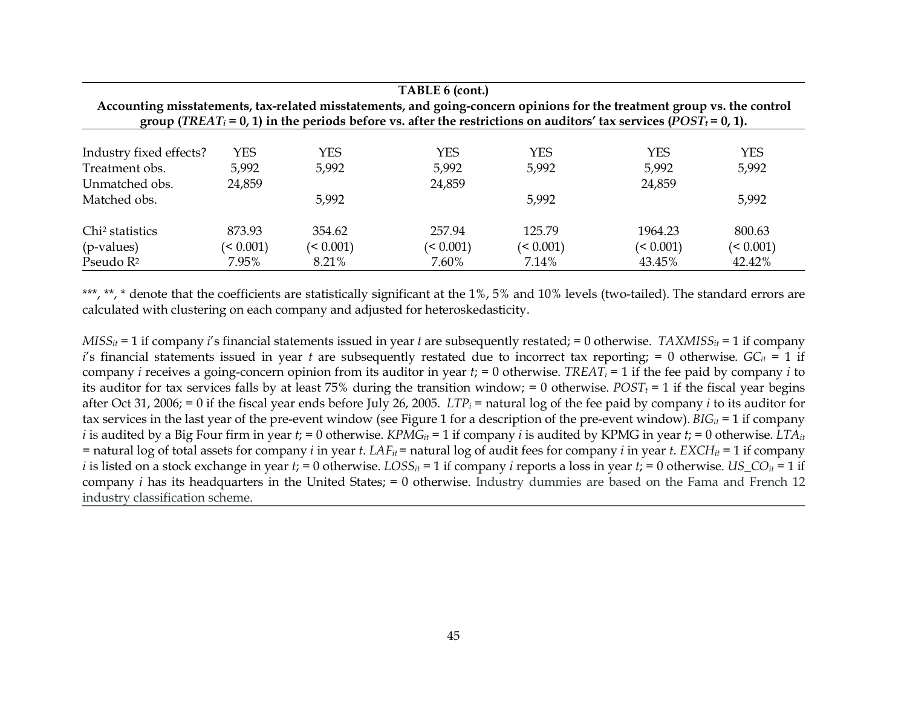**TABLE 6 (cont.)**

**Accounting misstatements, tax-related misstatements, and going-concern opinions for the treatment group vs. the control group ($TREAT_i$ = 0, 1) in the periods before vs. after the restrictions on auditors' tax services ($POST_t$ = 0, 1).**

| | | | | | | |
|---|---|---|---|---|---|---|
| Industry fixed effects? | YES | YES | YES | YES | YES | YES |
| Treatment obs. | 5,992 | 5,992 | 5,992 | 5,992 | 5,992 | 5,992 |
| Unmatched obs. | 24,859 | | 24,859 | | 24,859 | |
| Matched obs. | | 5,992 | | 5,992 | | 5,992 |
| $Chi^2$ statistics | 873.93 | 354.62 | 257.94 | 125.79 | 1964.23 | 800.63 |
| (p-values) | (< 0.001) | (< 0.001) | (< 0.001) | (< 0.001) | (< 0.001) | (< 0.001) |
| Pseudo $R^2$ | 7.95% | 8.21% | 7.60% | 7.14% | 43.45% | 42.42% |

***, **, * denote that the coefficients are statistically significant at the 1%, 5% and 10% levels (two-tailed). The standard errors are calculated with clustering on each company and adjusted for heteroskedasticity.

$MISS_{it}$ = 1 if company *i*'s financial statements issued in year *t* are subsequently restated; = 0 otherwise. $TAXMISS_{it}$ = 1 if company *i*'s financial statements issued in year *t* are subsequently restated due to incorrect tax reporting; = 0 otherwise. $GC_{it}$ = 1 if company *i* receives a going-concern opinion from its auditor in year *t*; = 0 otherwise. $TREAT_i$ = 1 if the fee paid by company *i* to its auditor for tax services falls by at least 75% during the transition window; = 0 otherwise. $POST_t$ = 1 if the fiscal year begins after Oct 31, 2006; = 0 if the fiscal year ends before July 26, 2005. $LTP_i$ = natural log of the fee paid by company *i* to its auditor for tax services in the last year of the pre-event window (see Figure 1 for a description of the pre-event window). $BIG_{it}$ = 1 if company *i* is audited by a Big Four firm in year *t*; = 0 otherwise. $KPMG_{it}$ = 1 if company *i* is audited by KPMG in year *t*; = 0 otherwise. $LTA_{it}$ = natural log of total assets for company *i* in year *t*. $LAF_{it}$ = natural log of audit fees for company *i* in year *t*. $EXCH_{it}$ = 1 if company *i* is listed on a stock exchange in year *t*; = 0 otherwise. $LOSS_{it}$ = 1 if company *i* reports a loss in year *t*; = 0 otherwise. $US\_CO_{it}$ = 1 if company *i* has its headquarters in the United States; = 0 otherwise. Industry dummies are based on the Fama and French 12 industry classification scheme.